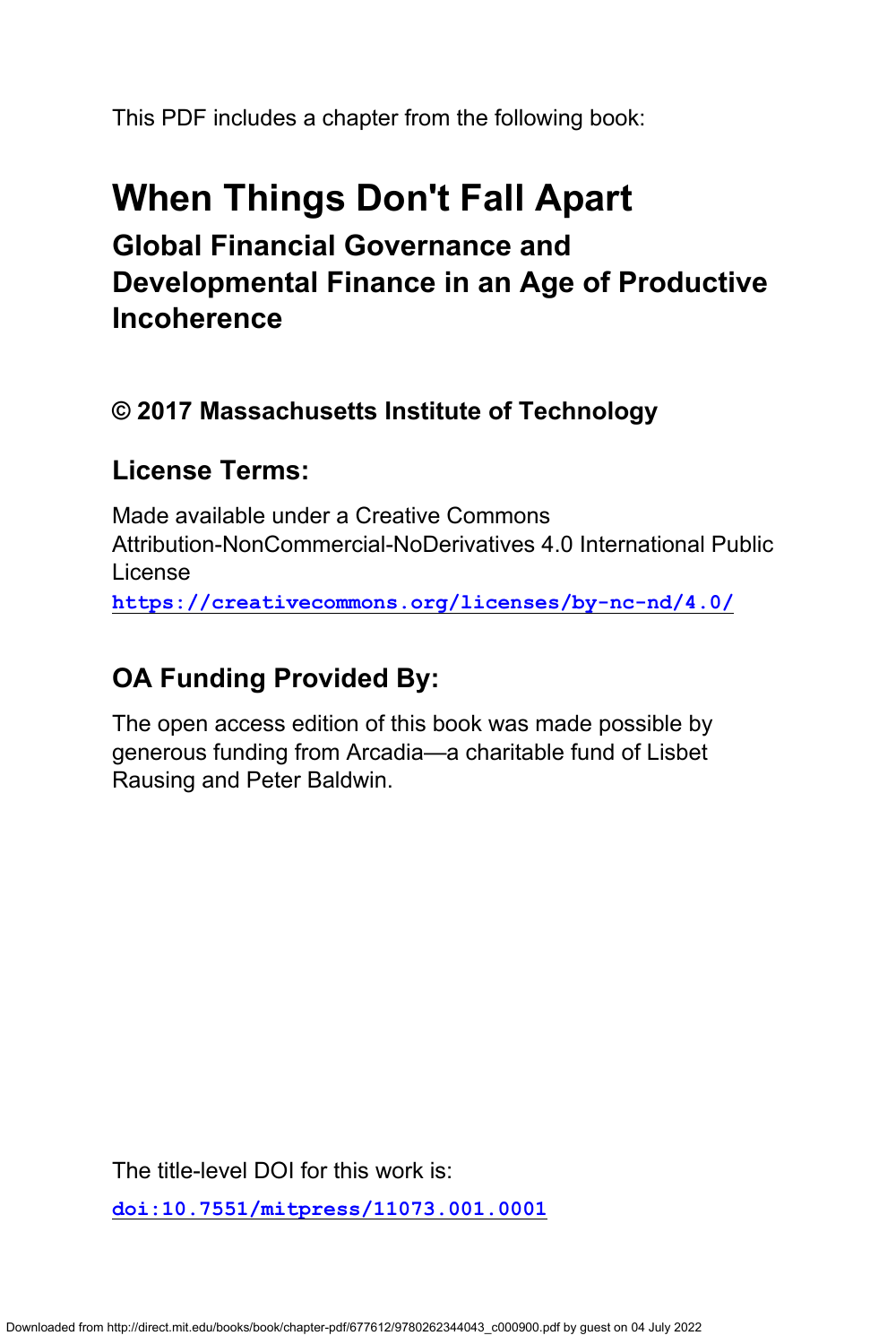This PDF includes a chapter from the following book:

# When Things Don't Fall Apart

## Global Financial Governance and Developmental Finance in an Age of Productive Incoherence

### © 2017 Massachusetts Institute of Technology

### License Terms:

Made available under a Creative Commons Attribution-NonCommercial-NoDerivatives 4.0 International Public License

**https://creativecommons.org/licenses/by-nc-nd/4.0/**

### OA Funding Provided By:

The open access edition of this book was made possible by generous funding from Arcadia—a charitable fund of Lisbet Rausing and Peter Baldwin.

The title-level DOI for this work is:

**doi:10.7551/mitpress/11073.001.0001**

Downloaded from http://direct.mit.edu/books/book/chapter-pdf/677612/9780262344043_c000900.pdf by guest on 04 July 2022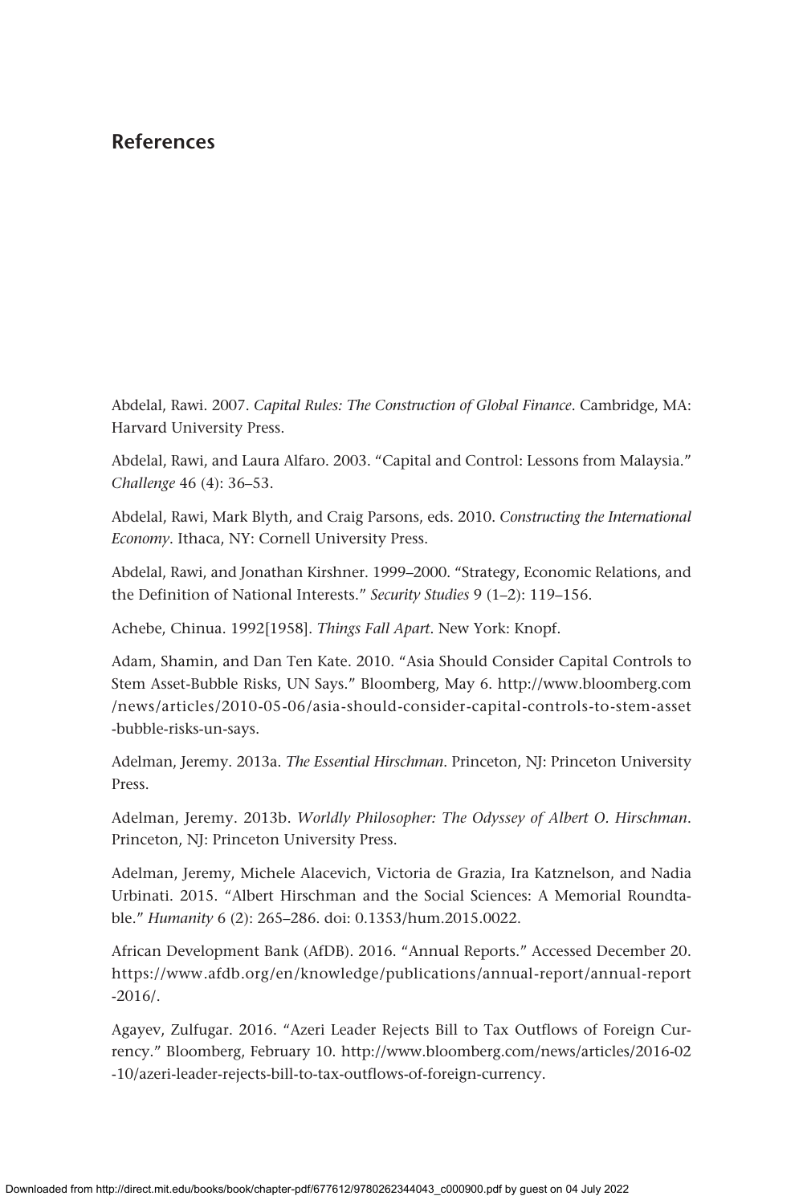## References

Abdelal, Rawi. 2007. *Capital Rules: The Construction of Global Finance*. Cambridge, MA: Harvard University Press.

Abdelal, Rawi, and Laura Alfaro. 2003. "Capital and Control: Lessons from Malaysia." *Challenge* 46 (4): 36–53.

Abdelal, Rawi, Mark Blyth, and Craig Parsons, eds. 2010. *Constructing the International Economy*. Ithaca, NY: Cornell University Press.

Abdelal, Rawi, and Jonathan Kirshner. 1999–2000. "Strategy, Economic Relations, and the Definition of National Interests." *Security Studies* 9 (1–2): 119–156.

Achebe, Chinua. 1992[1958]. *Things Fall Apart*. New York: Knopf.

Adam, Shamin, and Dan Ten Kate. 2010. "Asia Should Consider Capital Controls to Stem Asset-Bubble Risks, UN Says." Bloomberg, May 6. http://www.bloomberg.com/news/articles/2010-05-06/asia-should-consider-capital-controls-to-stem-asset-bubble-risks-un-says.

Adelman, Jeremy. 2013a. *The Essential Hirschman*. Princeton, NJ: Princeton University Press.

Adelman, Jeremy. 2013b. *Worldly Philosopher: The Odyssey of Albert O. Hirschman*. Princeton, NJ: Princeton University Press.

Adelman, Jeremy, Michele Alacevich, Victoria de Grazia, Ira Katznelson, and Nadia Urbinati. 2015. "Albert Hirschman and the Social Sciences: A Memorial Roundtable." *Humanity* 6 (2): 265–286. doi: 0.1353/hum.2015.0022.

African Development Bank (AfDB). 2016. "Annual Reports." Accessed December 20. https://www.afdb.org/en/knowledge/publications/annual-report/annual-report-2016/.

Agayev, Zulfugar. 2016. "Azeri Leader Rejects Bill to Tax Outflows of Foreign Currency." Bloomberg, February 10. http://www.bloomberg.com/news/articles/2016-02-10/azeri-leader-rejects-bill-to-tax-outflows-of-foreign-currency.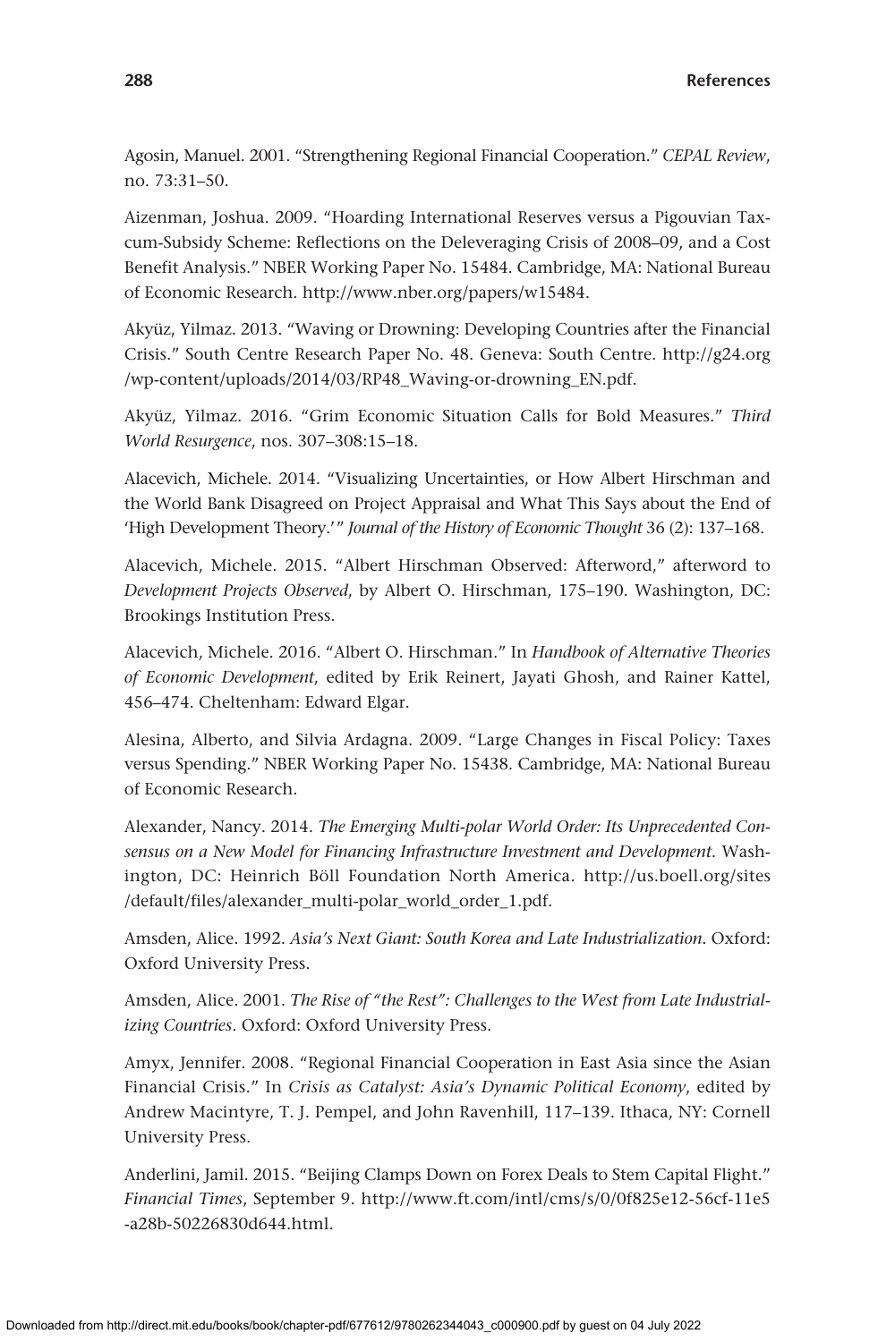Agosin, Manuel. 2001. "Strengthening Regional Financial Cooperation." *CEPAL Review*, no. 73:31–50.

Aizenman, Joshua. 2009. "Hoarding International Reserves versus a Pigouvian Tax-cum-Subsidy Scheme: Reflections on the Deleveraging Crisis of 2008–09, and a Cost Benefit Analysis." NBER Working Paper No. 15484. Cambridge, MA: National Bureau of Economic Research. http://www.nber.org/papers/w15484.

Akyüz, Yilmaz. 2013. "Waving or Drowning: Developing Countries after the Financial Crisis." South Centre Research Paper No. 48. Geneva: South Centre. http://g24.org/wp-content/uploads/2014/03/RP48_Waving-or-drowning_EN.pdf.

Akyüz, Yilmaz. 2016. "Grim Economic Situation Calls for Bold Measures." *Third World Resurgence*, nos. 307–308:15–18.

Alacevich, Michele. 2014. "Visualizing Uncertainties, or How Albert Hirschman and the World Bank Disagreed on Project Appraisal and What This Says about the End of 'High Development Theory.'" *Journal of the History of Economic Thought* 36 (2): 137–168.

Alacevich, Michele. 2015. "Albert Hirschman Observed: Afterword," afterword to *Development Projects Observed*, by Albert O. Hirschman, 175–190. Washington, DC: Brookings Institution Press.

Alacevich, Michele. 2016. "Albert O. Hirschman." In *Handbook of Alternative Theories of Economic Development*, edited by Erik Reinert, Jayati Ghosh, and Rainer Kattel, 456–474. Cheltenham: Edward Elgar.

Alesina, Alberto, and Silvia Ardagna. 2009. "Large Changes in Fiscal Policy: Taxes versus Spending." NBER Working Paper No. 15438. Cambridge, MA: National Bureau of Economic Research.

Alexander, Nancy. 2014. *The Emerging Multi-polar World Order: Its Unprecedented Consensus on a New Model for Financing Infrastructure Investment and Development*. Washington, DC: Heinrich Böll Foundation North America. http://us.boell.org/sites/default/files/alexander_multi-polar_world_order_1.pdf.

Amsden, Alice. 1992. *Asia's Next Giant: South Korea and Late Industrialization*. Oxford: Oxford University Press.

Amsden, Alice. 2001. *The Rise of "the Rest": Challenges to the West from Late Industrializing Countries*. Oxford: Oxford University Press.

Amyx, Jennifer. 2008. "Regional Financial Cooperation in East Asia since the Asian Financial Crisis." In *Crisis as Catalyst: Asia's Dynamic Political Economy*, edited by Andrew Macintyre, T. J. Pempel, and John Ravenhill, 117–139. Ithaca, NY: Cornell University Press.

Anderlini, Jamil. 2015. "Beijing Clamps Down on Forex Deals to Stem Capital Flight." *Financial Times*, September 9. http://www.ft.com/intl/cms/s/0/0f825e12-56cf-11e5-a28b-50226830d644.html.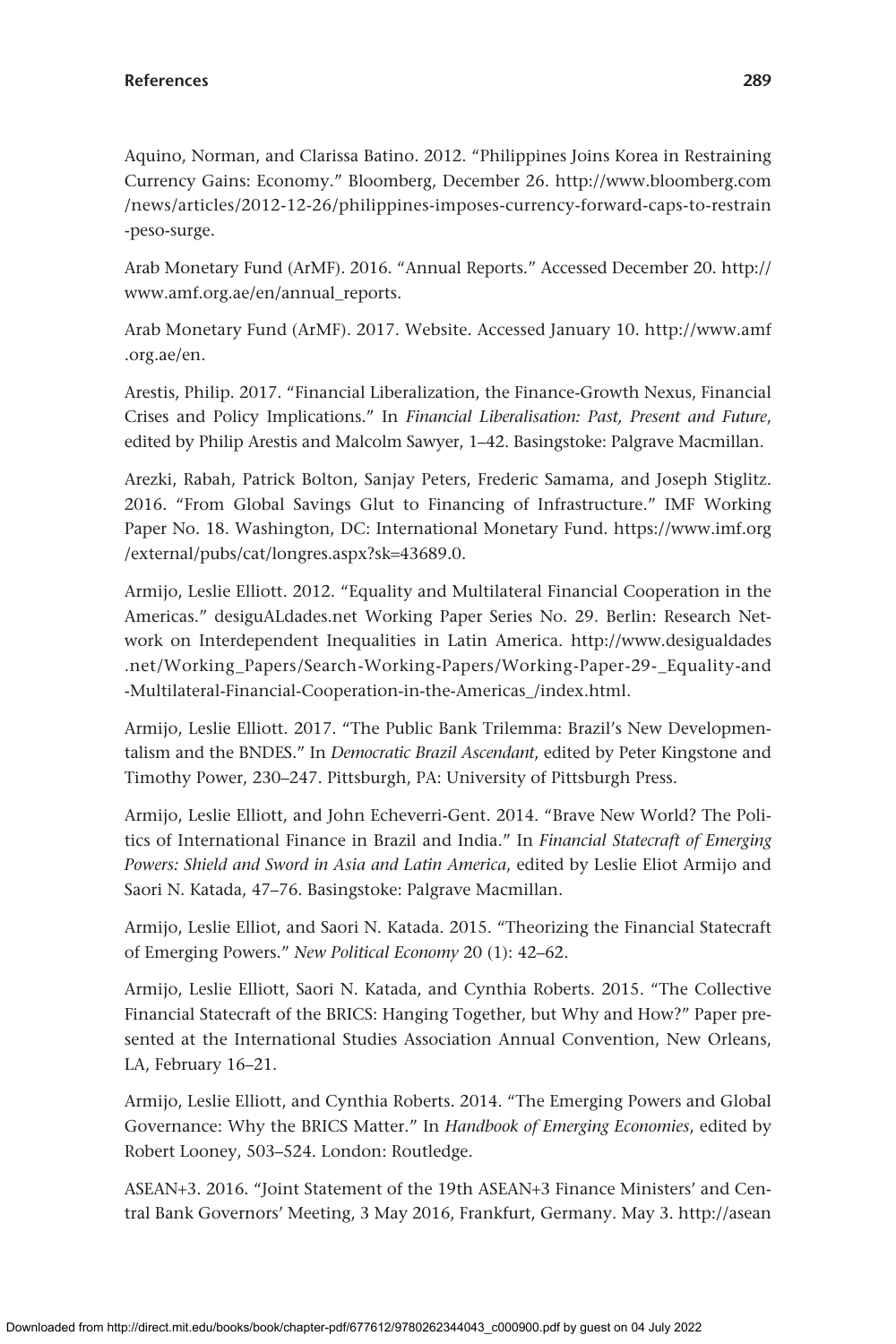Aquino, Norman, and Clarissa Batino. 2012. "Philippines Joins Korea in Restraining Currency Gains: Economy." Bloomberg, December 26. http://www.bloomberg.com/news/articles/2012-12-26/philippines-imposes-currency-forward-caps-to-restrain-peso-surge.

Arab Monetary Fund (ArMF). 2016. "Annual Reports." Accessed December 20. http://www.amf.org.ae/en/annual_reports.

Arab Monetary Fund (ArMF). 2017. Website. Accessed January 10. http://www.amf.org.ae/en.

Arestis, Philip. 2017. "Financial Liberalization, the Finance-Growth Nexus, Financial Crises and Policy Implications." In *Financial Liberalisation: Past, Present and Future*, edited by Philip Arestis and Malcolm Sawyer, 1–42. Basingstoke: Palgrave Macmillan.

Arezki, Rabah, Patrick Bolton, Sanjay Peters, Frederic Samama, and Joseph Stiglitz. 2016. "From Global Savings Glut to Financing of Infrastructure." IMF Working Paper No. 18. Washington, DC: International Monetary Fund. https://www.imf.org/external/pubs/cat/longres.aspx?sk=43689.0.

Armijo, Leslie Elliott. 2012. "Equality and Multilateral Financial Cooperation in the Americas." desiguALdades.net Working Paper Series No. 29. Berlin: Research Network on Interdependent Inequalities in Latin America. http://www.desigualdades.net/Working_Papers/Search-Working-Papers/Working-Paper-29-_Equality-and-Multilateral-Financial-Cooperation-in-the-Americas_/index.html.

Armijo, Leslie Elliott. 2017. "The Public Bank Trilemma: Brazil's New Developmentalism and the BNDES." In *Democratic Brazil Ascendant*, edited by Peter Kingstone and Timothy Power, 230–247. Pittsburgh, PA: University of Pittsburgh Press.

Armijo, Leslie Elliott, and John Echeverri-Gent. 2014. "Brave New World? The Politics of International Finance in Brazil and India." In *Financial Statecraft of Emerging Powers: Shield and Sword in Asia and Latin America*, edited by Leslie Eliot Armijo and Saori N. Katada, 47–76. Basingstoke: Palgrave Macmillan.

Armijo, Leslie Elliot, and Saori N. Katada. 2015. "Theorizing the Financial Statecraft of Emerging Powers." *New Political Economy* 20 (1): 42–62.

Armijo, Leslie Elliott, Saori N. Katada, and Cynthia Roberts. 2015. "The Collective Financial Statecraft of the BRICS: Hanging Together, but Why and How?" Paper presented at the International Studies Association Annual Convention, New Orleans, LA, February 16–21.

Armijo, Leslie Elliott, and Cynthia Roberts. 2014. "The Emerging Powers and Global Governance: Why the BRICS Matter." In *Handbook of Emerging Economies*, edited by Robert Looney, 503–524. London: Routledge.

ASEAN+3. 2016. "Joint Statement of the 19th ASEAN+3 Finance Ministers' and Central Bank Governors' Meeting, 3 May 2016, Frankfurt, Germany. May 3. http://asean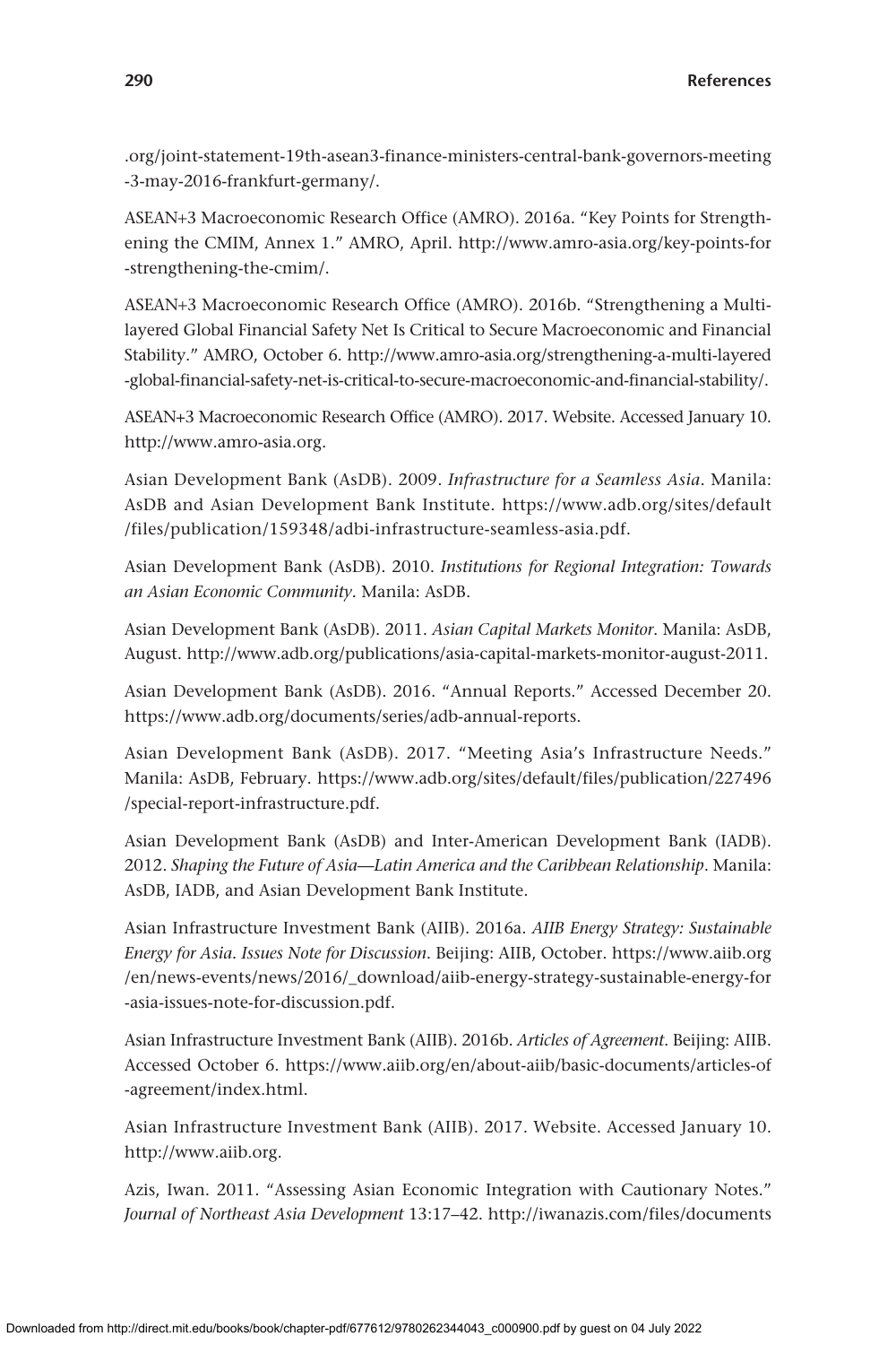.org/joint-statement-19th-asean3-finance-ministers-central-bank-governors-meeting -3-may-2016-frankfurt-germany/.

ASEAN+3 Macroeconomic Research Office (AMRO). 2016a. "Key Points for Strengthening the CMIM, Annex 1." AMRO, April. http://www.amro-asia.org/key-points-for -strengthening-the-cmim/.

ASEAN+3 Macroeconomic Research Office (AMRO). 2016b. "Strengthening a Multilayered Global Financial Safety Net Is Critical to Secure Macroeconomic and Financial Stability." AMRO, October 6. http://www.amro-asia.org/strengthening-a-multi-layered -global-financial-safety-net-is-critical-to-secure-macroeconomic-and-financial-stability/.

ASEAN+3 Macroeconomic Research Office (AMRO). 2017. Website. Accessed January 10. http://www.amro-asia.org.

Asian Development Bank (AsDB). 2009. *Infrastructure for a Seamless Asia*. Manila: AsDB and Asian Development Bank Institute. https://www.adb.org/sites/default /files/publication/159348/adbi-infrastructure-seamless-asia.pdf.

Asian Development Bank (AsDB). 2010. *Institutions for Regional Integration: Towards an Asian Economic Community*. Manila: AsDB.

Asian Development Bank (AsDB). 2011. *Asian Capital Markets Monitor*. Manila: AsDB, August. http://www.adb.org/publications/asia-capital-markets-monitor-august-2011.

Asian Development Bank (AsDB). 2016. "Annual Reports." Accessed December 20. https://www.adb.org/documents/series/adb-annual-reports.

Asian Development Bank (AsDB). 2017. "Meeting Asia's Infrastructure Needs." Manila: AsDB, February. https://www.adb.org/sites/default/files/publication/227496 /special-report-infrastructure.pdf.

Asian Development Bank (AsDB) and Inter-American Development Bank (IADB). 2012. *Shaping the Future of Asia—Latin America and the Caribbean Relationship*. Manila: AsDB, IADB, and Asian Development Bank Institute.

Asian Infrastructure Investment Bank (AIIB). 2016a. *AIIB Energy Strategy: Sustainable Energy for Asia. Issues Note for Discussion*. Beijing: AIIB, October. https://www.aiib.org /en/news-events/news/2016/_download/aiib-energy-strategy-sustainable-energy-for -asia-issues-note-for-discussion.pdf.

Asian Infrastructure Investment Bank (AIIB). 2016b. *Articles of Agreement*. Beijing: AIIB. Accessed October 6. https://www.aiib.org/en/about-aiib/basic-documents/articles-of -agreement/index.html.

Asian Infrastructure Investment Bank (AIIB). 2017. Website. Accessed January 10. http://www.aiib.org.

Azis, Iwan. 2011. "Assessing Asian Economic Integration with Cautionary Notes." *Journal of Northeast Asia Development* 13:17–42. http://iwanazis.com/files/documents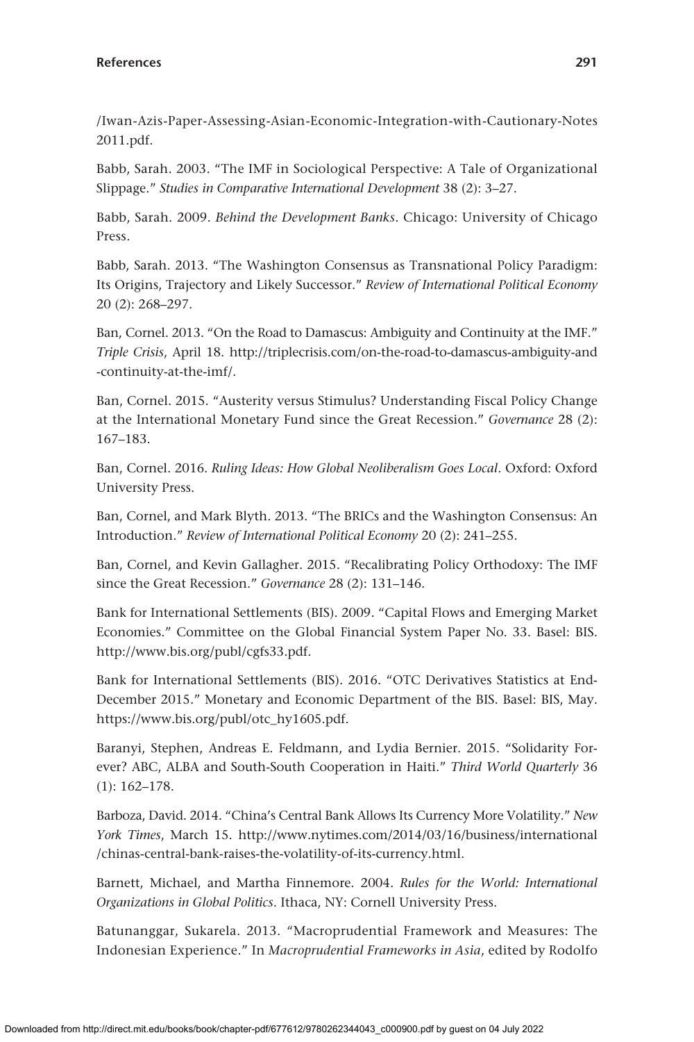/Iwan-Azis-Paper-Assessing-Asian-Economic-Integration-with-Cautionary-Notes 2011.pdf.

Babb, Sarah. 2003. "The IMF in Sociological Perspective: A Tale of Organizational Slippage." *Studies in Comparative International Development* 38 (2): 3–27.

Babb, Sarah. 2009. *Behind the Development Banks*. Chicago: University of Chicago Press.

Babb, Sarah. 2013. "The Washington Consensus as Transnational Policy Paradigm: Its Origins, Trajectory and Likely Successor." *Review of International Political Economy* 20 (2): 268–297.

Ban, Cornel. 2013. "On the Road to Damascus: Ambiguity and Continuity at the IMF." *Triple Crisis*, April 18. http://triplecrisis.com/on-the-road-to-damascus-ambiguity-and-continuity-at-the-imf/.

Ban, Cornel. 2015. "Austerity versus Stimulus? Understanding Fiscal Policy Change at the International Monetary Fund since the Great Recession." *Governance* 28 (2): 167–183.

Ban, Cornel. 2016. *Ruling Ideas: How Global Neoliberalism Goes Local*. Oxford: Oxford University Press.

Ban, Cornel, and Mark Blyth. 2013. "The BRICs and the Washington Consensus: An Introduction." *Review of International Political Economy* 20 (2): 241–255.

Ban, Cornel, and Kevin Gallagher. 2015. "Recalibrating Policy Orthodoxy: The IMF since the Great Recession." *Governance* 28 (2): 131–146.

Bank for International Settlements (BIS). 2009. "Capital Flows and Emerging Market Economies." Committee on the Global Financial System Paper No. 33. Basel: BIS. http://www.bis.org/publ/cgfs33.pdf.

Bank for International Settlements (BIS). 2016. "OTC Derivatives Statistics at End-December 2015." Monetary and Economic Department of the BIS. Basel: BIS, May. https://www.bis.org/publ/otc_hy1605.pdf.

Baranyi, Stephen, Andreas E. Feldmann, and Lydia Bernier. 2015. "Solidarity Forever? ABC, ALBA and South-South Cooperation in Haiti." *Third World Quarterly* 36 (1): 162–178.

Barboza, David. 2014. "China's Central Bank Allows Its Currency More Volatility." *New York Times*, March 15. http://www.nytimes.com/2014/03/16/business/international/chinas-central-bank-raises-the-volatility-of-its-currency.html.

Barnett, Michael, and Martha Finnemore. 2004. *Rules for the World: International Organizations in Global Politics*. Ithaca, NY: Cornell University Press.

Batunanggar, Sukarela. 2013. "Macroprudential Framework and Measures: The Indonesian Experience." In *Macroprudential Frameworks in Asia*, edited by Rodolfo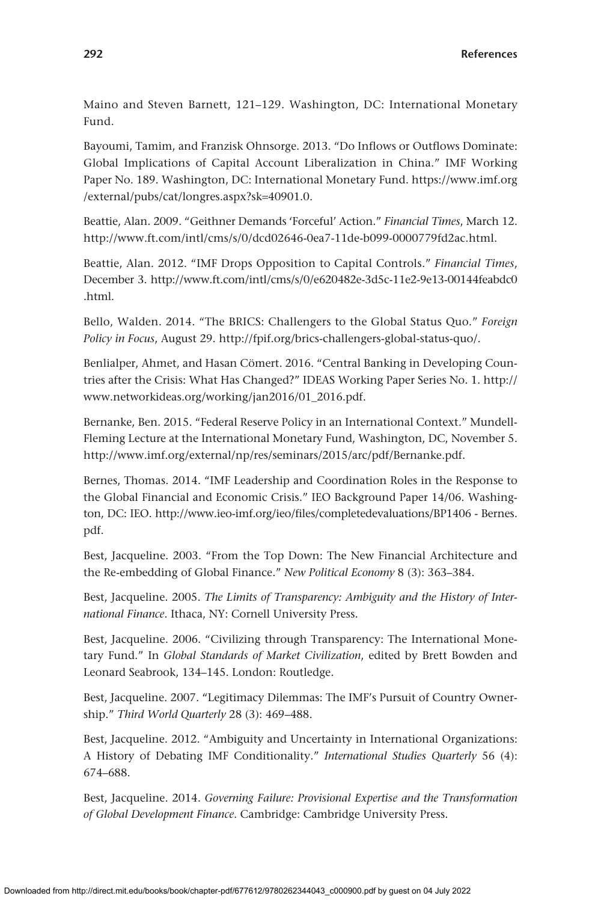Maino and Steven Barnett, 121–129. Washington, DC: International Monetary Fund.

Bayoumi, Tamim, and Franzisk Ohnsorge. 2013. "Do Inflows or Outflows Dominate: Global Implications of Capital Account Liberalization in China." IMF Working Paper No. 189. Washington, DC: International Monetary Fund. https://www.imf.org/external/pubs/cat/longres.aspx?sk=40901.0.

Beattie, Alan. 2009. "Geithner Demands 'Forceful' Action." *Financial Times*, March 12. http://www.ft.com/intl/cms/s/0/dcd02646-0ea7-11de-b099-0000779fd2ac.html.

Beattie, Alan. 2012. "IMF Drops Opposition to Capital Controls." *Financial Times*, December 3. http://www.ft.com/intl/cms/s/0/e620482e-3d5c-11e2-9e13-00144feabdc0.html.

Bello, Walden. 2014. "The BRICS: Challengers to the Global Status Quo." *Foreign Policy in Focus*, August 29. http://fpif.org/brics-challengers-global-status-quo/.

Benlialper, Ahmet, and Hasan Cömert. 2016. "Central Banking in Developing Countries after the Crisis: What Has Changed?" IDEAS Working Paper Series No. 1. http://www.networkideas.org/working/jan2016/01_2016.pdf.

Bernanke, Ben. 2015. "Federal Reserve Policy in an International Context." Mundell-Fleming Lecture at the International Monetary Fund, Washington, DC, November 5. http://www.imf.org/external/np/res/seminars/2015/arc/pdf/Bernanke.pdf.

Bernes, Thomas. 2014. "IMF Leadership and Coordination Roles in the Response to the Global Financial and Economic Crisis." IEO Background Paper 14/06. Washington, DC: IEO. http://www.ieo-imf.org/ieo/files/completedevaluations/BP1406 - Bernes.pdf.

Best, Jacqueline. 2003. "From the Top Down: The New Financial Architecture and the Re-embedding of Global Finance." *New Political Economy* 8 (3): 363–384.

Best, Jacqueline. 2005. *The Limits of Transparency: Ambiguity and the History of International Finance*. Ithaca, NY: Cornell University Press.

Best, Jacqueline. 2006. "Civilizing through Transparency: The International Monetary Fund." In *Global Standards of Market Civilization*, edited by Brett Bowden and Leonard Seabrook, 134–145. London: Routledge.

Best, Jacqueline. 2007. "Legitimacy Dilemmas: The IMF's Pursuit of Country Ownership." *Third World Quarterly* 28 (3): 469–488.

Best, Jacqueline. 2012. "Ambiguity and Uncertainty in International Organizations: A History of Debating IMF Conditionality." *International Studies Quarterly* 56 (4): 674–688.

Best, Jacqueline. 2014. *Governing Failure: Provisional Expertise and the Transformation of Global Development Finance*. Cambridge: Cambridge University Press.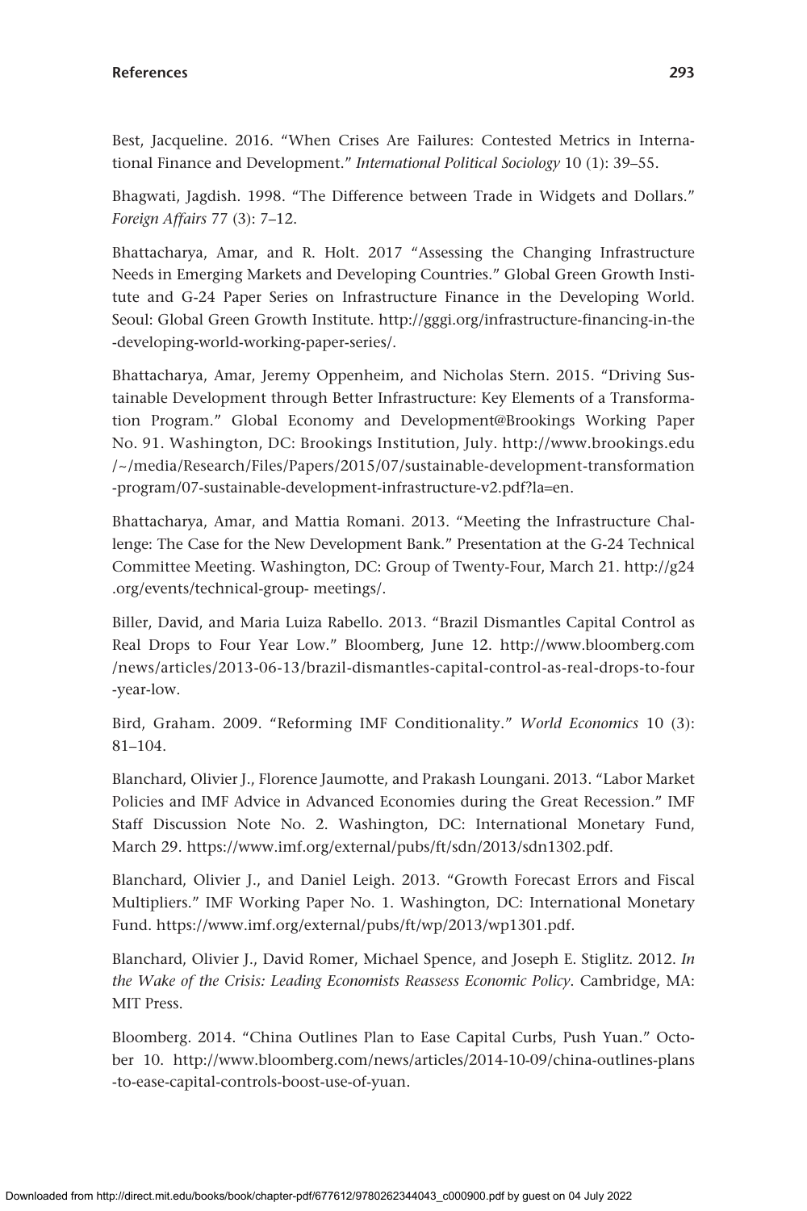Best, Jacqueline. 2016. "When Crises Are Failures: Contested Metrics in International Finance and Development." *International Political Sociology* 10 (1): 39–55.

Bhagwati, Jagdish. 1998. "The Difference between Trade in Widgets and Dollars." *Foreign Affairs* 77 (3): 7–12.

Bhattacharya, Amar, and R. Holt. 2017 "Assessing the Changing Infrastructure Needs in Emerging Markets and Developing Countries." Global Green Growth Institute and G-24 Paper Series on Infrastructure Finance in the Developing World. Seoul: Global Green Growth Institute. http://gggi.org/infrastructure-financing-in-the-developing-world-working-paper-series/.

Bhattacharya, Amar, Jeremy Oppenheim, and Nicholas Stern. 2015. "Driving Sustainable Development through Better Infrastructure: Key Elements of a Transformation Program." Global Economy and Development@Brookings Working Paper No. 91. Washington, DC: Brookings Institution, July. http://www.brookings.edu/~/media/Research/Files/Papers/2015/07/sustainable-development-transformation-program/07-sustainable-development-infrastructure-v2.pdf?la=en.

Bhattacharya, Amar, and Mattia Romani. 2013. "Meeting the Infrastructure Challenge: The Case for the New Development Bank." Presentation at the G-24 Technical Committee Meeting. Washington, DC: Group of Twenty-Four, March 21. http://g24.org/events/technical-group- meetings/.

Biller, David, and Maria Luiza Rabello. 2013. "Brazil Dismantles Capital Control as Real Drops to Four Year Low." Bloomberg, June 12. http://www.bloomberg.com/news/articles/2013-06-13/brazil-dismantles-capital-control-as-real-drops-to-four-year-low.

Bird, Graham. 2009. "Reforming IMF Conditionality." *World Economics* 10 (3): 81–104.

Blanchard, Olivier J., Florence Jaumotte, and Prakash Loungani. 2013. "Labor Market Policies and IMF Advice in Advanced Economies during the Great Recession." IMF Staff Discussion Note No. 2. Washington, DC: International Monetary Fund, March 29. https://www.imf.org/external/pubs/ft/sdn/2013/sdn1302.pdf.

Blanchard, Olivier J., and Daniel Leigh. 2013. "Growth Forecast Errors and Fiscal Multipliers." IMF Working Paper No. 1. Washington, DC: International Monetary Fund. https://www.imf.org/external/pubs/ft/wp/2013/wp1301.pdf.

Blanchard, Olivier J., David Romer, Michael Spence, and Joseph E. Stiglitz. 2012. *In the Wake of the Crisis: Leading Economists Reassess Economic Policy*. Cambridge, MA: MIT Press.

Bloomberg. 2014. "China Outlines Plan to Ease Capital Curbs, Push Yuan." October 10. http://www.bloomberg.com/news/articles/2014-10-09/china-outlines-plans-to-ease-capital-controls-boost-use-of-yuan.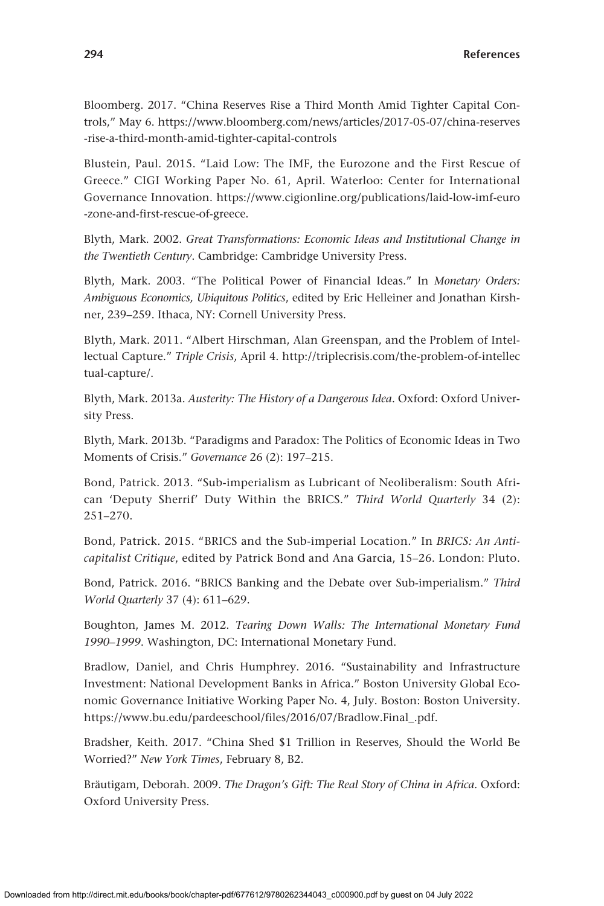Bloomberg. 2017. "China Reserves Rise a Third Month Amid Tighter Capital Controls," May 6. https://www.bloomberg.com/news/articles/2017-05-07/china-reserves-rise-a-third-month-amid-tighter-capital-controls

Blustein, Paul. 2015. "Laid Low: The IMF, the Eurozone and the First Rescue of Greece." CIGI Working Paper No. 61, April. Waterloo: Center for International Governance Innovation. https://www.cigionline.org/publications/laid-low-imf-euro-zone-and-first-rescue-of-greece.

Blyth, Mark. 2002. *Great Transformations: Economic Ideas and Institutional Change in the Twentieth Century*. Cambridge: Cambridge University Press.

Blyth, Mark. 2003. "The Political Power of Financial Ideas." In *Monetary Orders: Ambiguous Economics, Ubiquitous Politics*, edited by Eric Helleiner and Jonathan Kirshner, 239–259. Ithaca, NY: Cornell University Press.

Blyth, Mark. 2011. "Albert Hirschman, Alan Greenspan, and the Problem of Intellectual Capture." *Triple Crisis*, April 4. http://triplecrisis.com/the-problem-of-intellectual-capture/.

Blyth, Mark. 2013a. *Austerity: The History of a Dangerous Idea*. Oxford: Oxford University Press.

Blyth, Mark. 2013b. "Paradigms and Paradox: The Politics of Economic Ideas in Two Moments of Crisis." *Governance* 26 (2): 197–215.

Bond, Patrick. 2013. "Sub-imperialism as Lubricant of Neoliberalism: South African 'Deputy Sherrif' Duty Within the BRICS." *Third World Quarterly* 34 (2): 251–270.

Bond, Patrick. 2015. "BRICS and the Sub-imperial Location." In *BRICS: An Anti-capitalist Critique*, edited by Patrick Bond and Ana Garcia, 15–26. London: Pluto.

Bond, Patrick. 2016. "BRICS Banking and the Debate over Sub-imperialism." *Third World Quarterly* 37 (4): 611–629.

Boughton, James M. 2012. *Tearing Down Walls: The International Monetary Fund 1990–1999*. Washington, DC: International Monetary Fund.

Bradlow, Daniel, and Chris Humphrey. 2016. "Sustainability and Infrastructure Investment: National Development Banks in Africa." Boston University Global Economic Governance Initiative Working Paper No. 4, July. Boston: Boston University. https://www.bu.edu/pardeeschool/files/2016/07/Bradlow.Final_.pdf.

Bradsher, Keith. 2017. "China Shed $1 Trillion in Reserves, Should the World Be Worried?" *New York Times*, February 8, B2.

Bräutigam, Deborah. 2009. *The Dragon's Gift: The Real Story of China in Africa*. Oxford: Oxford University Press.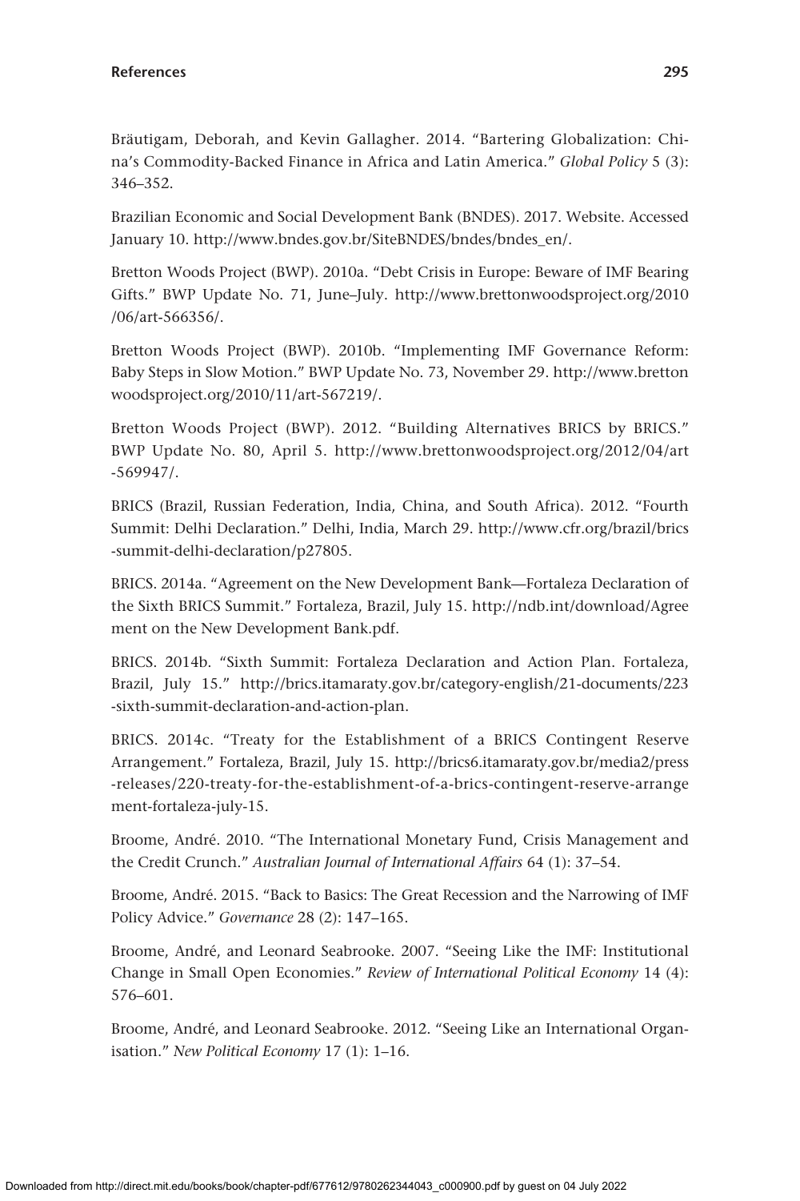Bräutigam, Deborah, and Kevin Gallagher. 2014. "Bartering Globalization: China's Commodity-Backed Finance in Africa and Latin America." *Global Policy* 5 (3): 346–352.

Brazilian Economic and Social Development Bank (BNDES). 2017. Website. Accessed January 10. http://www.bndes.gov.br/SiteBNDES/bndes/bndes_en/.

Bretton Woods Project (BWP). 2010a. "Debt Crisis in Europe: Beware of IMF Bearing Gifts." BWP Update No. 71, June–July. http://www.brettonwoodsproject.org/2010/06/art-566356/.

Bretton Woods Project (BWP). 2010b. "Implementing IMF Governance Reform: Baby Steps in Slow Motion." BWP Update No. 73, November 29. http://www.brettonwoodsproject.org/2010/11/art-567219/.

Bretton Woods Project (BWP). 2012. "Building Alternatives BRICS by BRICS." BWP Update No. 80, April 5. http://www.brettonwoodsproject.org/2012/04/art-569947/.

BRICS (Brazil, Russian Federation, India, China, and South Africa). 2012. "Fourth Summit: Delhi Declaration." Delhi, India, March 29. http://www.cfr.org/brazil/brics-summit-delhi-declaration/p27805.

BRICS. 2014a. "Agreement on the New Development Bank—Fortaleza Declaration of the Sixth BRICS Summit." Fortaleza, Brazil, July 15. http://ndb.int/download/Agreement on the New Development Bank.pdf.

BRICS. 2014b. "Sixth Summit: Fortaleza Declaration and Action Plan. Fortaleza, Brazil, July 15." http://brics.itamaraty.gov.br/category-english/21-documents/223-sixth-summit-declaration-and-action-plan.

BRICS. 2014c. "Treaty for the Establishment of a BRICS Contingent Reserve Arrangement." Fortaleza, Brazil, July 15. http://brics6.itamaraty.gov.br/media2/press-releases/220-treaty-for-the-establishment-of-a-brics-contingent-reserve-arrangement-fortaleza-july-15.

Broome, André. 2010. "The International Monetary Fund, Crisis Management and the Credit Crunch." *Australian Journal of International Affairs* 64 (1): 37–54.

Broome, André. 2015. "Back to Basics: The Great Recession and the Narrowing of IMF Policy Advice." *Governance* 28 (2): 147–165.

Broome, André, and Leonard Seabrooke. 2007. "Seeing Like the IMF: Institutional Change in Small Open Economies." *Review of International Political Economy* 14 (4): 576–601.

Broome, André, and Leonard Seabrooke. 2012. "Seeing Like an International Organisation." *New Political Economy* 17 (1): 1–16.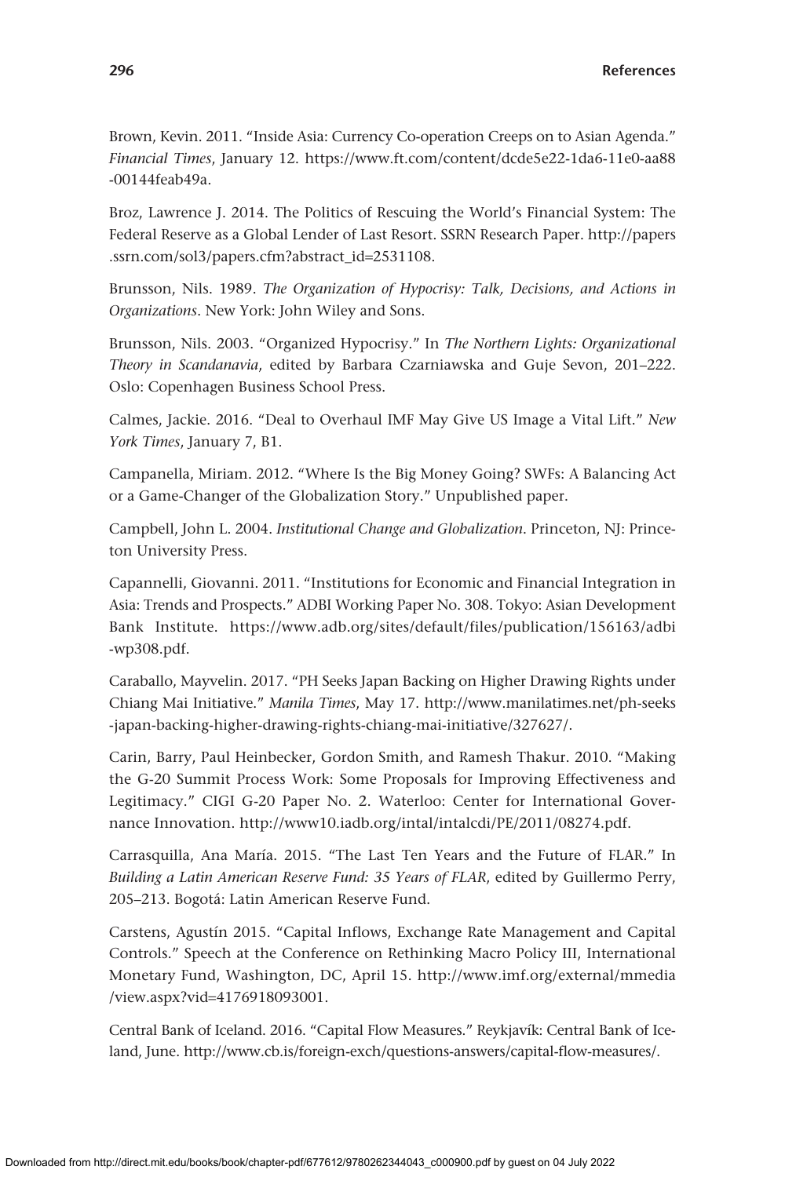Brown, Kevin. 2011. "Inside Asia: Currency Co-operation Creeps on to Asian Agenda." *Financial Times*, January 12. https://www.ft.com/content/dcde5e22-1da6-11e0-aa88-00144feab49a.

Broz, Lawrence J. 2014. The Politics of Rescuing the World's Financial System: The Federal Reserve as a Global Lender of Last Resort. SSRN Research Paper. http://papers.ssrn.com/sol3/papers.cfm?abstract_id=2531108.

Brunsson, Nils. 1989. *The Organization of Hypocrisy: Talk, Decisions, and Actions in Organizations*. New York: John Wiley and Sons.

Brunsson, Nils. 2003. "Organized Hypocrisy." In *The Northern Lights: Organizational Theory in Scandanavia*, edited by Barbara Czarniawska and Guje Sevon, 201–222. Oslo: Copenhagen Business School Press.

Calmes, Jackie. 2016. "Deal to Overhaul IMF May Give US Image a Vital Lift." *New York Times*, January 7, B1.

Campanella, Miriam. 2012. "Where Is the Big Money Going? SWFs: A Balancing Act or a Game-Changer of the Globalization Story." Unpublished paper.

Campbell, John L. 2004. *Institutional Change and Globalization*. Princeton, NJ: Princeton University Press.

Capannelli, Giovanni. 2011. "Institutions for Economic and Financial Integration in Asia: Trends and Prospects." ADBI Working Paper No. 308. Tokyo: Asian Development Bank Institute. https://www.adb.org/sites/default/files/publication/156163/adbi-wp308.pdf.

Caraballo, Mayvelin. 2017. "PH Seeks Japan Backing on Higher Drawing Rights under Chiang Mai Initiative." *Manila Times*, May 17. http://www.manilatimes.net/ph-seeks-japan-backing-higher-drawing-rights-chiang-mai-initiative/327627/.

Carin, Barry, Paul Heinbecker, Gordon Smith, and Ramesh Thakur. 2010. "Making the G-20 Summit Process Work: Some Proposals for Improving Effectiveness and Legitimacy." CIGI G-20 Paper No. 2. Waterloo: Center for International Governance Innovation. http://www10.iadb.org/intal/intalcdi/PE/2011/08274.pdf.

Carrasquilla, Ana María. 2015. "The Last Ten Years and the Future of FLAR." In *Building a Latin American Reserve Fund: 35 Years of FLAR*, edited by Guillermo Perry, 205–213. Bogotá: Latin American Reserve Fund.

Carstens, Agustín 2015. "Capital Inflows, Exchange Rate Management and Capital Controls." Speech at the Conference on Rethinking Macro Policy III, International Monetary Fund, Washington, DC, April 15. http://www.imf.org/external/mmedia/view.aspx?vid=4176918093001.

Central Bank of Iceland. 2016. "Capital Flow Measures." Reykjavík: Central Bank of Iceland, June. http://www.cb.is/foreign-exch/questions-answers/capital-flow-measures/.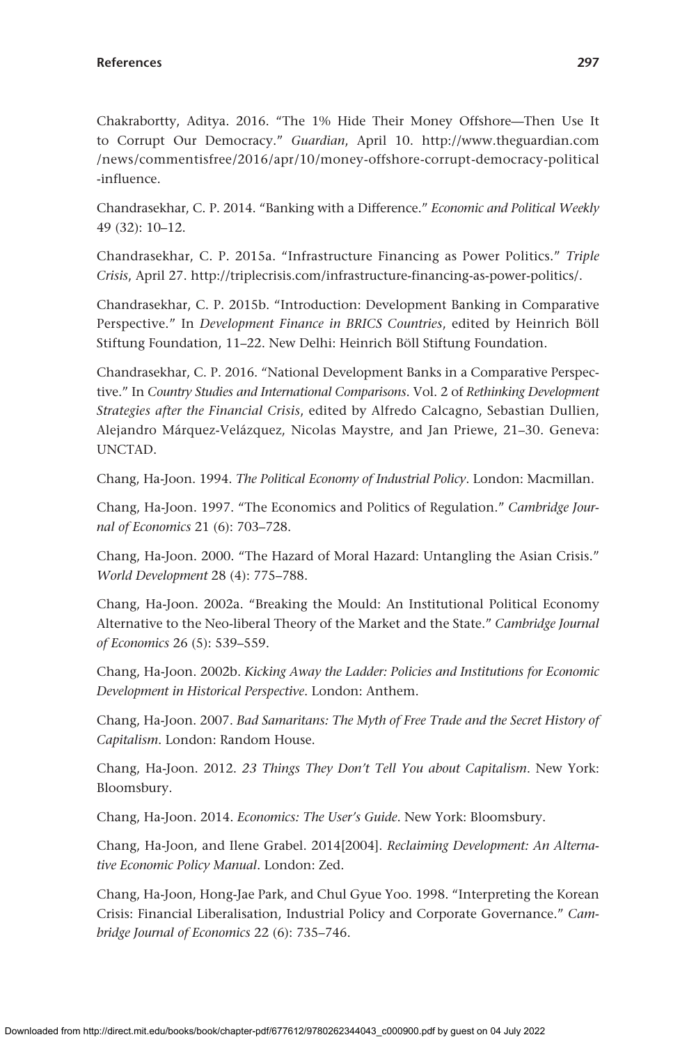Chakrabortty, Aditya. 2016. "The 1% Hide Their Money Offshore—Then Use It to Corrupt Our Democracy." *Guardian*, April 10. http://www.theguardian.com/news/commentisfree/2016/apr/10/money-offshore-corrupt-democracy-political-influence.

Chandrasekhar, C. P. 2014. "Banking with a Difference." *Economic and Political Weekly* 49 (32): 10–12.

Chandrasekhar, C. P. 2015a. "Infrastructure Financing as Power Politics." *Triple Crisis*, April 27. http://triplecrisis.com/infrastructure-financing-as-power-politics/.

Chandrasekhar, C. P. 2015b. "Introduction: Development Banking in Comparative Perspective." In *Development Finance in BRICS Countries*, edited by Heinrich Böll Stiftung Foundation, 11–22. New Delhi: Heinrich Böll Stiftung Foundation.

Chandrasekhar, C. P. 2016. "National Development Banks in a Comparative Perspective." In *Country Studies and International Comparisons*. Vol. 2 of *Rethinking Development Strategies after the Financial Crisis*, edited by Alfredo Calcagno, Sebastian Dullien, Alejandro Márquez-Velázquez, Nicolas Maystre, and Jan Priewe, 21–30. Geneva: UNCTAD.

Chang, Ha-Joon. 1994. *The Political Economy of Industrial Policy*. London: Macmillan.

Chang, Ha-Joon. 1997. "The Economics and Politics of Regulation." *Cambridge Journal of Economics* 21 (6): 703–728.

Chang, Ha-Joon. 2000. "The Hazard of Moral Hazard: Untangling the Asian Crisis." *World Development* 28 (4): 775–788.

Chang, Ha-Joon. 2002a. "Breaking the Mould: An Institutional Political Economy Alternative to the Neo-liberal Theory of the Market and the State." *Cambridge Journal of Economics* 26 (5): 539–559.

Chang, Ha-Joon. 2002b. *Kicking Away the Ladder: Policies and Institutions for Economic Development in Historical Perspective*. London: Anthem.

Chang, Ha-Joon. 2007. *Bad Samaritans: The Myth of Free Trade and the Secret History of Capitalism*. London: Random House.

Chang, Ha-Joon. 2012. *23 Things They Don't Tell You about Capitalism*. New York: Bloomsbury.

Chang, Ha-Joon. 2014. *Economics: The User's Guide*. New York: Bloomsbury.

Chang, Ha-Joon, and Ilene Grabel. 2014[2004]. *Reclaiming Development: An Alternative Economic Policy Manual*. London: Zed.

Chang, Ha-Joon, Hong-Jae Park, and Chul Gyue Yoo. 1998. "Interpreting the Korean Crisis: Financial Liberalisation, Industrial Policy and Corporate Governance." *Cambridge Journal of Economics* 22 (6): 735–746.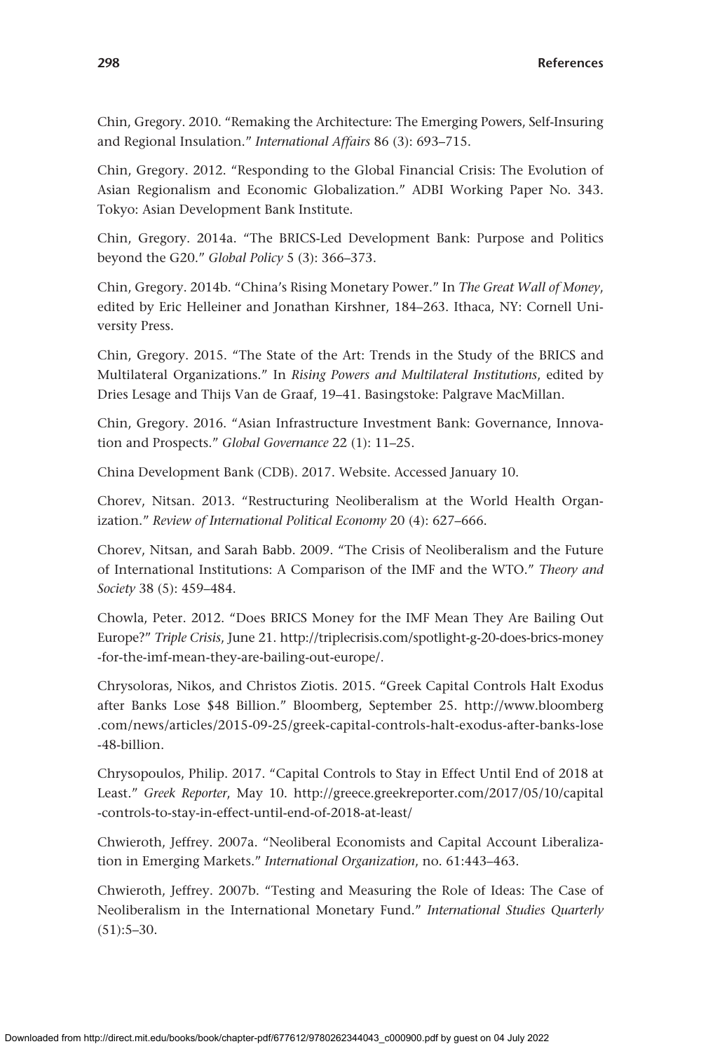Chin, Gregory. 2010. “Remaking the Architecture: The Emerging Powers, Self-Insuring and Regional Insulation.” *International Affairs* 86 (3): 693–715.

Chin, Gregory. 2012. “Responding to the Global Financial Crisis: The Evolution of Asian Regionalism and Economic Globalization.” ADBI Working Paper No. 343. Tokyo: Asian Development Bank Institute.

Chin, Gregory. 2014a. “The BRICS-Led Development Bank: Purpose and Politics beyond the G20.” *Global Policy* 5 (3): 366–373.

Chin, Gregory. 2014b. “China’s Rising Monetary Power.” In *The Great Wall of Money*, edited by Eric Helleiner and Jonathan Kirshner, 184–263. Ithaca, NY: Cornell University Press.

Chin, Gregory. 2015. “The State of the Art: Trends in the Study of the BRICS and Multilateral Organizations.” In *Rising Powers and Multilateral Institutions*, edited by Dries Lesage and Thijs Van de Graaf, 19–41. Basingstoke: Palgrave MacMillan.

Chin, Gregory. 2016. “Asian Infrastructure Investment Bank: Governance, Innovation and Prospects.” *Global Governance* 22 (1): 11–25.

China Development Bank (CDB). 2017. Website. Accessed January 10.

Chorev, Nitsan. 2013. “Restructuring Neoliberalism at the World Health Organization.” *Review of International Political Economy* 20 (4): 627–666.

Chorev, Nitsan, and Sarah Babb. 2009. “The Crisis of Neoliberalism and the Future of International Institutions: A Comparison of the IMF and the WTO.” *Theory and Society* 38 (5): 459–484.

Chowla, Peter. 2012. “Does BRICS Money for the IMF Mean They Are Bailing Out Europe?” *Triple Crisis*, June 21. http://triplecrisis.com/spotlight-g-20-does-brics-money-for-the-imf-mean-they-are-bailing-out-europe/.

Chrysoloras, Nikos, and Christos Ziotis. 2015. “Greek Capital Controls Halt Exodus after Banks Lose $48 Billion.” Bloomberg, September 25. http://www.bloomberg.com/news/articles/2015-09-25/greek-capital-controls-halt-exodus-after-banks-lose-48-billion.

Chrysopoulos, Philip. 2017. “Capital Controls to Stay in Effect Until End of 2018 at Least.” *Greek Reporter*, May 10. http://greece.greekreporter.com/2017/05/10/capital-controls-to-stay-in-effect-until-end-of-2018-at-least/

Chwieroth, Jeffrey. 2007a. “Neoliberal Economists and Capital Account Liberalization in Emerging Markets.” *International Organization*, no. 61:443–463.

Chwieroth, Jeffrey. 2007b. “Testing and Measuring the Role of Ideas: The Case of Neoliberalism in the International Monetary Fund.” *International Studies Quarterly* (51):5–30.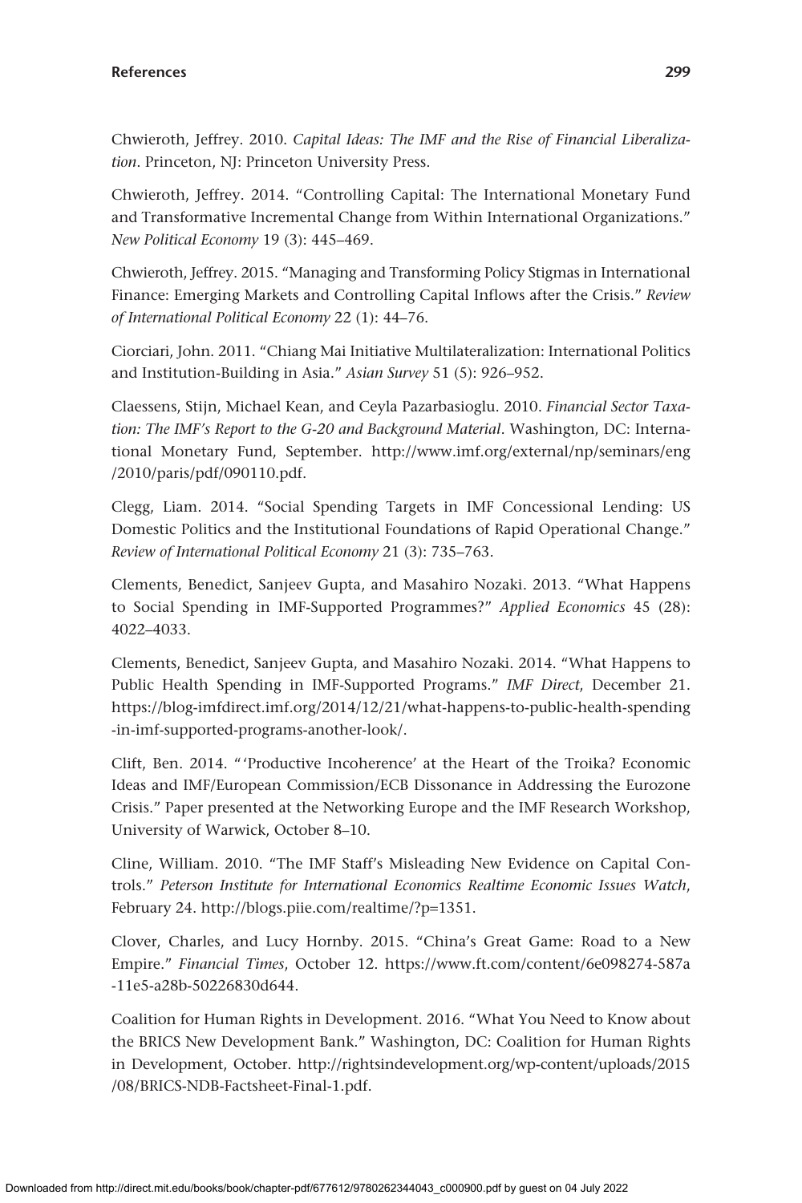Chwieroth, Jeffrey. 2010. *Capital Ideas: The IMF and the Rise of Financial Liberalization*. Princeton, NJ: Princeton University Press.

Chwieroth, Jeffrey. 2014. "Controlling Capital: The International Monetary Fund and Transformative Incremental Change from Within International Organizations." *New Political Economy* 19 (3): 445–469.

Chwieroth, Jeffrey. 2015. "Managing and Transforming Policy Stigmas in International Finance: Emerging Markets and Controlling Capital Inflows after the Crisis." *Review of International Political Economy* 22 (1): 44–76.

Ciorciari, John. 2011. "Chiang Mai Initiative Multilateralization: International Politics and Institution-Building in Asia." *Asian Survey* 51 (5): 926–952.

Claessens, Stijn, Michael Kean, and Ceyla Pazarbasioglu. 2010. *Financial Sector Taxation: The IMF's Report to the G-20 and Background Material*. Washington, DC: International Monetary Fund, September. http://www.imf.org/external/np/seminars/eng/2010/paris/pdf/090110.pdf.

Clegg, Liam. 2014. "Social Spending Targets in IMF Concessional Lending: US Domestic Politics and the Institutional Foundations of Rapid Operational Change." *Review of International Political Economy* 21 (3): 735–763.

Clements, Benedict, Sanjeev Gupta, and Masahiro Nozaki. 2013. "What Happens to Social Spending in IMF-Supported Programmes?" *Applied Economics* 45 (28): 4022–4033.

Clements, Benedict, Sanjeev Gupta, and Masahiro Nozaki. 2014. "What Happens to Public Health Spending in IMF-Supported Programs." *IMF Direct*, December 21. https://blog-imfdirect.imf.org/2014/12/21/what-happens-to-public-health-spending-in-imf-supported-programs-another-look/.

Clift, Ben. 2014. "'Productive Incoherence' at the Heart of the Troika? Economic Ideas and IMF/European Commission/ECB Dissonance in Addressing the Eurozone Crisis." Paper presented at the Networking Europe and the IMF Research Workshop, University of Warwick, October 8–10.

Cline, William. 2010. "The IMF Staff's Misleading New Evidence on Capital Controls." *Peterson Institute for International Economics Realtime Economic Issues Watch*, February 24. http://blogs.piie.com/realtime/?p=1351.

Clover, Charles, and Lucy Hornby. 2015. "China's Great Game: Road to a New Empire." *Financial Times*, October 12. https://www.ft.com/content/6e098274-587a-11e5-a28b-50226830d644.

Coalition for Human Rights in Development. 2016. "What You Need to Know about the BRICS New Development Bank." Washington, DC: Coalition for Human Rights in Development, October. http://rightsindevelopment.org/wp-content/uploads/2015/08/BRICS-NDB-Factsheet-Final-1.pdf.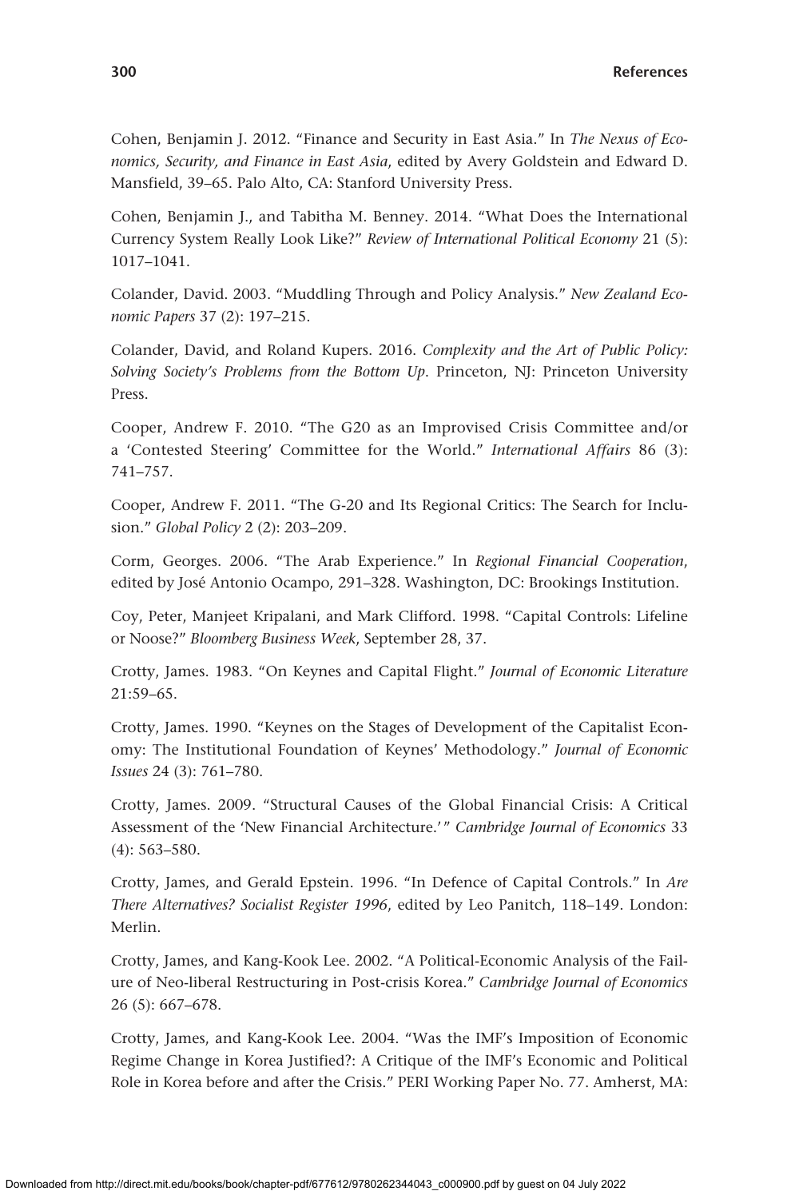Cohen, Benjamin J. 2012. “Finance and Security in East Asia.” In *The Nexus of Economics, Security, and Finance in East Asia*, edited by Avery Goldstein and Edward D. Mansfield, 39–65. Palo Alto, CA: Stanford University Press.

Cohen, Benjamin J., and Tabitha M. Benney. 2014. “What Does the International Currency System Really Look Like?” *Review of International Political Economy* 21 (5): 1017–1041.

Colander, David. 2003. “Muddling Through and Policy Analysis.” *New Zealand Economic Papers* 37 (2): 197–215.

Colander, David, and Roland Kupers. 2016. *Complexity and the Art of Public Policy: Solving Society’s Problems from the Bottom Up*. Princeton, NJ: Princeton University Press.

Cooper, Andrew F. 2010. “The G20 as an Improvised Crisis Committee and/or a ‘Contested Steering’ Committee for the World.” *International Affairs* 86 (3): 741–757.

Cooper, Andrew F. 2011. “The G-20 and Its Regional Critics: The Search for Inclusion.” *Global Policy* 2 (2): 203–209.

Corm, Georges. 2006. “The Arab Experience.” In *Regional Financial Cooperation*, edited by José Antonio Ocampo, 291–328. Washington, DC: Brookings Institution.

Coy, Peter, Manjeet Kripalani, and Mark Clifford. 1998. “Capital Controls: Lifeline or Noose?” *Bloomberg Business Week*, September 28, 37.

Crotty, James. 1983. “On Keynes and Capital Flight.” *Journal of Economic Literature* 21:59–65.

Crotty, James. 1990. “Keynes on the Stages of Development of the Capitalist Economy: The Institutional Foundation of Keynes’ Methodology.” *Journal of Economic Issues* 24 (3): 761–780.

Crotty, James. 2009. “Structural Causes of the Global Financial Crisis: A Critical Assessment of the ‘New Financial Architecture.’” *Cambridge Journal of Economics* 33 (4): 563–580.

Crotty, James, and Gerald Epstein. 1996. “In Defence of Capital Controls.” In *Are There Alternatives? Socialist Register 1996*, edited by Leo Panitch, 118–149. London: Merlin.

Crotty, James, and Kang-Kook Lee. 2002. “A Political-Economic Analysis of the Failure of Neo-liberal Restructuring in Post-crisis Korea.” *Cambridge Journal of Economics* 26 (5): 667–678.

Crotty, James, and Kang-Kook Lee. 2004. “Was the IMF’s Imposition of Economic Regime Change in Korea Justified?: A Critique of the IMF’s Economic and Political Role in Korea before and after the Crisis.” PERI Working Paper No. 77. Amherst, MA: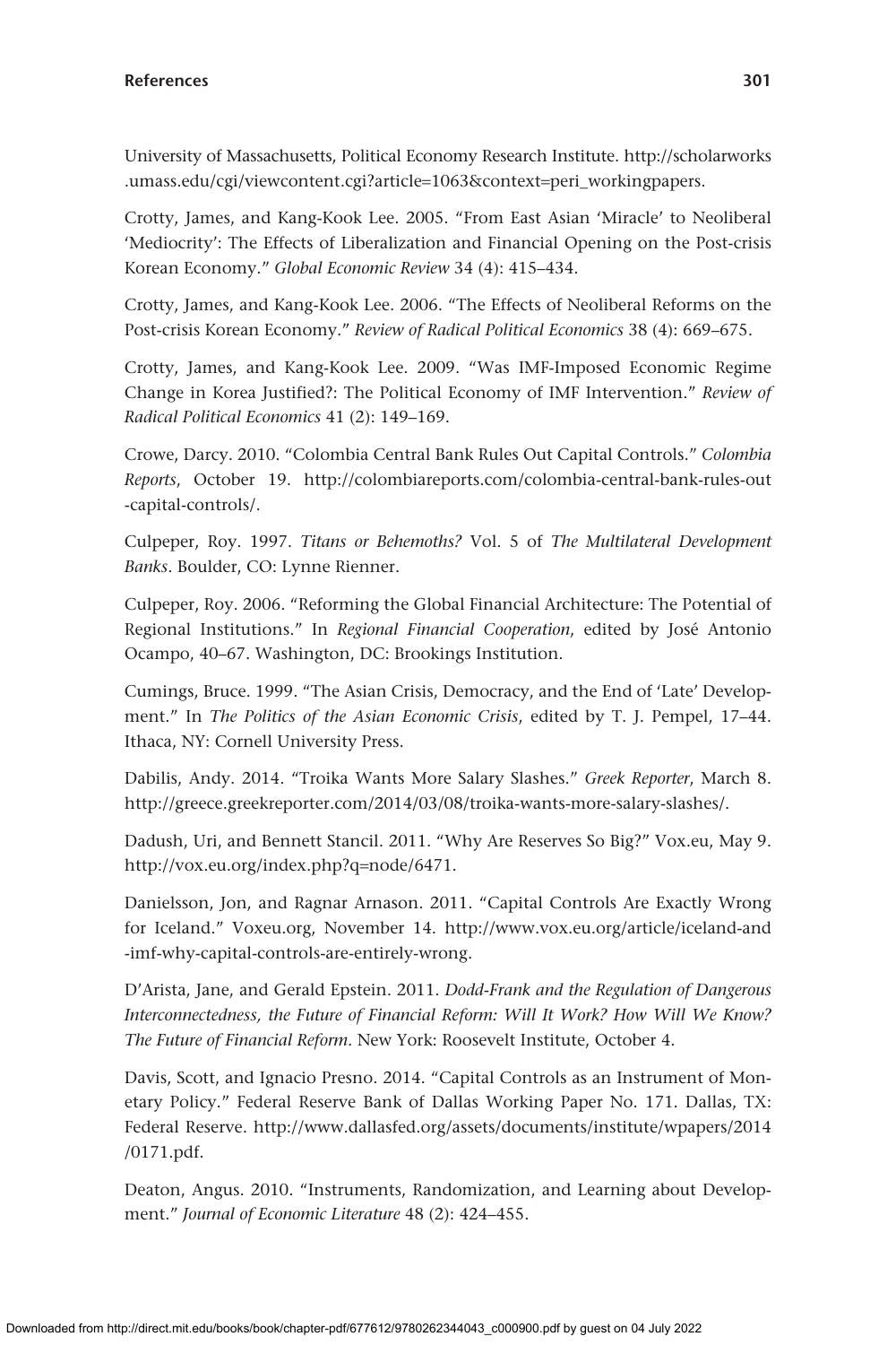University of Massachusetts, Political Economy Research Institute. http://scholarworks.umass.edu/cgi/viewcontent.cgi?article=1063&context=peri_workingpapers.

Crotty, James, and Kang-Kook Lee. 2005. "From East Asian 'Miracle' to Neoliberal 'Mediocrity': The Effects of Liberalization and Financial Opening on the Post-crisis Korean Economy." *Global Economic Review* 34 (4): 415–434.

Crotty, James, and Kang-Kook Lee. 2006. "The Effects of Neoliberal Reforms on the Post-crisis Korean Economy." *Review of Radical Political Economics* 38 (4): 669–675.

Crotty, James, and Kang-Kook Lee. 2009. "Was IMF-Imposed Economic Regime Change in Korea Justified?: The Political Economy of IMF Intervention." *Review of Radical Political Economics* 41 (2): 149–169.

Crowe, Darcy. 2010. "Colombia Central Bank Rules Out Capital Controls." *Colombia Reports*, October 19. http://colombiareports.com/colombia-central-bank-rules-out-capital-controls/.

Culpeper, Roy. 1997. *Titans or Behemoths?* Vol. 5 of *The Multilateral Development Banks*. Boulder, CO: Lynne Rienner.

Culpeper, Roy. 2006. "Reforming the Global Financial Architecture: The Potential of Regional Institutions." In *Regional Financial Cooperation*, edited by José Antonio Ocampo, 40–67. Washington, DC: Brookings Institution.

Cumings, Bruce. 1999. "The Asian Crisis, Democracy, and the End of 'Late' Development." In *The Politics of the Asian Economic Crisis*, edited by T. J. Pempel, 17–44. Ithaca, NY: Cornell University Press.

Dabilis, Andy. 2014. "Troika Wants More Salary Slashes." *Greek Reporter*, March 8. http://greece.greekreporter.com/2014/03/08/troika-wants-more-salary-slashes/.

Dadush, Uri, and Bennett Stancil. 2011. "Why Are Reserves So Big?" Vox.eu, May 9. http://vox.eu.org/index.php?q=node/6471.

Danielsson, Jon, and Ragnar Arnason. 2011. "Capital Controls Are Exactly Wrong for Iceland." Voxeu.org, November 14. http://www.vox.eu.org/article/iceland-and-imf-why-capital-controls-are-entirely-wrong.

D'Arista, Jane, and Gerald Epstein. 2011. *Dodd-Frank and the Regulation of Dangerous Interconnectedness, the Future of Financial Reform: Will It Work? How Will We Know? The Future of Financial Reform*. New York: Roosevelt Institute, October 4.

Davis, Scott, and Ignacio Presno. 2014. "Capital Controls as an Instrument of Monetary Policy." Federal Reserve Bank of Dallas Working Paper No. 171. Dallas, TX: Federal Reserve. http://www.dallasfed.org/assets/documents/institute/wpapers/2014/0171.pdf.

Deaton, Angus. 2010. "Instruments, Randomization, and Learning about Development." *Journal of Economic Literature* 48 (2): 424–455.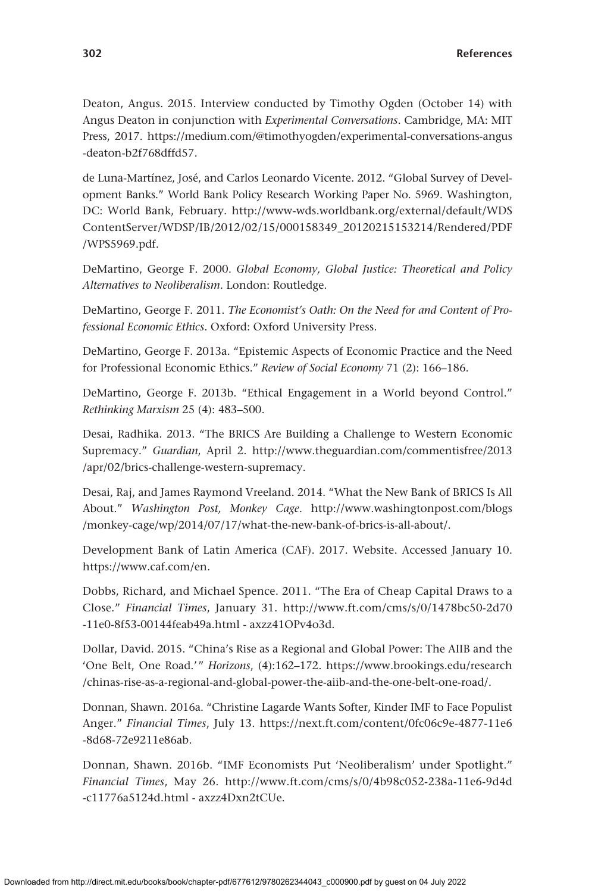Deaton, Angus. 2015. Interview conducted by Timothy Ogden (October 14) with Angus Deaton in conjunction with *Experimental Conversations*. Cambridge, MA: MIT Press, 2017. https://medium.com/@timothyogden/experimental-conversations-angus-deaton-b2f768dffd57.

de Luna-Martínez, José, and Carlos Leonardo Vicente. 2012. "Global Survey of Development Banks." World Bank Policy Research Working Paper No. 5969. Washington, DC: World Bank, February. http://www-wds.worldbank.org/external/default/WDSContentServer/WDSP/IB/2012/02/15/000158349_20120215153214/Rendered/PDF/WPS5969.pdf.

DeMartino, George F. 2000. *Global Economy, Global Justice: Theoretical and Policy Alternatives to Neoliberalism*. London: Routledge.

DeMartino, George F. 2011. *The Economist's Oath: On the Need for and Content of Professional Economic Ethics*. Oxford: Oxford University Press.

DeMartino, George F. 2013a. "Epistemic Aspects of Economic Practice and the Need for Professional Economic Ethics." *Review of Social Economy* 71 (2): 166–186.

DeMartino, George F. 2013b. "Ethical Engagement in a World beyond Control." *Rethinking Marxism* 25 (4): 483–500.

Desai, Radhika. 2013. "The BRICS Are Building a Challenge to Western Economic Supremacy." *Guardian*, April 2. http://www.theguardian.com/commentisfree/2013/apr/02/brics-challenge-western-supremacy.

Desai, Raj, and James Raymond Vreeland. 2014. "What the New Bank of BRICS Is All About." *Washington Post, Monkey Cage*. http://www.washingtonpost.com/blogs/monkey-cage/wp/2014/07/17/what-the-new-bank-of-brics-is-all-about/.

Development Bank of Latin America (CAF). 2017. Website. Accessed January 10. https://www.caf.com/en.

Dobbs, Richard, and Michael Spence. 2011. "The Era of Cheap Capital Draws to a Close." *Financial Times*, January 31. http://www.ft.com/cms/s/0/1478bc50-2d70-11e0-8f53-00144feab49a.html - axzz41OPv4o3d.

Dollar, David. 2015. "China's Rise as a Regional and Global Power: The AIIB and the 'One Belt, One Road.'" *Horizons*, (4):162–172. https://www.brookings.edu/research/chinas-rise-as-a-regional-and-global-power-the-aiib-and-the-one-belt-one-road/.

Donnan, Shawn. 2016a. "Christine Lagarde Wants Softer, Kinder IMF to Face Populist Anger." *Financial Times*, July 13. https://next.ft.com/content/0fc06c9e-4877-11e6-8d68-72e9211e86ab.

Donnan, Shawn. 2016b. "IMF Economists Put 'Neoliberalism' under Spotlight." *Financial Times*, May 26. http://www.ft.com/cms/s/0/4b98c052-238a-11e6-9d4d-c11776a5124d.html - axzz4Dxn2tCUe.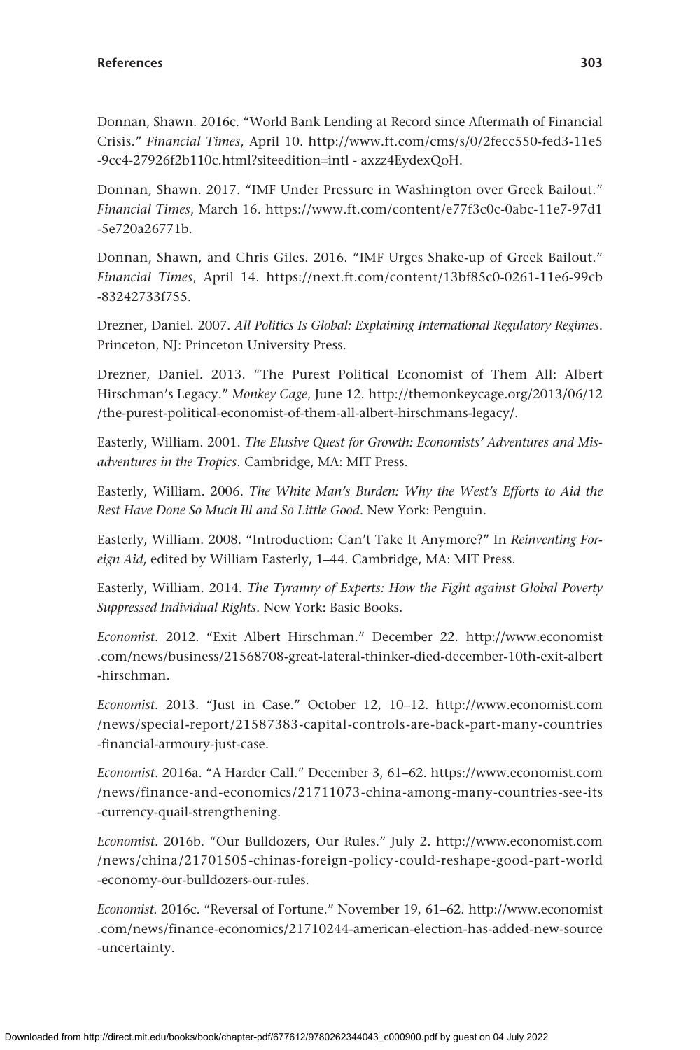Donnan, Shawn. 2016c. "World Bank Lending at Record since Aftermath of Financial Crisis." *Financial Times*, April 10. http://www.ft.com/cms/s/0/2fecc550-fed3-11e5-9cc4-27926f2b110c.html?siteedition=intl - axzz4EydexQoH.

Donnan, Shawn. 2017. "IMF Under Pressure in Washington over Greek Bailout." *Financial Times*, March 16. https://www.ft.com/content/e77f3c0c-0abc-11e7-97d1-5e720a26771b.

Donnan, Shawn, and Chris Giles. 2016. "IMF Urges Shake-up of Greek Bailout." *Financial Times*, April 14. https://next.ft.com/content/13bf85c0-0261-11e6-99cb-83242733f755.

Drezner, Daniel. 2007. *All Politics Is Global: Explaining International Regulatory Regimes*. Princeton, NJ: Princeton University Press.

Drezner, Daniel. 2013. "The Purest Political Economist of Them All: Albert Hirschman's Legacy." *Monkey Cage*, June 12. http://themonkeycage.org/2013/06/12/the-purest-political-economist-of-them-all-albert-hirschmans-legacy/.

Easterly, William. 2001. *The Elusive Quest for Growth: Economists' Adventures and Misadventures in the Tropics*. Cambridge, MA: MIT Press.

Easterly, William. 2006. *The White Man's Burden: Why the West's Efforts to Aid the Rest Have Done So Much Ill and So Little Good*. New York: Penguin.

Easterly, William. 2008. "Introduction: Can't Take It Anymore?" In *Reinventing Foreign Aid*, edited by William Easterly, 1–44. Cambridge, MA: MIT Press.

Easterly, William. 2014. *The Tyranny of Experts: How the Fight against Global Poverty Suppressed Individual Rights*. New York: Basic Books.

*Economist*. 2012. "Exit Albert Hirschman." December 22. http://www.economist.com/news/business/21568708-great-lateral-thinker-died-december-10th-exit-albert-hirschman.

*Economist*. 2013. "Just in Case." October 12, 10–12. http://www.economist.com/news/special-report/21587383-capital-controls-are-back-part-many-countries-financial-armoury-just-case.

*Economist*. 2016a. "A Harder Call." December 3, 61–62. https://www.economist.com/news/finance-and-economics/21711073-china-among-many-countries-see-its-currency-quail-strengthening.

*Economist*. 2016b. "Our Bulldozers, Our Rules." July 2. http://www.economist.com/news/china/21701505-chinas-foreign-policy-could-reshape-good-part-world-economy-our-bulldozers-our-rules.

*Economist*. 2016c. "Reversal of Fortune." November 19, 61–62. http://www.economist.com/news/finance-economics/21710244-american-election-has-added-new-source-uncertainty.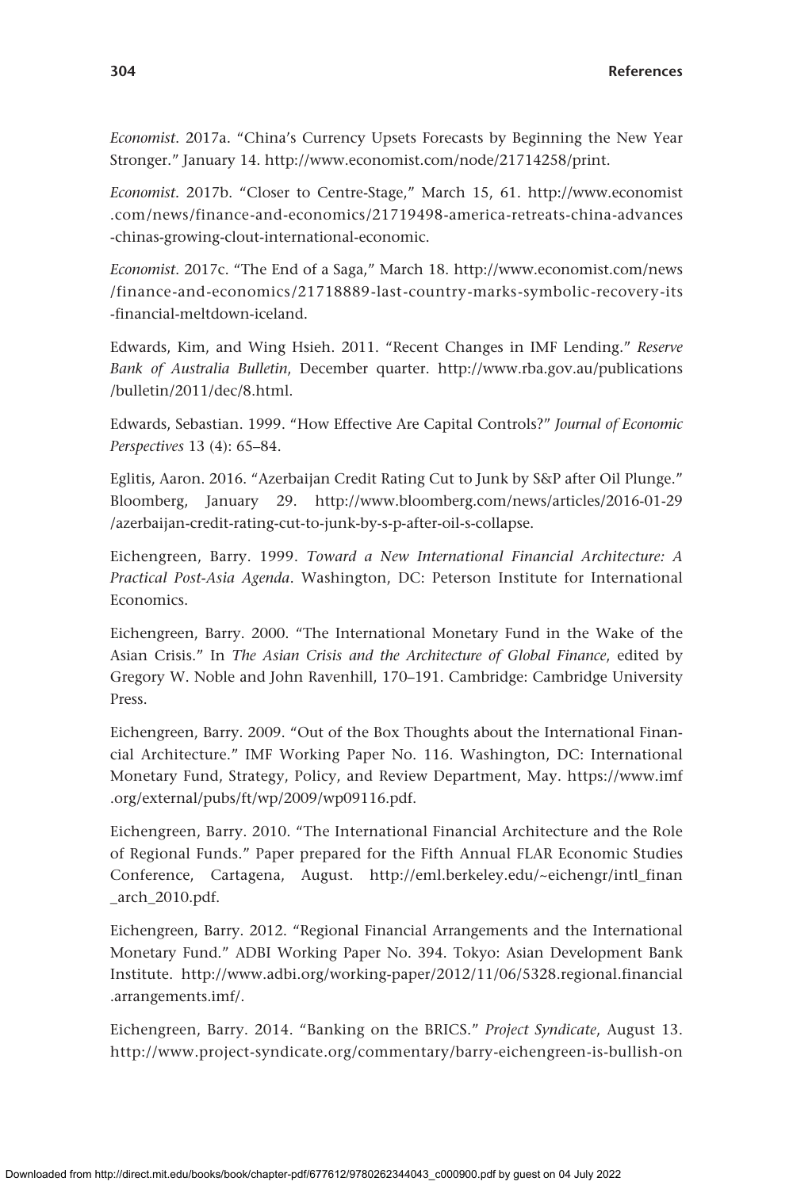*Economist*. 2017a. "China's Currency Upsets Forecasts by Beginning the New Year Stronger." January 14. http://www.economist.com/node/21714258/print.

*Economist*. 2017b. "Closer to Centre-Stage," March 15, 61. http://www.economist.com/news/finance-and-economics/21719498-america-retreats-china-advances-chinas-growing-clout-international-economic.

*Economist*. 2017c. "The End of a Saga," March 18. http://www.economist.com/news/finance-and-economics/21718889-last-country-marks-symbolic-recovery-its-financial-meltdown-iceland.

Edwards, Kim, and Wing Hsieh. 2011. "Recent Changes in IMF Lending." *Reserve Bank of Australia Bulletin*, December quarter. http://www.rba.gov.au/publications/bulletin/2011/dec/8.html.

Edwards, Sebastian. 1999. "How Effective Are Capital Controls?" *Journal of Economic Perspectives* 13 (4): 65–84.

Eglitis, Aaron. 2016. "Azerbaijan Credit Rating Cut to Junk by S&P after Oil Plunge." Bloomberg, January 29. http://www.bloomberg.com/news/articles/2016-01-29/azerbaijan-credit-rating-cut-to-junk-by-s-p-after-oil-s-collapse.

Eichengreen, Barry. 1999. *Toward a New International Financial Architecture: A Practical Post-Asia Agenda*. Washington, DC: Peterson Institute for International Economics.

Eichengreen, Barry. 2000. "The International Monetary Fund in the Wake of the Asian Crisis." In *The Asian Crisis and the Architecture of Global Finance*, edited by Gregory W. Noble and John Ravenhill, 170–191. Cambridge: Cambridge University Press.

Eichengreen, Barry. 2009. "Out of the Box Thoughts about the International Financial Architecture." IMF Working Paper No. 116. Washington, DC: International Monetary Fund, Strategy, Policy, and Review Department, May. https://www.imf.org/external/pubs/ft/wp/2009/wp09116.pdf.

Eichengreen, Barry. 2010. "The International Financial Architecture and the Role of Regional Funds." Paper prepared for the Fifth Annual FLAR Economic Studies Conference, Cartagena, August. http://eml.berkeley.edu/~eichengr/intl_finan_arch_2010.pdf.

Eichengreen, Barry. 2012. "Regional Financial Arrangements and the International Monetary Fund." ADBI Working Paper No. 394. Tokyo: Asian Development Bank Institute. http://www.adbi.org/working-paper/2012/11/06/5328.regional.financial.arrangements.imf/.

Eichengreen, Barry. 2014. "Banking on the BRICS." *Project Syndicate*, August 13. http://www.project-syndicate.org/commentary/barry-eichengreen-is-bullish-on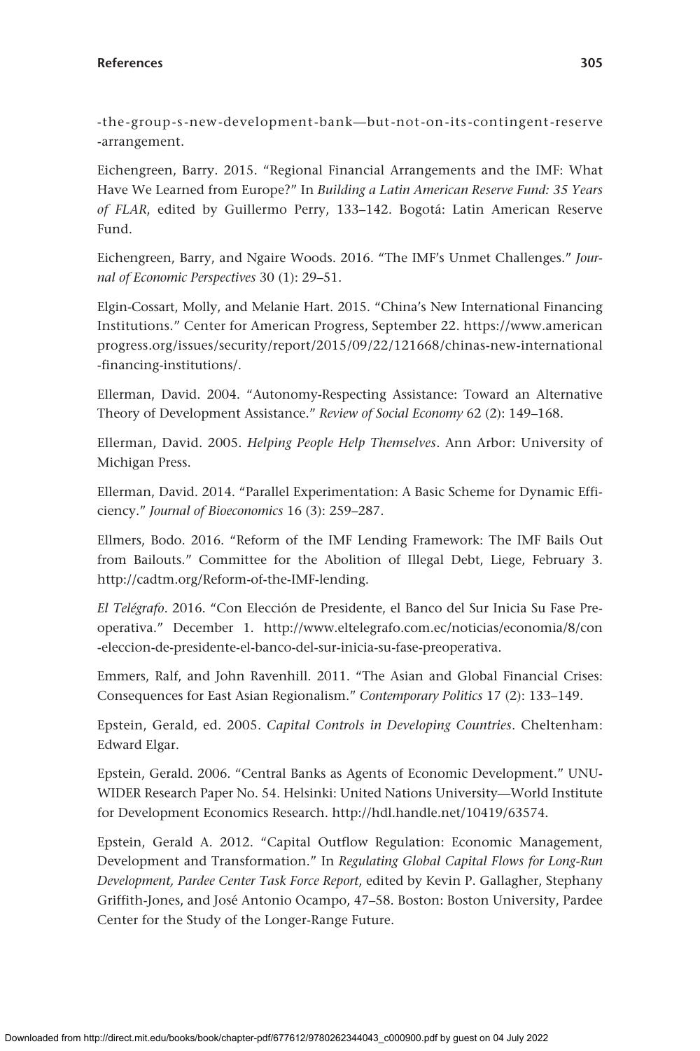-the-group-s-new-development-bank—but-not-on-its-contingent-reserve-arrangement.

Eichengreen, Barry. 2015. "Regional Financial Arrangements and the IMF: What Have We Learned from Europe?" In *Building a Latin American Reserve Fund: 35 Years of FLAR*, edited by Guillermo Perry, 133–142. Bogotá: Latin American Reserve Fund.

Eichengreen, Barry, and Ngaire Woods. 2016. "The IMF's Unmet Challenges." *Journal of Economic Perspectives* 30 (1): 29–51.

Elgin-Cossart, Molly, and Melanie Hart. 2015. "China's New International Financing Institutions." Center for American Progress, September 22. https://www.americanprogress.org/issues/security/report/2015/09/22/121668/chinas-new-international-financing-institutions/.

Ellerman, David. 2004. "Autonomy-Respecting Assistance: Toward an Alternative Theory of Development Assistance." *Review of Social Economy* 62 (2): 149–168.

Ellerman, David. 2005. *Helping People Help Themselves*. Ann Arbor: University of Michigan Press.

Ellerman, David. 2014. "Parallel Experimentation: A Basic Scheme for Dynamic Efficiency." *Journal of Bioeconomics* 16 (3): 259–287.

Ellmers, Bodo. 2016. "Reform of the IMF Lending Framework: The IMF Bails Out from Bailouts." Committee for the Abolition of Illegal Debt, Liege, February 3. http://cadtm.org/Reform-of-the-IMF-lending.

*El Telégrafo*. 2016. "Con Elección de Presidente, el Banco del Sur Inicia Su Fase Preoperativa." December 1. http://www.eltelegrafo.com.ec/noticias/economia/8/con-eleccion-de-presidente-el-banco-del-sur-inicia-su-fase-preoperativa.

Emmers, Ralf, and John Ravenhill. 2011. "The Asian and Global Financial Crises: Consequences for East Asian Regionalism." *Contemporary Politics* 17 (2): 133–149.

Epstein, Gerald, ed. 2005. *Capital Controls in Developing Countries*. Cheltenham: Edward Elgar.

Epstein, Gerald. 2006. "Central Banks as Agents of Economic Development." UNU-WIDER Research Paper No. 54. Helsinki: United Nations University—World Institute for Development Economics Research. http://hdl.handle.net/10419/63574.

Epstein, Gerald A. 2012. "Capital Outflow Regulation: Economic Management, Development and Transformation." In *Regulating Global Capital Flows for Long-Run Development, Pardee Center Task Force Report*, edited by Kevin P. Gallagher, Stephany Griffith-Jones, and José Antonio Ocampo, 47–58. Boston: Boston University, Pardee Center for the Study of the Longer-Range Future.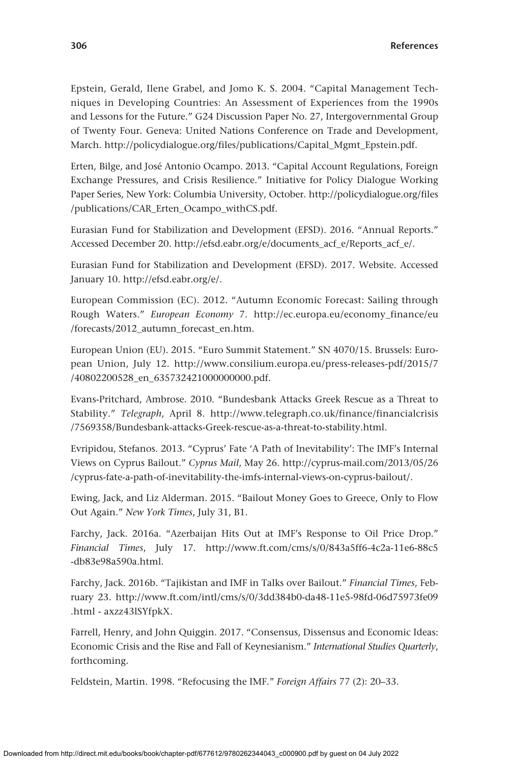Epstein, Gerald, Ilene Grabel, and Jomo K. S. 2004. "Capital Management Techniques in Developing Countries: An Assessment of Experiences from the 1990s and Lessons for the Future." G24 Discussion Paper No. 27, Intergovernmental Group of Twenty Four. Geneva: United Nations Conference on Trade and Development, March. http://policydialogue.org/files/publications/Capital_Mgmt_Epstein.pdf.

Erten, Bilge, and José Antonio Ocampo. 2013. "Capital Account Regulations, Foreign Exchange Pressures, and Crisis Resilience." Initiative for Policy Dialogue Working Paper Series, New York: Columbia University, October. http://policydialogue.org/files/publications/CAR_Erten_Ocampo_withCS.pdf.

Eurasian Fund for Stabilization and Development (EFSD). 2016. "Annual Reports." Accessed December 20. http://efsd.eabr.org/e/documents_acf_e/Reports_acf_e/.

Eurasian Fund for Stabilization and Development (EFSD). 2017. Website. Accessed January 10. http://efsd.eabr.org/e/.

European Commission (EC). 2012. "Autumn Economic Forecast: Sailing through Rough Waters." *European Economy* 7. http://ec.europa.eu/economy_finance/eu/forecasts/2012_autumn_forecast_en.htm.

European Union (EU). 2015. "Euro Summit Statement." SN 4070/15. Brussels: European Union, July 12. http://www.consilium.europa.eu/press-releases-pdf/2015/7/40802200528_en_635732421000000000.pdf.

Evans-Pritchard, Ambrose. 2010. "Bundesbank Attacks Greek Rescue as a Threat to Stability." *Telegraph*, April 8. http://www.telegraph.co.uk/finance/financialcrisis/7569358/Bundesbank-attacks-Greek-rescue-as-a-threat-to-stability.html.

Evripidou, Stefanos. 2013. "Cyprus' Fate 'A Path of Inevitability': The IMF's Internal Views on Cyprus Bailout." *Cyprus Mail*, May 26. http://cyprus-mail.com/2013/05/26/cyprus-fate-a-path-of-inevitability-the-imfs-internal-views-on-cyprus-bailout/.

Ewing, Jack, and Liz Alderman. 2015. "Bailout Money Goes to Greece, Only to Flow Out Again." *New York Times*, July 31, B1.

Farchy, Jack. 2016a. "Azerbaijan Hits Out at IMF's Response to Oil Price Drop." *Financial Times*, July 17. http://www.ft.com/cms/s/0/843a5ff6-4c2a-11e6-88c5-db83e98a590a.html.

Farchy, Jack. 2016b. "Tajikistan and IMF in Talks over Bailout." *Financial Times*, February 23. http://www.ft.com/intl/cms/s/0/3dd384b0-da48-11e5-98fd-06d75973fe09.html - axzz43lSYfpkX.

Farrell, Henry, and John Quiggin. 2017. "Consensus, Dissensus and Economic Ideas: Economic Crisis and the Rise and Fall of Keynesianism." *International Studies Quarterly*, forthcoming.

Feldstein, Martin. 1998. "Refocusing the IMF." *Foreign Affairs* 77 (2): 20–33.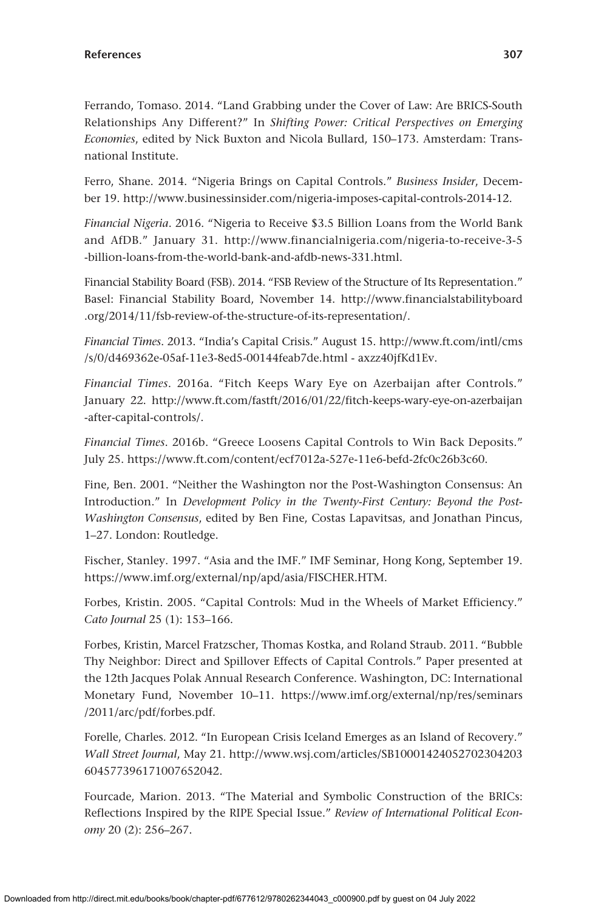Ferrando, Tomaso. 2014. "Land Grabbing under the Cover of Law: Are BRICS-South Relationships Any Different?" In *Shifting Power: Critical Perspectives on Emerging Economies*, edited by Nick Buxton and Nicola Bullard, 150–173. Amsterdam: Transnational Institute.

Ferro, Shane. 2014. "Nigeria Brings on Capital Controls." *Business Insider*, December 19. http://www.businessinsider.com/nigeria-imposes-capital-controls-2014-12.

*Financial Nigeria*. 2016. "Nigeria to Receive $3.5 Billion Loans from the World Bank and AfDB." January 31. http://www.financialnigeria.com/nigeria-to-receive-3-5-billion-loans-from-the-world-bank-and-afdb-news-331.html.

Financial Stability Board (FSB). 2014. "FSB Review of the Structure of Its Representation." Basel: Financial Stability Board, November 14. http://www.financialstabilityboard.org/2014/11/fsb-review-of-the-structure-of-its-representation/.

*Financial Times*. 2013. "India's Capital Crisis." August 15. http://www.ft.com/intl/cms/s/0/d469362e-05af-11e3-8ed5-00144feab7de.html - axzz40jfKd1Ev.

*Financial Times*. 2016a. "Fitch Keeps Wary Eye on Azerbaijan after Controls." January 22. http://www.ft.com/fastft/2016/01/22/fitch-keeps-wary-eye-on-azerbaijan-after-capital-controls/.

*Financial Times*. 2016b. "Greece Loosens Capital Controls to Win Back Deposits." July 25. https://www.ft.com/content/ecf7012a-527e-11e6-befd-2fc0c26b3c60.

Fine, Ben. 2001. "Neither the Washington nor the Post-Washington Consensus: An Introduction." In *Development Policy in the Twenty-First Century: Beyond the Post-Washington Consensus*, edited by Ben Fine, Costas Lapavitsas, and Jonathan Pincus, 1–27. London: Routledge.

Fischer, Stanley. 1997. "Asia and the IMF." IMF Seminar, Hong Kong, September 19. https://www.imf.org/external/np/apd/asia/FISCHER.HTM.

Forbes, Kristin. 2005. "Capital Controls: Mud in the Wheels of Market Efficiency." *Cato Journal* 25 (1): 153–166.

Forbes, Kristin, Marcel Fratzscher, Thomas Kostka, and Roland Straub. 2011. "Bubble Thy Neighbor: Direct and Spillover Effects of Capital Controls." Paper presented at the 12th Jacques Polak Annual Research Conference. Washington, DC: International Monetary Fund, November 10–11. https://www.imf.org/external/np/res/seminars/2011/arc/pdf/forbes.pdf.

Forelle, Charles. 2012. "In European Crisis Iceland Emerges as an Island of Recovery." *Wall Street Journal*, May 21. http://www.wsj.com/articles/SB10001424052702304203604577396171007652042.

Fourcade, Marion. 2013. "The Material and Symbolic Construction of the BRICs: Reflections Inspired by the RIPE Special Issue." *Review of International Political Economy* 20 (2): 256–267.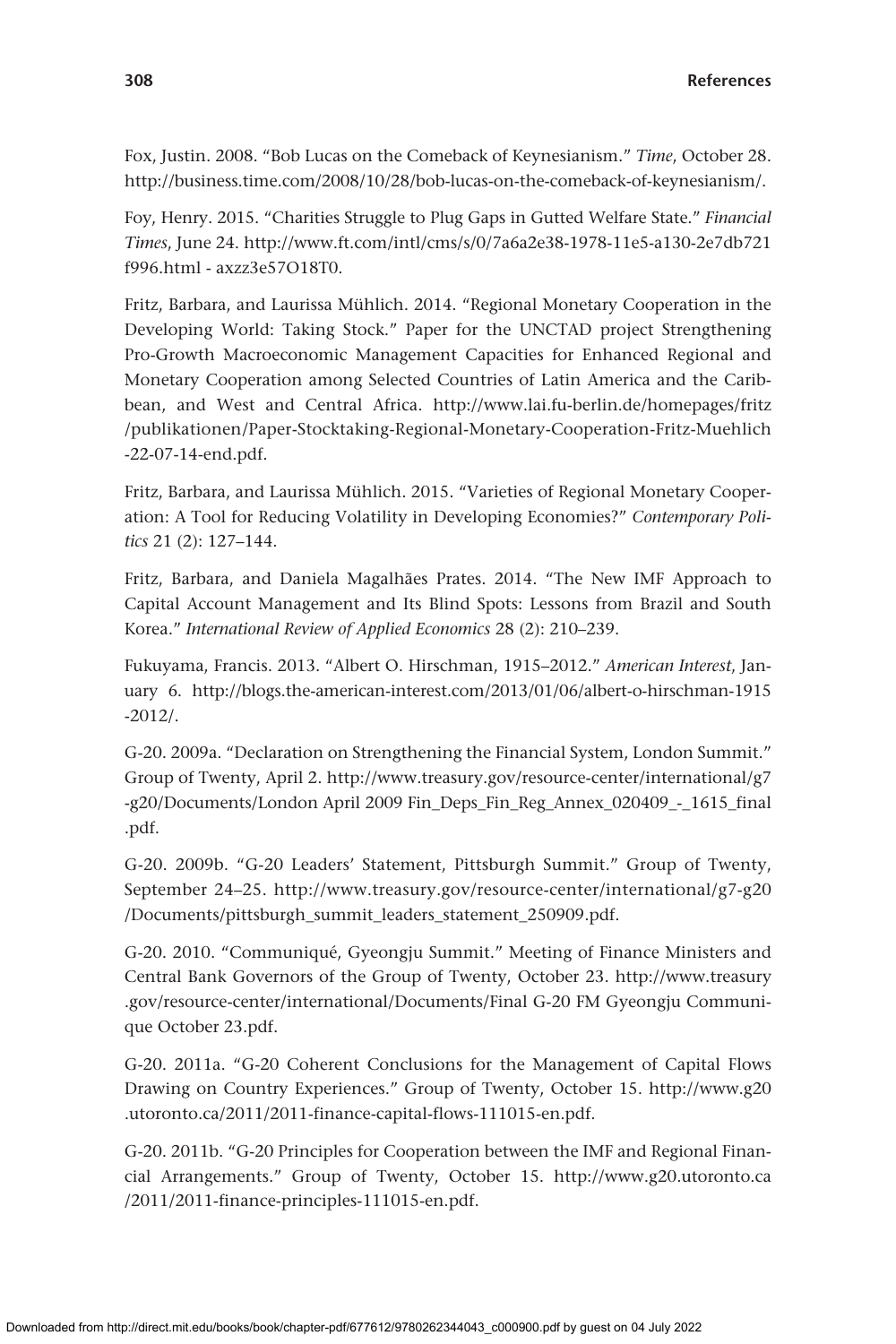Fox, Justin. 2008. "Bob Lucas on the Comeback of Keynesianism." *Time*, October 28. http://business.time.com/2008/10/28/bob-lucas-on-the-comeback-of-keynesianism/.

Foy, Henry. 2015. "Charities Struggle to Plug Gaps in Gutted Welfare State." *Financial Times*, June 24. http://www.ft.com/intl/cms/s/0/7a6a2e38-1978-11e5-a130-2e7db721f996.html - axzz3e57O18T0.

Fritz, Barbara, and Laurissa Mühlich. 2014. "Regional Monetary Cooperation in the Developing World: Taking Stock." Paper for the UNCTAD project Strengthening Pro-Growth Macroeconomic Management Capacities for Enhanced Regional and Monetary Cooperation among Selected Countries of Latin America and the Caribbean, and West and Central Africa. http://www.lai.fu-berlin.de/homepages/fritz/publikationen/Paper-Stocktaking-Regional-Monetary-Cooperation-Fritz-Muehlich-22-07-14-end.pdf.

Fritz, Barbara, and Laurissa Mühlich. 2015. "Varieties of Regional Monetary Cooperation: A Tool for Reducing Volatility in Developing Economies?" *Contemporary Politics* 21 (2): 127–144.

Fritz, Barbara, and Daniela Magalhães Prates. 2014. "The New IMF Approach to Capital Account Management and Its Blind Spots: Lessons from Brazil and South Korea." *International Review of Applied Economics* 28 (2): 210–239.

Fukuyama, Francis. 2013. "Albert O. Hirschman, 1915–2012." *American Interest*, January 6. http://blogs.the-american-interest.com/2013/01/06/albert-o-hirschman-1915-2012/.

G-20. 2009a. "Declaration on Strengthening the Financial System, London Summit." Group of Twenty, April 2. http://www.treasury.gov/resource-center/international/g7-g20/Documents/London April 2009 Fin_Deps_Fin_Reg_Annex_020409_-_1615_final.pdf.

G-20. 2009b. "G-20 Leaders' Statement, Pittsburgh Summit." Group of Twenty, September 24–25. http://www.treasury.gov/resource-center/international/g7-g20/Documents/pittsburgh_summit_leaders_statement_250909.pdf.

G-20. 2010. "Communiqué, Gyeongju Summit." Meeting of Finance Ministers and Central Bank Governors of the Group of Twenty, October 23. http://www.treasury.gov/resource-center/international/Documents/Final G-20 FM Gyeongju Communique October 23.pdf.

G-20. 2011a. "G-20 Coherent Conclusions for the Management of Capital Flows Drawing on Country Experiences." Group of Twenty, October 15. http://www.g20.utoronto.ca/2011/2011-finance-capital-flows-111015-en.pdf.

G-20. 2011b. "G-20 Principles for Cooperation between the IMF and Regional Financial Arrangements." Group of Twenty, October 15. http://www.g20.utoronto.ca/2011/2011-finance-principles-111015-en.pdf.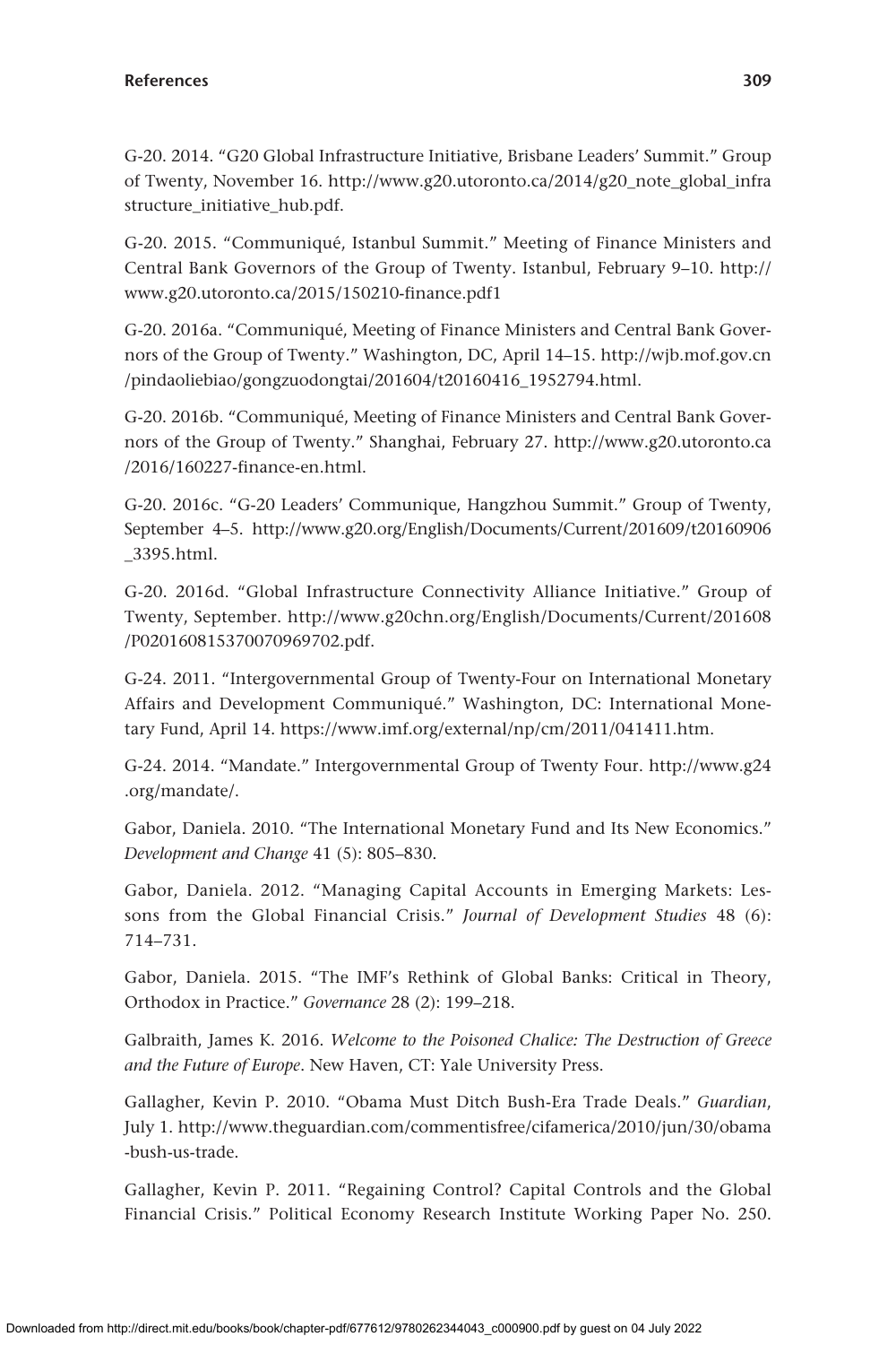G-20. 2014. "G20 Global Infrastructure Initiative, Brisbane Leaders' Summit." Group of Twenty, November 16. http://www.g20.utoronto.ca/2014/g20_note_global_infrastructure_initiative_hub.pdf.

G-20. 2015. "Communiqué, Istanbul Summit." Meeting of Finance Ministers and Central Bank Governors of the Group of Twenty. Istanbul, February 9–10. http://www.g20.utoronto.ca/2015/150210-finance.pdf1

G-20. 2016a. "Communiqué, Meeting of Finance Ministers and Central Bank Governors of the Group of Twenty." Washington, DC, April 14–15. http://wjb.mof.gov.cn/pindaoliebiao/gongzuodongtai/201604/t20160416_1952794.html.

G-20. 2016b. "Communiqué, Meeting of Finance Ministers and Central Bank Governors of the Group of Twenty." Shanghai, February 27. http://www.g20.utoronto.ca/2016/160227-finance-en.html.

G-20. 2016c. "G-20 Leaders' Communique, Hangzhou Summit." Group of Twenty, September 4–5. http://www.g20.org/English/Documents/Current/201609/t20160906_3395.html.

G-20. 2016d. "Global Infrastructure Connectivity Alliance Initiative." Group of Twenty, September. http://www.g20chn.org/English/Documents/Current/201608/P020160815370070969702.pdf.

G-24. 2011. "Intergovernmental Group of Twenty-Four on International Monetary Affairs and Development Communiqué." Washington, DC: International Monetary Fund, April 14. https://www.imf.org/external/np/cm/2011/041411.htm.

G-24. 2014. "Mandate." Intergovernmental Group of Twenty Four. http://www.g24.org/mandate/.

Gabor, Daniela. 2010. "The International Monetary Fund and Its New Economics." *Development and Change* 41 (5): 805–830.

Gabor, Daniela. 2012. "Managing Capital Accounts in Emerging Markets: Lessons from the Global Financial Crisis." *Journal of Development Studies* 48 (6): 714–731.

Gabor, Daniela. 2015. "The IMF's Rethink of Global Banks: Critical in Theory, Orthodox in Practice." *Governance* 28 (2): 199–218.

Galbraith, James K. 2016. *Welcome to the Poisoned Chalice: The Destruction of Greece and the Future of Europe*. New Haven, CT: Yale University Press.

Gallagher, Kevin P. 2010. "Obama Must Ditch Bush-Era Trade Deals." *Guardian*, July 1. http://www.theguardian.com/commentisfree/cifamerica/2010/jun/30/obama-bush-us-trade.

Gallagher, Kevin P. 2011. "Regaining Control? Capital Controls and the Global Financial Crisis." Political Economy Research Institute Working Paper No. 250.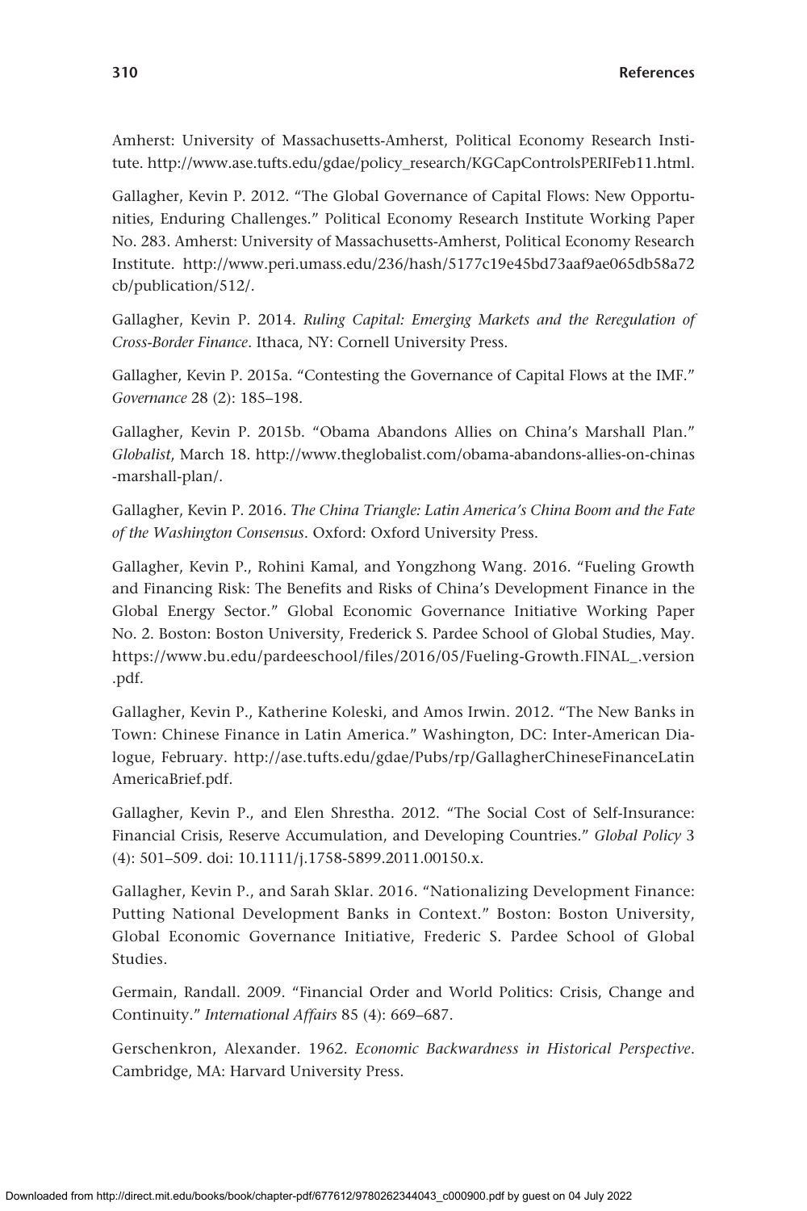Amherst: University of Massachusetts-Amherst, Political Economy Research Institute. http://www.ase.tufts.edu/gdae/policy_research/KGCapControlsPERIFeb11.html.

Gallagher, Kevin P. 2012. "The Global Governance of Capital Flows: New Opportunities, Enduring Challenges." Political Economy Research Institute Working Paper No. 283. Amherst: University of Massachusetts-Amherst, Political Economy Research Institute. http://www.peri.umass.edu/236/hash/5177c19e45bd73aaf9ae065db58a72cb/publication/512/.

Gallagher, Kevin P. 2014. *Ruling Capital: Emerging Markets and the Reregulation of Cross-Border Finance*. Ithaca, NY: Cornell University Press.

Gallagher, Kevin P. 2015a. "Contesting the Governance of Capital Flows at the IMF." *Governance* 28 (2): 185–198.

Gallagher, Kevin P. 2015b. "Obama Abandons Allies on China's Marshall Plan." *Globalist*, March 18. http://www.theglobalist.com/obama-abandons-allies-on-chinas-marshall-plan/.

Gallagher, Kevin P. 2016. *The China Triangle: Latin America's China Boom and the Fate of the Washington Consensus*. Oxford: Oxford University Press.

Gallagher, Kevin P., Rohini Kamal, and Yongzhong Wang. 2016. "Fueling Growth and Financing Risk: The Benefits and Risks of China's Development Finance in the Global Energy Sector." Global Economic Governance Initiative Working Paper No. 2. Boston: Boston University, Frederick S. Pardee School of Global Studies, May. https://www.bu.edu/pardeeschool/files/2016/05/Fueling-Growth.FINAL_.version.pdf.

Gallagher, Kevin P., Katherine Koleski, and Amos Irwin. 2012. "The New Banks in Town: Chinese Finance in Latin America." Washington, DC: Inter-American Dialogue, February. http://ase.tufts.edu/gdae/Pubs/rp/GallagherChineseFinanceLatinAmericaBrief.pdf.

Gallagher, Kevin P., and Elen Shrestha. 2012. "The Social Cost of Self-Insurance: Financial Crisis, Reserve Accumulation, and Developing Countries." *Global Policy* 3 (4): 501–509. doi: 10.1111/j.1758-5899.2011.00150.x.

Gallagher, Kevin P., and Sarah Sklar. 2016. "Nationalizing Development Finance: Putting National Development Banks in Context." Boston: Boston University, Global Economic Governance Initiative, Frederic S. Pardee School of Global Studies.

Germain, Randall. 2009. "Financial Order and World Politics: Crisis, Change and Continuity." *International Affairs* 85 (4): 669–687.

Gerschenkron, Alexander. 1962. *Economic Backwardness in Historical Perspective*. Cambridge, MA: Harvard University Press.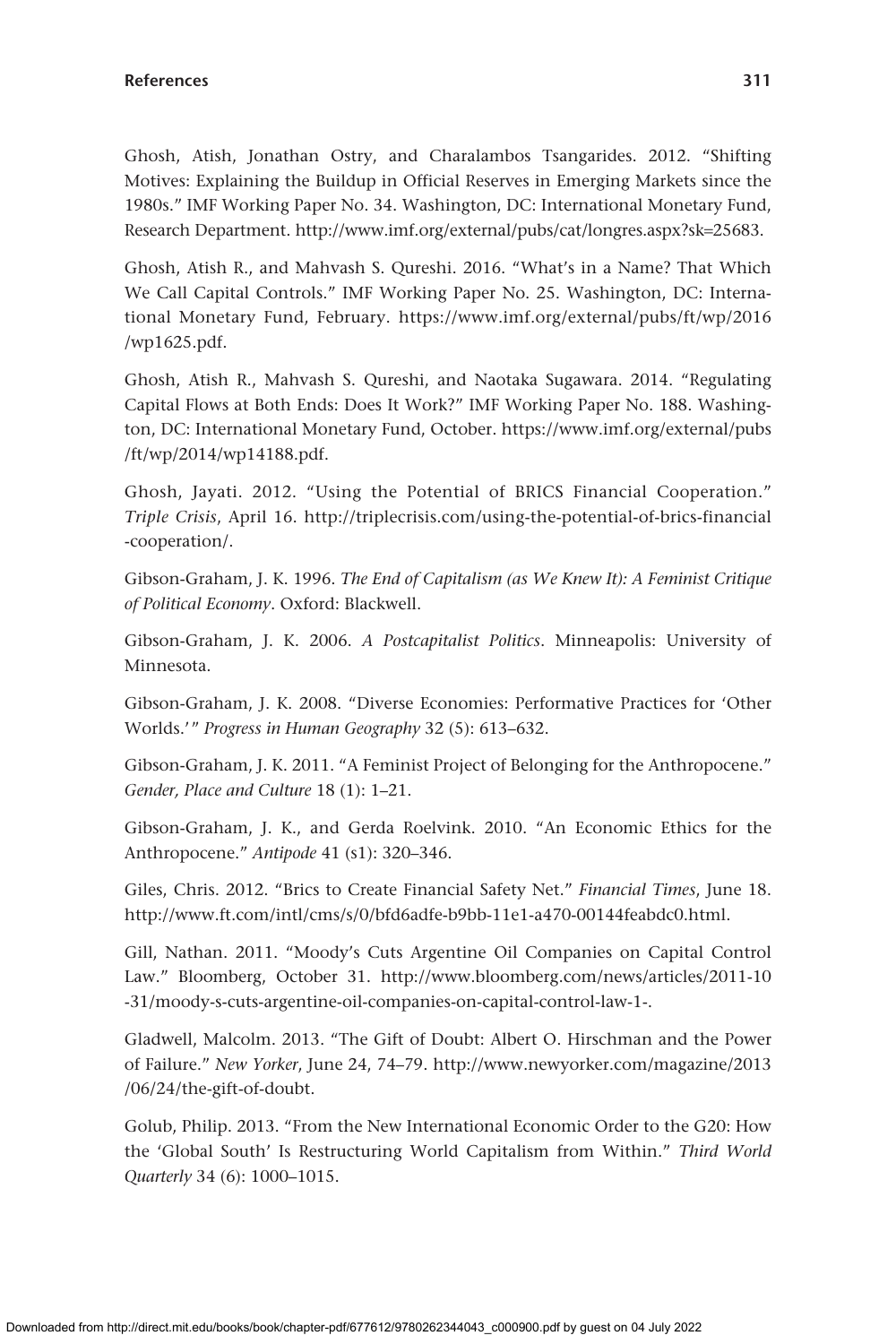Ghosh, Atish, Jonathan Ostry, and Charalambos Tsangarides. 2012. "Shifting Motives: Explaining the Buildup in Official Reserves in Emerging Markets since the 1980s." IMF Working Paper No. 34. Washington, DC: International Monetary Fund, Research Department. http://www.imf.org/external/pubs/cat/longres.aspx?sk=25683.

Ghosh, Atish R., and Mahvash S. Qureshi. 2016. "What's in a Name? That Which We Call Capital Controls." IMF Working Paper No. 25. Washington, DC: International Monetary Fund, February. https://www.imf.org/external/pubs/ft/wp/2016/wp1625.pdf.

Ghosh, Atish R., Mahvash S. Qureshi, and Naotaka Sugawara. 2014. "Regulating Capital Flows at Both Ends: Does It Work?" IMF Working Paper No. 188. Washington, DC: International Monetary Fund, October. https://www.imf.org/external/pubs/ft/wp/2014/wp14188.pdf.

Ghosh, Jayati. 2012. "Using the Potential of BRICS Financial Cooperation." *Triple Crisis*, April 16. http://triplecrisis.com/using-the-potential-of-brics-financial-cooperation/.

Gibson-Graham, J. K. 1996. *The End of Capitalism (as We Knew It): A Feminist Critique of Political Economy*. Oxford: Blackwell.

Gibson-Graham, J. K. 2006. *A Postcapitalist Politics*. Minneapolis: University of Minnesota.

Gibson-Graham, J. K. 2008. "Diverse Economies: Performative Practices for 'Other Worlds.'" *Progress in Human Geography* 32 (5): 613–632.

Gibson-Graham, J. K. 2011. "A Feminist Project of Belonging for the Anthropocene." *Gender, Place and Culture* 18 (1): 1–21.

Gibson-Graham, J. K., and Gerda Roelvink. 2010. "An Economic Ethics for the Anthropocene." *Antipode* 41 (s1): 320–346.

Giles, Chris. 2012. "Brics to Create Financial Safety Net." *Financial Times*, June 18. http://www.ft.com/intl/cms/s/0/bfd6adfe-b9bb-11e1-a470-00144feabdc0.html.

Gill, Nathan. 2011. "Moody's Cuts Argentine Oil Companies on Capital Control Law." Bloomberg, October 31. http://www.bloomberg.com/news/articles/2011-10-31/moody-s-cuts-argentine-oil-companies-on-capital-control-law-1-.

Gladwell, Malcolm. 2013. "The Gift of Doubt: Albert O. Hirschman and the Power of Failure." *New Yorker*, June 24, 74–79. http://www.newyorker.com/magazine/2013/06/24/the-gift-of-doubt.

Golub, Philip. 2013. "From the New International Economic Order to the G20: How the 'Global South' Is Restructuring World Capitalism from Within." *Third World Quarterly* 34 (6): 1000–1015.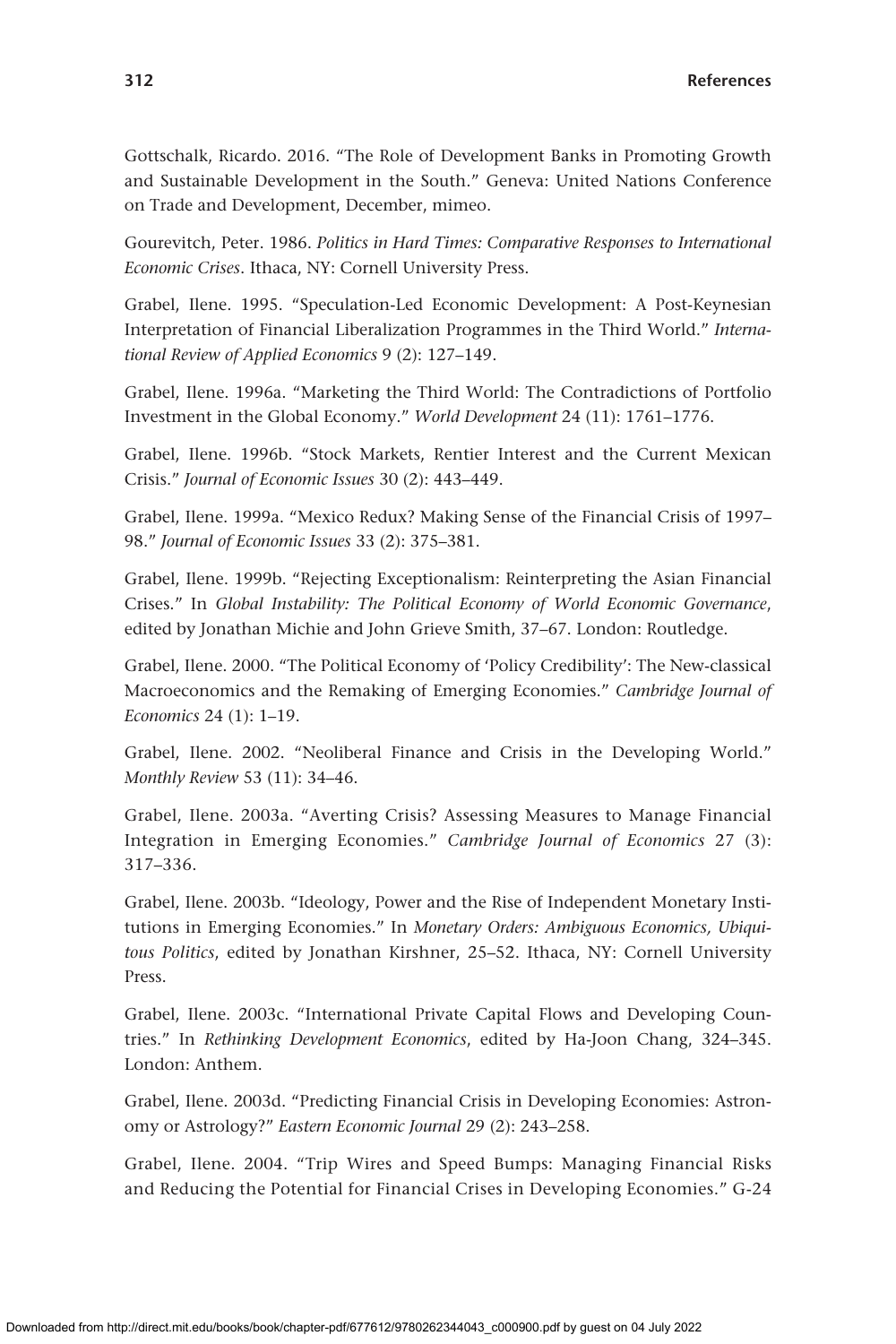Gottschalk, Ricardo. 2016. “The Role of Development Banks in Promoting Growth and Sustainable Development in the South.” Geneva: United Nations Conference on Trade and Development, December, mimeo.

Gourevitch, Peter. 1986. *Politics in Hard Times: Comparative Responses to International Economic Crises*. Ithaca, NY: Cornell University Press.

Grabel, Ilene. 1995. “Speculation-Led Economic Development: A Post-Keynesian Interpretation of Financial Liberalization Programmes in the Third World.” *International Review of Applied Economics* 9 (2): 127–149.

Grabel, Ilene. 1996a. “Marketing the Third World: The Contradictions of Portfolio Investment in the Global Economy.” *World Development* 24 (11): 1761–1776.

Grabel, Ilene. 1996b. “Stock Markets, Rentier Interest and the Current Mexican Crisis.” *Journal of Economic Issues* 30 (2): 443–449.

Grabel, Ilene. 1999a. “Mexico Redux? Making Sense of the Financial Crisis of 1997–98.” *Journal of Economic Issues* 33 (2): 375–381.

Grabel, Ilene. 1999b. “Rejecting Exceptionalism: Reinterpreting the Asian Financial Crises.” In *Global Instability: The Political Economy of World Economic Governance*, edited by Jonathan Michie and John Grieve Smith, 37–67. London: Routledge.

Grabel, Ilene. 2000. “The Political Economy of ‘Policy Credibility’: The New-classical Macroeconomics and the Remaking of Emerging Economies.” *Cambridge Journal of Economics* 24 (1): 1–19.

Grabel, Ilene. 2002. “Neoliberal Finance and Crisis in the Developing World.” *Monthly Review* 53 (11): 34–46.

Grabel, Ilene. 2003a. “Averting Crisis? Assessing Measures to Manage Financial Integration in Emerging Economies.” *Cambridge Journal of Economics* 27 (3): 317–336.

Grabel, Ilene. 2003b. “Ideology, Power and the Rise of Independent Monetary Institutions in Emerging Economies.” In *Monetary Orders: Ambiguous Economics, Ubiquitous Politics*, edited by Jonathan Kirshner, 25–52. Ithaca, NY: Cornell University Press.

Grabel, Ilene. 2003c. “International Private Capital Flows and Developing Countries.” In *Rethinking Development Economics*, edited by Ha-Joon Chang, 324–345. London: Anthem.

Grabel, Ilene. 2003d. “Predicting Financial Crisis in Developing Economies: Astronomy or Astrology?” *Eastern Economic Journal* 29 (2): 243–258.

Grabel, Ilene. 2004. “Trip Wires and Speed Bumps: Managing Financial Risks and Reducing the Potential for Financial Crises in Developing Economies.” G-24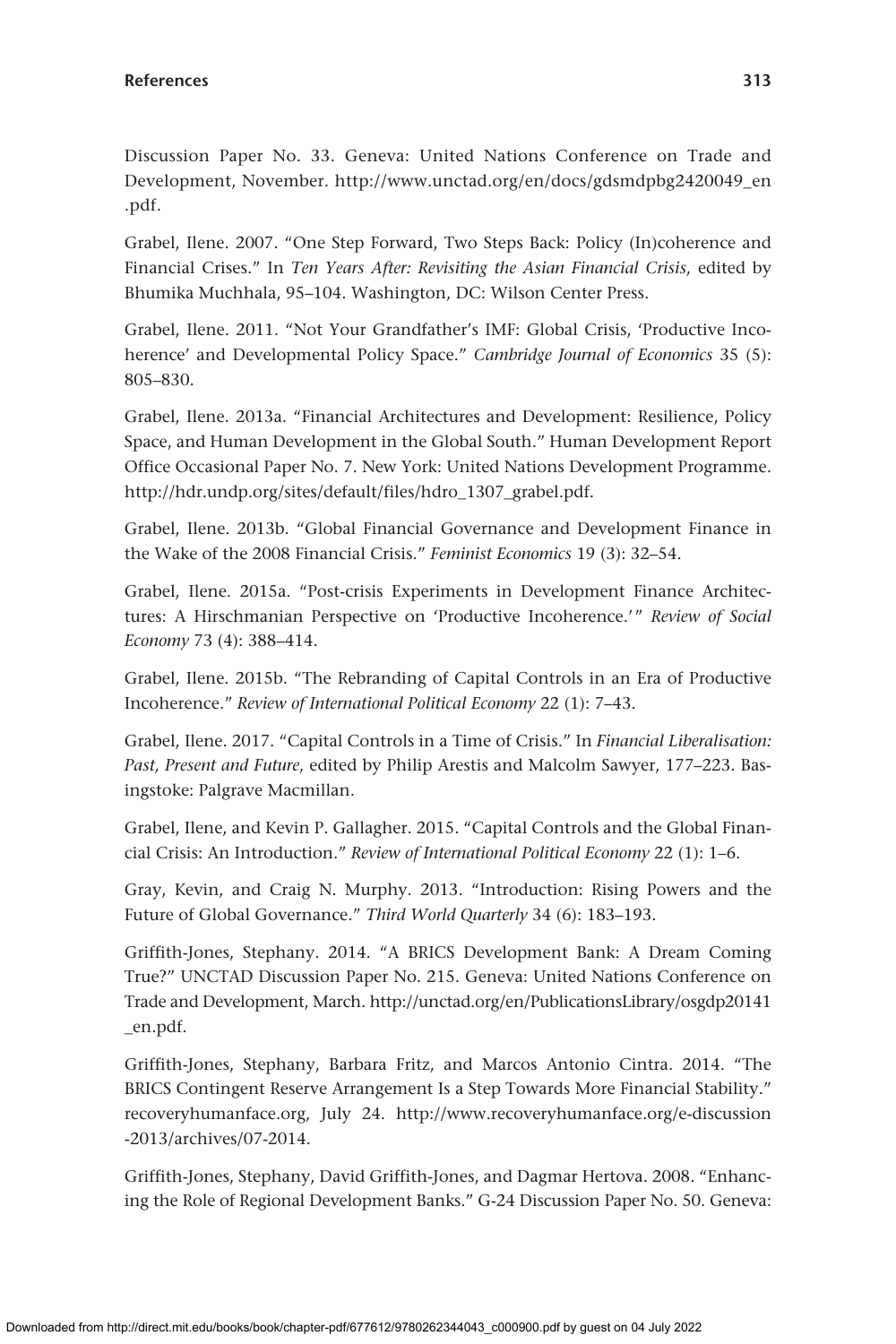Discussion Paper No. 33. Geneva: United Nations Conference on Trade and Development, November. http://www.unctad.org/en/docs/gdsmdpbg2420049_en.pdf.

Grabel, Ilene. 2007. "One Step Forward, Two Steps Back: Policy (In)coherence and Financial Crises." In *Ten Years After: Revisiting the Asian Financial Crisis*, edited by Bhumika Muchhala, 95–104. Washington, DC: Wilson Center Press.

Grabel, Ilene. 2011. "Not Your Grandfather's IMF: Global Crisis, 'Productive Incoherence' and Developmental Policy Space." *Cambridge Journal of Economics* 35 (5): 805–830.

Grabel, Ilene. 2013a. "Financial Architectures and Development: Resilience, Policy Space, and Human Development in the Global South." Human Development Report Office Occasional Paper No. 7. New York: United Nations Development Programme. http://hdr.undp.org/sites/default/files/hdro_1307_grabel.pdf.

Grabel, Ilene. 2013b. "Global Financial Governance and Development Finance in the Wake of the 2008 Financial Crisis." *Feminist Economics* 19 (3): 32–54.

Grabel, Ilene. 2015a. "Post-crisis Experiments in Development Finance Architectures: A Hirschmanian Perspective on 'Productive Incoherence.'" *Review of Social Economy* 73 (4): 388–414.

Grabel, Ilene. 2015b. "The Rebranding of Capital Controls in an Era of Productive Incoherence." *Review of International Political Economy* 22 (1): 7–43.

Grabel, Ilene. 2017. "Capital Controls in a Time of Crisis." In *Financial Liberalisation: Past, Present and Future*, edited by Philip Arestis and Malcolm Sawyer, 177–223. Basingstoke: Palgrave Macmillan.

Grabel, Ilene, and Kevin P. Gallagher. 2015. "Capital Controls and the Global Financial Crisis: An Introduction." *Review of International Political Economy* 22 (1): 1–6.

Gray, Kevin, and Craig N. Murphy. 2013. "Introduction: Rising Powers and the Future of Global Governance." *Third World Quarterly* 34 (6): 183–193.

Griffith-Jones, Stephany. 2014. "A BRICS Development Bank: A Dream Coming True?" UNCTAD Discussion Paper No. 215. Geneva: United Nations Conference on Trade and Development, March. http://unctad.org/en/PublicationsLibrary/osgdp20141_en.pdf.

Griffith-Jones, Stephany, Barbara Fritz, and Marcos Antonio Cintra. 2014. "The BRICS Contingent Reserve Arrangement Is a Step Towards More Financial Stability." recoveryhumanface.org, July 24. http://www.recoveryhumanface.org/e-discussion-2013/archives/07-2014.

Griffith-Jones, Stephany, David Griffith-Jones, and Dagmar Hertova. 2008. "Enhancing the Role of Regional Development Banks." G-24 Discussion Paper No. 50. Geneva: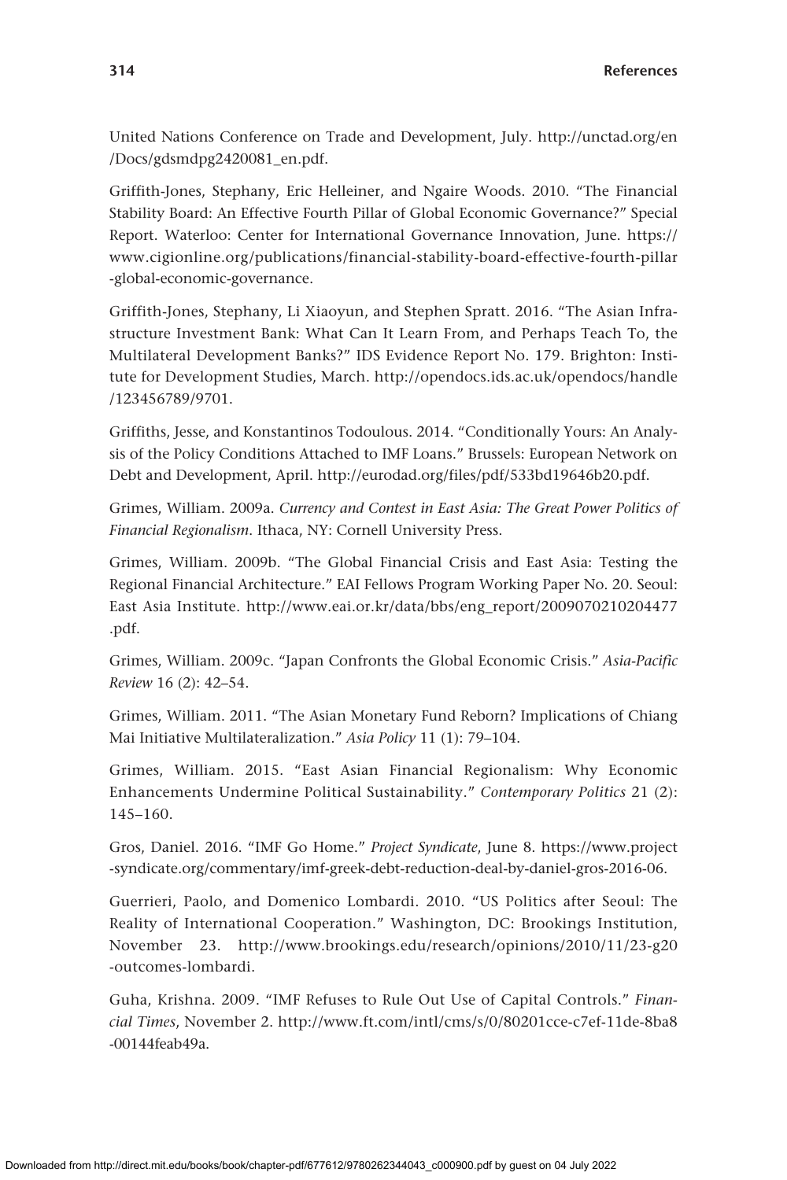United Nations Conference on Trade and Development, July. http://unctad.org/en/Docs/gdsmdpg2420081_en.pdf.

Griffith-Jones, Stephany, Eric Helleiner, and Ngaire Woods. 2010. "The Financial Stability Board: An Effective Fourth Pillar of Global Economic Governance?" Special Report. Waterloo: Center for International Governance Innovation, June. https://www.cigionline.org/publications/financial-stability-board-effective-fourth-pillar-global-economic-governance.

Griffith-Jones, Stephany, Li Xiaoyun, and Stephen Spratt. 2016. "The Asian Infrastructure Investment Bank: What Can It Learn From, and Perhaps Teach To, the Multilateral Development Banks?" IDS Evidence Report No. 179. Brighton: Institute for Development Studies, March. http://opendocs.ids.ac.uk/opendocs/handle/123456789/9701.

Griffiths, Jesse, and Konstantinos Todoulous. 2014. "Conditionally Yours: An Analysis of the Policy Conditions Attached to IMF Loans." Brussels: European Network on Debt and Development, April. http://eurodad.org/files/pdf/533bd19646b20.pdf.

Grimes, William. 2009a. *Currency and Contest in East Asia: The Great Power Politics of Financial Regionalism*. Ithaca, NY: Cornell University Press.

Grimes, William. 2009b. "The Global Financial Crisis and East Asia: Testing the Regional Financial Architecture." EAI Fellows Program Working Paper No. 20. Seoul: East Asia Institute. http://www.eai.or.kr/data/bbs/eng_report/2009070210204477.pdf.

Grimes, William. 2009c. "Japan Confronts the Global Economic Crisis." *Asia-Pacific Review* 16 (2): 42–54.

Grimes, William. 2011. "The Asian Monetary Fund Reborn? Implications of Chiang Mai Initiative Multilateralization." *Asia Policy* 11 (1): 79–104.

Grimes, William. 2015. "East Asian Financial Regionalism: Why Economic Enhancements Undermine Political Sustainability." *Contemporary Politics* 21 (2): 145–160.

Gros, Daniel. 2016. "IMF Go Home." *Project Syndicate*, June 8. https://www.project-syndicate.org/commentary/imf-greek-debt-reduction-deal-by-daniel-gros-2016-06.

Guerrieri, Paolo, and Domenico Lombardi. 2010. "US Politics after Seoul: The Reality of International Cooperation." Washington, DC: Brookings Institution, November 23. http://www.brookings.edu/research/opinions/2010/11/23-g20-outcomes-lombardi.

Guha, Krishna. 2009. "IMF Refuses to Rule Out Use of Capital Controls." *Financial Times*, November 2. http://www.ft.com/intl/cms/s/0/80201cce-c7ef-11de-8ba8-00144feab49a.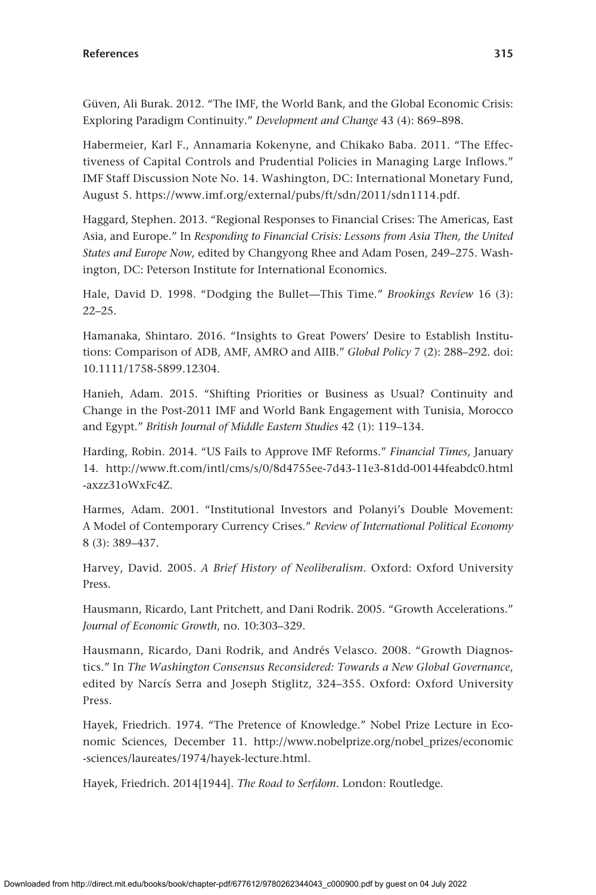Güven, Ali Burak. 2012. "The IMF, the World Bank, and the Global Economic Crisis: Exploring Paradigm Continuity." *Development and Change* 43 (4): 869–898.

Habermeier, Karl F., Annamaria Kokenyne, and Chikako Baba. 2011. "The Effectiveness of Capital Controls and Prudential Policies in Managing Large Inflows." IMF Staff Discussion Note No. 14. Washington, DC: International Monetary Fund, August 5. https://www.imf.org/external/pubs/ft/sdn/2011/sdn1114.pdf.

Haggard, Stephen. 2013. "Regional Responses to Financial Crises: The Americas, East Asia, and Europe." In *Responding to Financial Crisis: Lessons from Asia Then, the United States and Europe Now*, edited by Changyong Rhee and Adam Posen, 249–275. Washington, DC: Peterson Institute for International Economics.

Hale, David D. 1998. "Dodging the Bullet—This Time." *Brookings Review* 16 (3): 22–25.

Hamanaka, Shintaro. 2016. "Insights to Great Powers' Desire to Establish Institutions: Comparison of ADB, AMF, AMRO and AIIB." *Global Policy* 7 (2): 288–292. doi: 10.1111/1758-5899.12304.

Hanieh, Adam. 2015. "Shifting Priorities or Business as Usual? Continuity and Change in the Post-2011 IMF and World Bank Engagement with Tunisia, Morocco and Egypt." *British Journal of Middle Eastern Studies* 42 (1): 119–134.

Harding, Robin. 2014. "US Fails to Approve IMF Reforms." *Financial Times*, January 14. http://www.ft.com/intl/cms/s/0/8d4755ee-7d43-11e3-81dd-00144feabdc0.html-axzz31oWxFc4Z.

Harmes, Adam. 2001. "Institutional Investors and Polanyi's Double Movement: A Model of Contemporary Currency Crises." *Review of International Political Economy* 8 (3): 389–437.

Harvey, David. 2005. *A Brief History of Neoliberalism*. Oxford: Oxford University Press.

Hausmann, Ricardo, Lant Pritchett, and Dani Rodrik. 2005. "Growth Accelerations." *Journal of Economic Growth*, no. 10:303–329.

Hausmann, Ricardo, Dani Rodrik, and Andrés Velasco. 2008. "Growth Diagnostics." In *The Washington Consensus Reconsidered: Towards a New Global Governance*, edited by Narcís Serra and Joseph Stiglitz, 324–355. Oxford: Oxford University Press.

Hayek, Friedrich. 1974. "The Pretence of Knowledge." Nobel Prize Lecture in Economic Sciences, December 11. http://www.nobelprize.org/nobel_prizes/economic-sciences/laureates/1974/hayek-lecture.html.

Hayek, Friedrich. 2014[1944]. *The Road to Serfdom*. London: Routledge.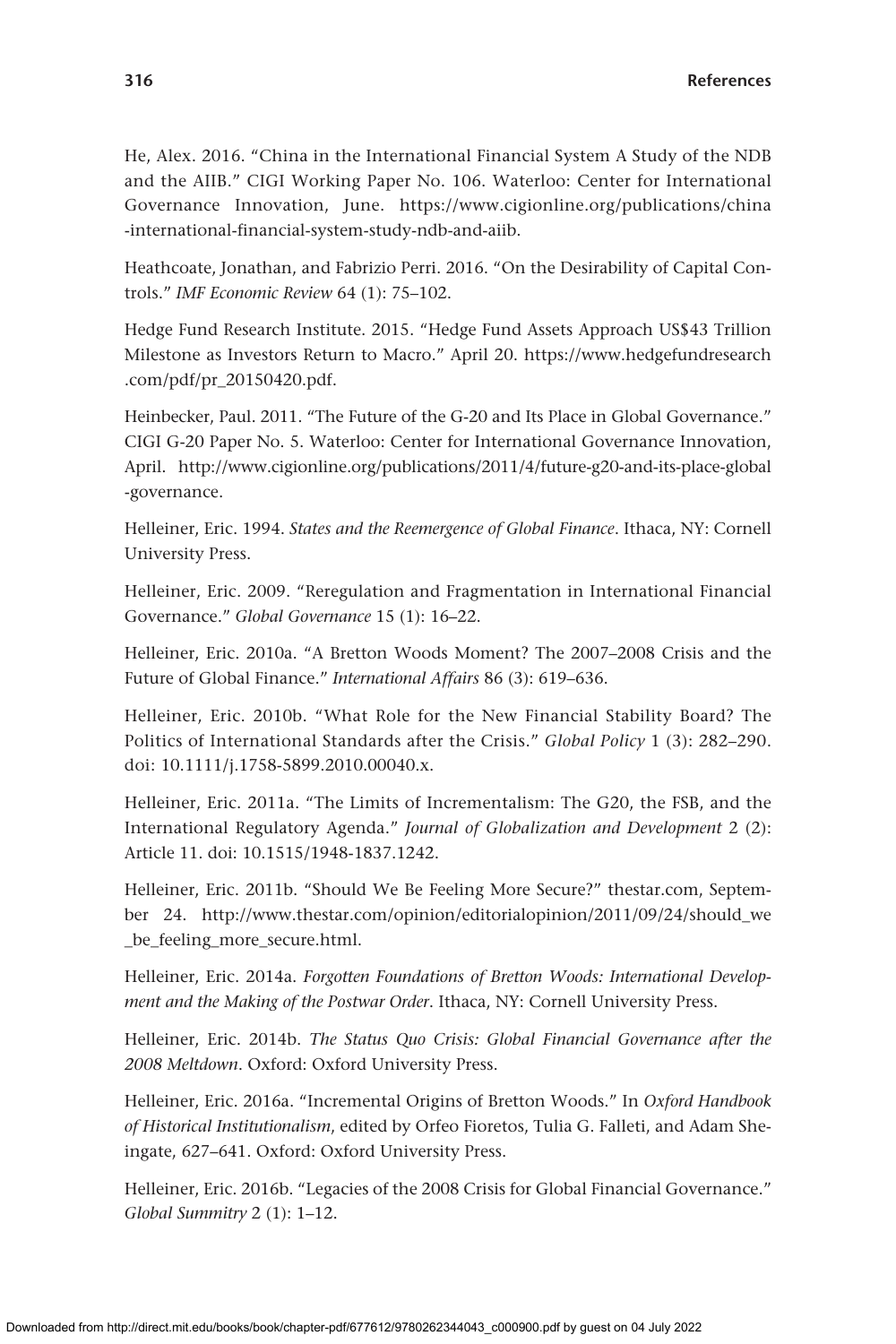He, Alex. 2016. "China in the International Financial System A Study of the NDB and the AIIB." CIGI Working Paper No. 106. Waterloo: Center for International Governance Innovation, June. https://www.cigionline.org/publications/china-international-financial-system-study-ndb-and-aiib.

Heathcoate, Jonathan, and Fabrizio Perri. 2016. "On the Desirability of Capital Controls." *IMF Economic Review* 64 (1): 75–102.

Hedge Fund Research Institute. 2015. "Hedge Fund Assets Approach US$43 Trillion Milestone as Investors Return to Macro." April 20. https://www.hedgefundresearch.com/pdf/pr_20150420.pdf.

Heinbecker, Paul. 2011. "The Future of the G-20 and Its Place in Global Governance." CIGI G-20 Paper No. 5. Waterloo: Center for International Governance Innovation, April. http://www.cigionline.org/publications/2011/4/future-g20-and-its-place-global-governance.

Helleiner, Eric. 1994. *States and the Reemergence of Global Finance*. Ithaca, NY: Cornell University Press.

Helleiner, Eric. 2009. "Reregulation and Fragmentation in International Financial Governance." *Global Governance* 15 (1): 16–22.

Helleiner, Eric. 2010a. "A Bretton Woods Moment? The 2007–2008 Crisis and the Future of Global Finance." *International Affairs* 86 (3): 619–636.

Helleiner, Eric. 2010b. "What Role for the New Financial Stability Board? The Politics of International Standards after the Crisis." *Global Policy* 1 (3): 282–290. doi: 10.1111/j.1758-5899.2010.00040.x.

Helleiner, Eric. 2011a. "The Limits of Incrementalism: The G20, the FSB, and the International Regulatory Agenda." *Journal of Globalization and Development* 2 (2): Article 11. doi: 10.1515/1948-1837.1242.

Helleiner, Eric. 2011b. "Should We Be Feeling More Secure?" thestar.com, September 24. http://www.thestar.com/opinion/editorialopinion/2011/09/24/should_we_be_feeling_more_secure.html.

Helleiner, Eric. 2014a. *Forgotten Foundations of Bretton Woods: International Development and the Making of the Postwar Order*. Ithaca, NY: Cornell University Press.

Helleiner, Eric. 2014b. *The Status Quo Crisis: Global Financial Governance after the 2008 Meltdown*. Oxford: Oxford University Press.

Helleiner, Eric. 2016a. "Incremental Origins of Bretton Woods." In *Oxford Handbook of Historical Institutionalism*, edited by Orfeo Fioretos, Tulia G. Falleti, and Adam Sheingate, 627–641. Oxford: Oxford University Press.

Helleiner, Eric. 2016b. "Legacies of the 2008 Crisis for Global Financial Governance." *Global Summitry* 2 (1): 1–12.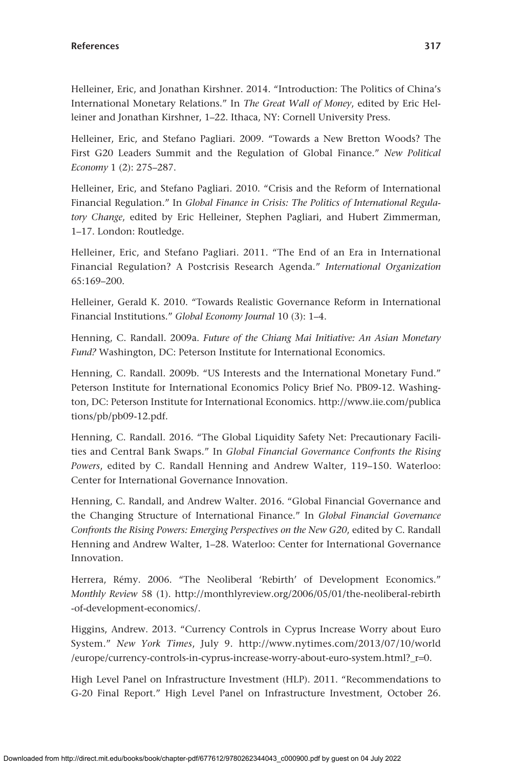Helleiner, Eric, and Jonathan Kirshner. 2014. "Introduction: The Politics of China's International Monetary Relations." In *The Great Wall of Money*, edited by Eric Helleiner and Jonathan Kirshner, 1–22. Ithaca, NY: Cornell University Press.

Helleiner, Eric, and Stefano Pagliari. 2009. "Towards a New Bretton Woods? The First G20 Leaders Summit and the Regulation of Global Finance." *New Political Economy* 1 (2): 275–287.

Helleiner, Eric, and Stefano Pagliari. 2010. "Crisis and the Reform of International Financial Regulation." In *Global Finance in Crisis: The Politics of International Regulatory Change*, edited by Eric Helleiner, Stephen Pagliari, and Hubert Zimmerman, 1–17. London: Routledge.

Helleiner, Eric, and Stefano Pagliari. 2011. "The End of an Era in International Financial Regulation? A Postcrisis Research Agenda." *International Organization* 65:169–200.

Helleiner, Gerald K. 2010. "Towards Realistic Governance Reform in International Financial Institutions." *Global Economy Journal* 10 (3): 1–4.

Henning, C. Randall. 2009a. *Future of the Chiang Mai Initiative: An Asian Monetary Fund?* Washington, DC: Peterson Institute for International Economics.

Henning, C. Randall. 2009b. "US Interests and the International Monetary Fund." Peterson Institute for International Economics Policy Brief No. PB09-12. Washington, DC: Peterson Institute for International Economics. http://www.iie.com/publications/pb/pb09-12.pdf.

Henning, C. Randall. 2016. "The Global Liquidity Safety Net: Precautionary Facilities and Central Bank Swaps." In *Global Financial Governance Confronts the Rising Powers*, edited by C. Randall Henning and Andrew Walter, 119–150. Waterloo: Center for International Governance Innovation.

Henning, C. Randall, and Andrew Walter. 2016. "Global Financial Governance and the Changing Structure of International Finance." In *Global Financial Governance Confronts the Rising Powers: Emerging Perspectives on the New G20*, edited by C. Randall Henning and Andrew Walter, 1–28. Waterloo: Center for International Governance Innovation.

Herrera, Rémy. 2006. "The Neoliberal 'Rebirth' of Development Economics." *Monthly Review* 58 (1). http://monthlyreview.org/2006/05/01/the-neoliberal-rebirth-of-development-economics/.

Higgins, Andrew. 2013. "Currency Controls in Cyprus Increase Worry about Euro System." *New York Times*, July 9. http://www.nytimes.com/2013/07/10/world/europe/currency-controls-in-cyprus-increase-worry-about-euro-system.html?_r=0.

High Level Panel on Infrastructure Investment (HLP). 2011. "Recommendations to G-20 Final Report." High Level Panel on Infrastructure Investment, October 26.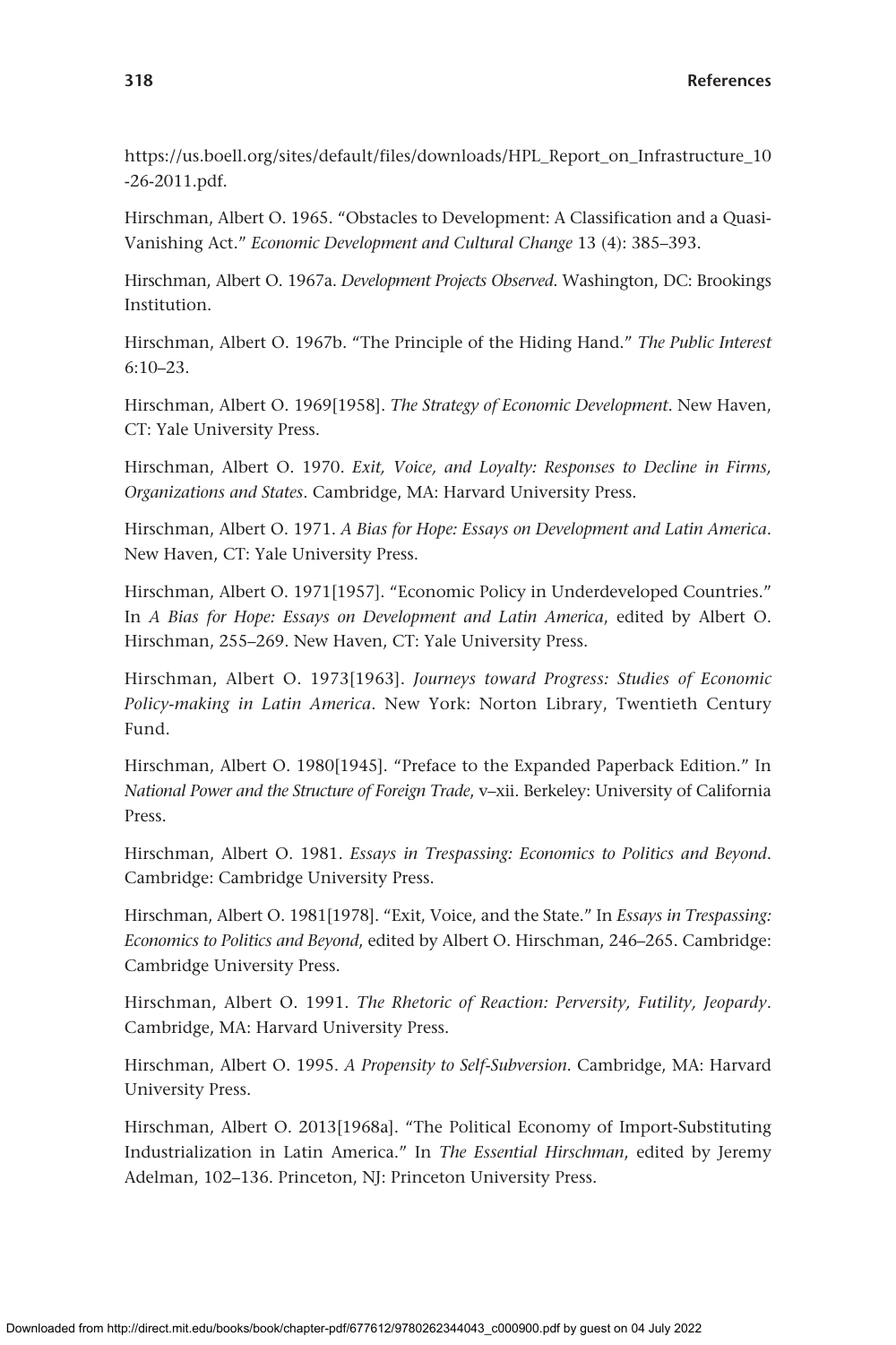https://us.boell.org/sites/default/files/downloads/HPL_Report_on_Infrastructure_10-26-2011.pdf.

Hirschman, Albert O. 1965. "Obstacles to Development: A Classification and a Quasi-Vanishing Act." *Economic Development and Cultural Change* 13 (4): 385–393.

Hirschman, Albert O. 1967a. *Development Projects Observed*. Washington, DC: Brookings Institution.

Hirschman, Albert O. 1967b. "The Principle of the Hiding Hand." *The Public Interest* 6:10–23.

Hirschman, Albert O. 1969[1958]. *The Strategy of Economic Development*. New Haven, CT: Yale University Press.

Hirschman, Albert O. 1970. *Exit, Voice, and Loyalty: Responses to Decline in Firms, Organizations and States*. Cambridge, MA: Harvard University Press.

Hirschman, Albert O. 1971. *A Bias for Hope: Essays on Development and Latin America*. New Haven, CT: Yale University Press.

Hirschman, Albert O. 1971[1957]. "Economic Policy in Underdeveloped Countries." In *A Bias for Hope: Essays on Development and Latin America*, edited by Albert O. Hirschman, 255–269. New Haven, CT: Yale University Press.

Hirschman, Albert O. 1973[1963]. *Journeys toward Progress: Studies of Economic Policy-making in Latin America*. New York: Norton Library, Twentieth Century Fund.

Hirschman, Albert O. 1980[1945]. "Preface to the Expanded Paperback Edition." In *National Power and the Structure of Foreign Trade*, v–xii. Berkeley: University of California Press.

Hirschman, Albert O. 1981. *Essays in Trespassing: Economics to Politics and Beyond*. Cambridge: Cambridge University Press.

Hirschman, Albert O. 1981[1978]. "Exit, Voice, and the State." In *Essays in Trespassing: Economics to Politics and Beyond*, edited by Albert O. Hirschman, 246–265. Cambridge: Cambridge University Press.

Hirschman, Albert O. 1991. *The Rhetoric of Reaction: Perversity, Futility, Jeopardy*. Cambridge, MA: Harvard University Press.

Hirschman, Albert O. 1995. *A Propensity to Self-Subversion*. Cambridge, MA: Harvard University Press.

Hirschman, Albert O. 2013[1968a]. "The Political Economy of Import-Substituting Industrialization in Latin America." In *The Essential Hirschman*, edited by Jeremy Adelman, 102–136. Princeton, NJ: Princeton University Press.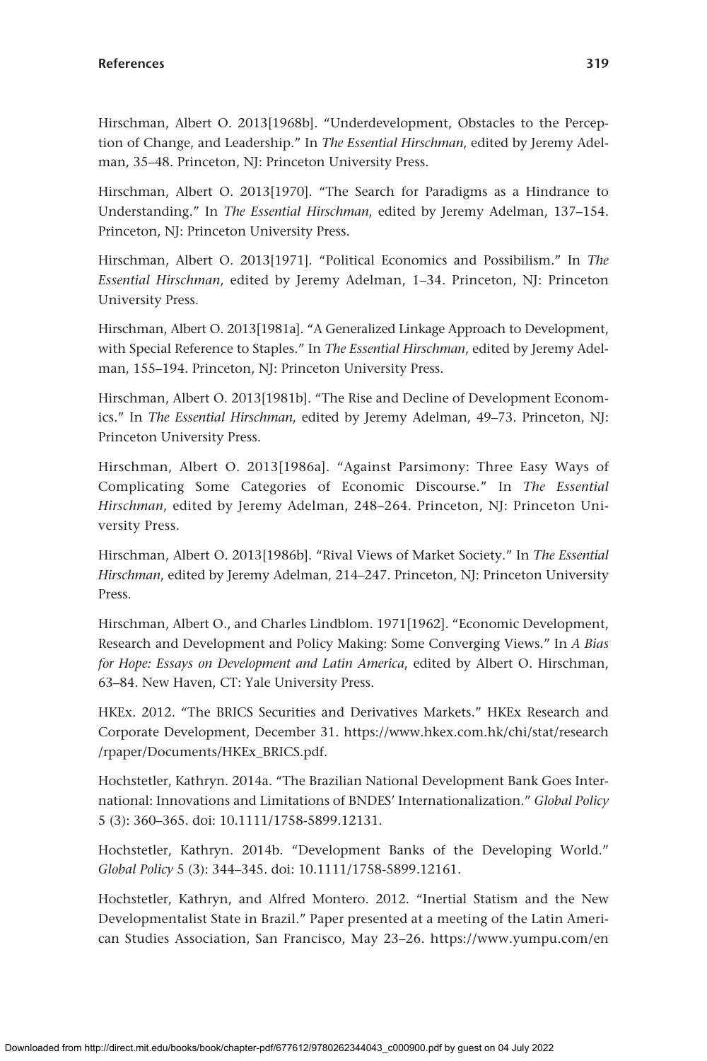Hirschman, Albert O. 2013[1968b]. "Underdevelopment, Obstacles to the Perception of Change, and Leadership." In *The Essential Hirschman*, edited by Jeremy Adelman, 35–48. Princeton, NJ: Princeton University Press.

Hirschman, Albert O. 2013[1970]. "The Search for Paradigms as a Hindrance to Understanding." In *The Essential Hirschman*, edited by Jeremy Adelman, 137–154. Princeton, NJ: Princeton University Press.

Hirschman, Albert O. 2013[1971]. "Political Economics and Possibilism." In *The Essential Hirschman*, edited by Jeremy Adelman, 1–34. Princeton, NJ: Princeton University Press.

Hirschman, Albert O. 2013[1981a]. "A Generalized Linkage Approach to Development, with Special Reference to Staples." In *The Essential Hirschman*, edited by Jeremy Adelman, 155–194. Princeton, NJ: Princeton University Press.

Hirschman, Albert O. 2013[1981b]. "The Rise and Decline of Development Economics." In *The Essential Hirschman*, edited by Jeremy Adelman, 49–73. Princeton, NJ: Princeton University Press.

Hirschman, Albert O. 2013[1986a]. "Against Parsimony: Three Easy Ways of Complicating Some Categories of Economic Discourse." In *The Essential Hirschman*, edited by Jeremy Adelman, 248–264. Princeton, NJ: Princeton University Press.

Hirschman, Albert O. 2013[1986b]. "Rival Views of Market Society." In *The Essential Hirschman*, edited by Jeremy Adelman, 214–247. Princeton, NJ: Princeton University Press.

Hirschman, Albert O., and Charles Lindblom. 1971[1962]. "Economic Development, Research and Development and Policy Making: Some Converging Views." In *A Bias for Hope: Essays on Development and Latin America*, edited by Albert O. Hirschman, 63–84. New Haven, CT: Yale University Press.

HKEx. 2012. "The BRICS Securities and Derivatives Markets." HKEx Research and Corporate Development, December 31. https://www.hkex.com.hk/chi/stat/research/rpaper/Documents/HKEx_BRICS.pdf.

Hochstetler, Kathryn. 2014a. "The Brazilian National Development Bank Goes International: Innovations and Limitations of BNDES' Internationalization." *Global Policy* 5 (3): 360–365. doi: 10.1111/1758-5899.12131.

Hochstetler, Kathryn. 2014b. "Development Banks of the Developing World." *Global Policy* 5 (3): 344–345. doi: 10.1111/1758-5899.12161.

Hochstetler, Kathryn, and Alfred Montero. 2012. "Inertial Statism and the New Developmentalist State in Brazil." Paper presented at a meeting of the Latin American Studies Association, San Francisco, May 23–26. https://www.yumpu.com/en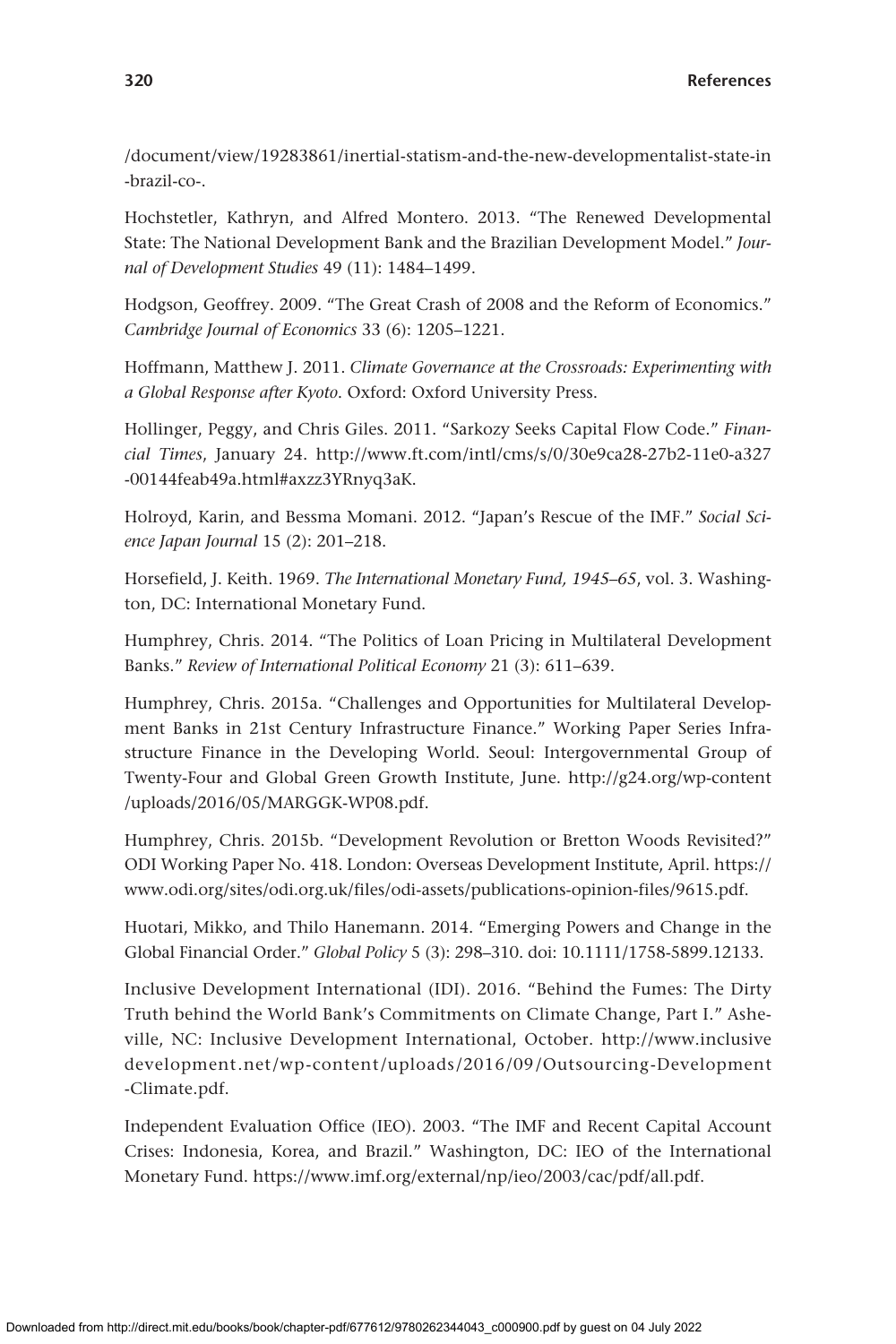/document/view/19283861/inertial-statism-and-the-new-developmentalist-state-in-brazil-co-.

Hochstetler, Kathryn, and Alfred Montero. 2013. "The Renewed Developmental State: The National Development Bank and the Brazilian Development Model." *Journal of Development Studies* 49 (11): 1484–1499.

Hodgson, Geoffrey. 2009. "The Great Crash of 2008 and the Reform of Economics." *Cambridge Journal of Economics* 33 (6): 1205–1221.

Hoffmann, Matthew J. 2011. *Climate Governance at the Crossroads: Experimenting with a Global Response after Kyoto*. Oxford: Oxford University Press.

Hollinger, Peggy, and Chris Giles. 2011. "Sarkozy Seeks Capital Flow Code." *Financial Times*, January 24. http://www.ft.com/intl/cms/s/0/30e9ca28-27b2-11e0-a327-00144feab49a.html#axzz3YRnyq3aK.

Holroyd, Karin, and Bessma Momani. 2012. "Japan's Rescue of the IMF." *Social Science Japan Journal* 15 (2): 201–218.

Horsefield, J. Keith. 1969. *The International Monetary Fund, 1945–65*, vol. 3. Washington, DC: International Monetary Fund.

Humphrey, Chris. 2014. "The Politics of Loan Pricing in Multilateral Development Banks." *Review of International Political Economy* 21 (3): 611–639.

Humphrey, Chris. 2015a. "Challenges and Opportunities for Multilateral Development Banks in 21st Century Infrastructure Finance." Working Paper Series Infrastructure Finance in the Developing World. Seoul: Intergovernmental Group of Twenty-Four and Global Green Growth Institute, June. http://g24.org/wp-content/uploads/2016/05/MARGGK-WP08.pdf.

Humphrey, Chris. 2015b. "Development Revolution or Bretton Woods Revisited?" ODI Working Paper No. 418. London: Overseas Development Institute, April. https://www.odi.org/sites/odi.org.uk/files/odi-assets/publications-opinion-files/9615.pdf.

Huotari, Mikko, and Thilo Hanemann. 2014. "Emerging Powers and Change in the Global Financial Order." *Global Policy* 5 (3): 298–310. doi: 10.1111/1758-5899.12133.

Inclusive Development International (IDI). 2016. "Behind the Fumes: The Dirty Truth behind the World Bank's Commitments on Climate Change, Part I." Asheville, NC: Inclusive Development International, October. http://www.inclusivedevelopment.net/wp-content/uploads/2016/09/Outsourcing-Development-Climate.pdf.

Independent Evaluation Office (IEO). 2003. "The IMF and Recent Capital Account Crises: Indonesia, Korea, and Brazil." Washington, DC: IEO of the International Monetary Fund. https://www.imf.org/external/np/ieo/2003/cac/pdf/all.pdf.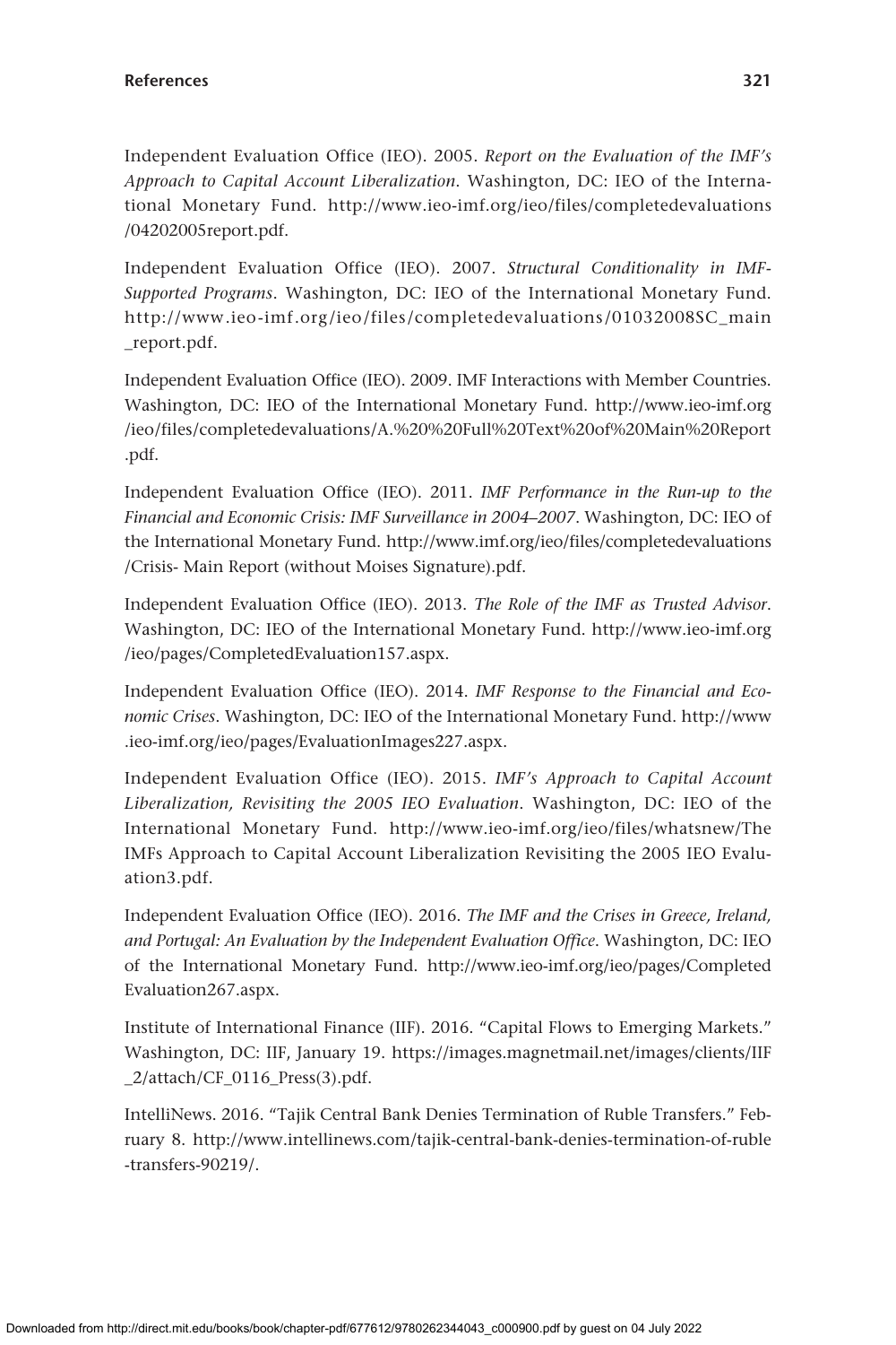Independent Evaluation Office (IEO). 2005. *Report on the Evaluation of the IMF's Approach to Capital Account Liberalization*. Washington, DC: IEO of the International Monetary Fund. http://www.ieo-imf.org/ieo/files/completedevaluations/04202005report.pdf.

Independent Evaluation Office (IEO). 2007. *Structural Conditionality in IMF-Supported Programs*. Washington, DC: IEO of the International Monetary Fund. http://www.ieo-imf.org/ieo/files/completedevaluations/01032008SC_main_report.pdf.

Independent Evaluation Office (IEO). 2009. IMF Interactions with Member Countries. Washington, DC: IEO of the International Monetary Fund. http://www.ieo-imf.org/ieo/files/completedevaluations/A.%20%20Full%20Text%20of%20Main%20Report.pdf.

Independent Evaluation Office (IEO). 2011. *IMF Performance in the Run-up to the Financial and Economic Crisis: IMF Surveillance in 2004–2007*. Washington, DC: IEO of the International Monetary Fund. http://www.imf.org/ieo/files/completedevaluations/Crisis- Main Report (without Moises Signature).pdf.

Independent Evaluation Office (IEO). 2013. *The Role of the IMF as Trusted Advisor*. Washington, DC: IEO of the International Monetary Fund. http://www.ieo-imf.org/ieo/pages/CompletedEvaluation157.aspx.

Independent Evaluation Office (IEO). 2014. *IMF Response to the Financial and Economic Crises*. Washington, DC: IEO of the International Monetary Fund. http://www.ieo-imf.org/ieo/pages/EvaluationImages227.aspx.

Independent Evaluation Office (IEO). 2015. *IMF's Approach to Capital Account Liberalization, Revisiting the 2005 IEO Evaluation*. Washington, DC: IEO of the International Monetary Fund. http://www.ieo-imf.org/ieo/files/whatsnew/The IMFs Approach to Capital Account Liberalization Revisiting the 2005 IEO Evaluation3.pdf.

Independent Evaluation Office (IEO). 2016. *The IMF and the Crises in Greece, Ireland, and Portugal: An Evaluation by the Independent Evaluation Office*. Washington, DC: IEO of the International Monetary Fund. http://www.ieo-imf.org/ieo/pages/CompletedEvaluation267.aspx.

Institute of International Finance (IIF). 2016. "Capital Flows to Emerging Markets." Washington, DC: IIF, January 19. https://images.magnetmail.net/images/clients/IIF_2/attach/CF_0116_Press(3).pdf.

IntelliNews. 2016. "Tajik Central Bank Denies Termination of Ruble Transfers." February 8. http://www.intellinews.com/tajik-central-bank-denies-termination-of-ruble-transfers-90219/.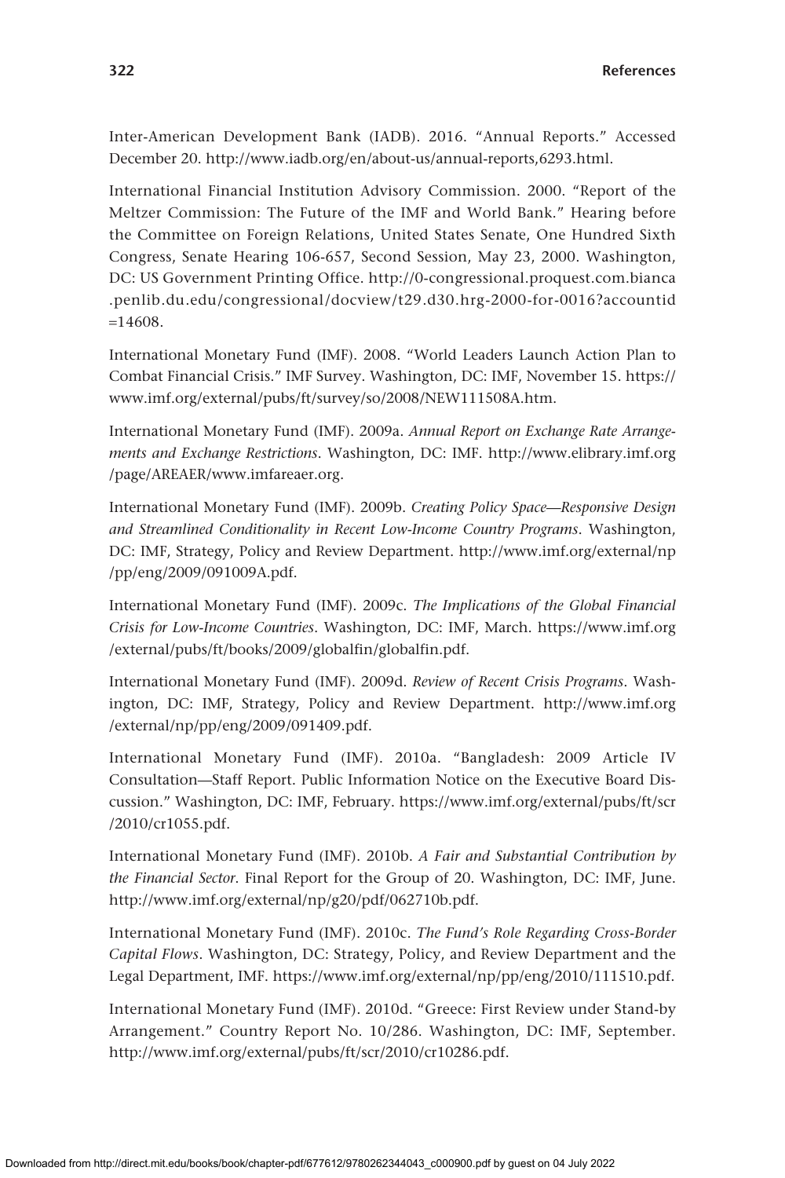Inter-American Development Bank (IADB). 2016. "Annual Reports." Accessed December 20. http://www.iadb.org/en/about-us/annual-reports,6293.html.

International Financial Institution Advisory Commission. 2000. "Report of the Meltzer Commission: The Future of the IMF and World Bank." Hearing before the Committee on Foreign Relations, United States Senate, One Hundred Sixth Congress, Senate Hearing 106-657, Second Session, May 23, 2000. Washington, DC: US Government Printing Office. http://0-congressional.proquest.com.bianca.penlib.du.edu/congressional/docview/t29.d30.hrg-2000-for-0016?accountid=14608.

International Monetary Fund (IMF). 2008. "World Leaders Launch Action Plan to Combat Financial Crisis." IMF Survey. Washington, DC: IMF, November 15. https://www.imf.org/external/pubs/ft/survey/so/2008/NEW111508A.htm.

International Monetary Fund (IMF). 2009a. *Annual Report on Exchange Rate Arrangements and Exchange Restrictions*. Washington, DC: IMF. http://www.elibrary.imf.org/page/AREAER/www.imfareaer.org.

International Monetary Fund (IMF). 2009b. *Creating Policy Space—Responsive Design and Streamlined Conditionality in Recent Low-Income Country Programs*. Washington, DC: IMF, Strategy, Policy and Review Department. http://www.imf.org/external/np/pp/eng/2009/091009A.pdf.

International Monetary Fund (IMF). 2009c. *The Implications of the Global Financial Crisis for Low-Income Countries*. Washington, DC: IMF, March. https://www.imf.org/external/pubs/ft/books/2009/globalfin/globalfin.pdf.

International Monetary Fund (IMF). 2009d. *Review of Recent Crisis Programs*. Washington, DC: IMF, Strategy, Policy and Review Department. http://www.imf.org/external/np/pp/eng/2009/091409.pdf.

International Monetary Fund (IMF). 2010a. "Bangladesh: 2009 Article IV Consultation—Staff Report. Public Information Notice on the Executive Board Discussion." Washington, DC: IMF, February. https://www.imf.org/external/pubs/ft/scr/2010/cr1055.pdf.

International Monetary Fund (IMF). 2010b. *A Fair and Substantial Contribution by the Financial Sector*. Final Report for the Group of 20. Washington, DC: IMF, June. http://www.imf.org/external/np/g20/pdf/062710b.pdf.

International Monetary Fund (IMF). 2010c. *The Fund's Role Regarding Cross-Border Capital Flows*. Washington, DC: Strategy, Policy, and Review Department and the Legal Department, IMF. https://www.imf.org/external/np/pp/eng/2010/111510.pdf.

International Monetary Fund (IMF). 2010d. "Greece: First Review under Stand-by Arrangement." Country Report No. 10/286. Washington, DC: IMF, September. http://www.imf.org/external/pubs/ft/scr/2010/cr10286.pdf.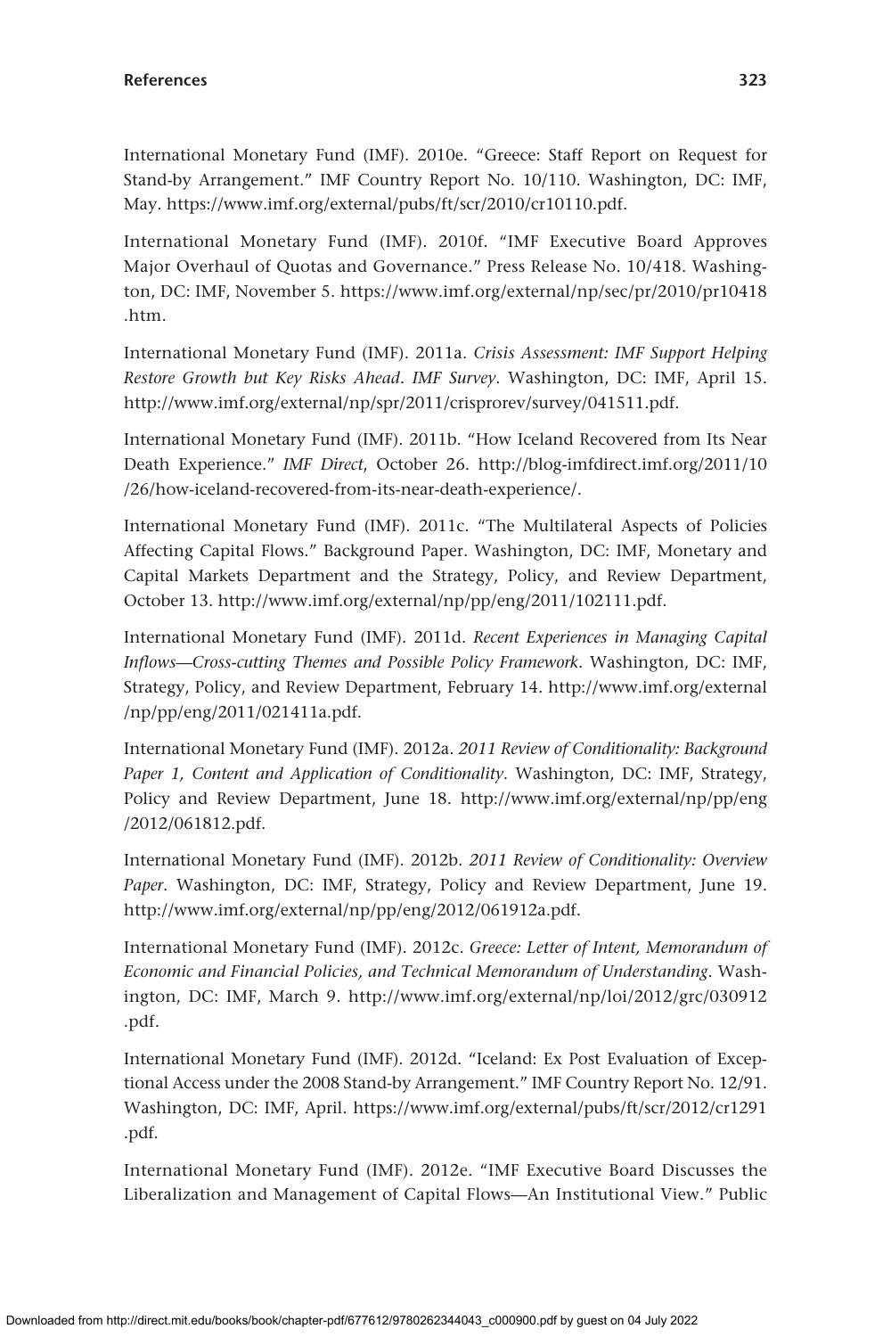International Monetary Fund (IMF). 2010e. "Greece: Staff Report on Request for Stand-by Arrangement." IMF Country Report No. 10/110. Washington, DC: IMF, May. https://www.imf.org/external/pubs/ft/scr/2010/cr10110.pdf.

International Monetary Fund (IMF). 2010f. "IMF Executive Board Approves Major Overhaul of Quotas and Governance." Press Release No. 10/418. Washington, DC: IMF, November 5. https://www.imf.org/external/np/sec/pr/2010/pr10418.htm.

International Monetary Fund (IMF). 2011a. *Crisis Assessment: IMF Support Helping Restore Growth but Key Risks Ahead. IMF Survey*. Washington, DC: IMF, April 15. http://www.imf.org/external/np/spr/2011/crisprorev/survey/041511.pdf.

International Monetary Fund (IMF). 2011b. "How Iceland Recovered from Its Near Death Experience." *IMF Direct*, October 26. http://blog-imfdirect.imf.org/2011/10/26/how-iceland-recovered-from-its-near-death-experience/.

International Monetary Fund (IMF). 2011c. "The Multilateral Aspects of Policies Affecting Capital Flows." Background Paper. Washington, DC: IMF, Monetary and Capital Markets Department and the Strategy, Policy, and Review Department, October 13. http://www.imf.org/external/np/pp/eng/2011/102111.pdf.

International Monetary Fund (IMF). 2011d. *Recent Experiences in Managing Capital Inflows—Cross-cutting Themes and Possible Policy Framework*. Washington, DC: IMF, Strategy, Policy, and Review Department, February 14. http://www.imf.org/external/np/pp/eng/2011/021411a.pdf.

International Monetary Fund (IMF). 2012a. *2011 Review of Conditionality: Background Paper 1, Content and Application of Conditionality*. Washington, DC: IMF, Strategy, Policy and Review Department, June 18. http://www.imf.org/external/np/pp/eng/2012/061812.pdf.

International Monetary Fund (IMF). 2012b. *2011 Review of Conditionality: Overview Paper*. Washington, DC: IMF, Strategy, Policy and Review Department, June 19. http://www.imf.org/external/np/pp/eng/2012/061912a.pdf.

International Monetary Fund (IMF). 2012c. *Greece: Letter of Intent, Memorandum of Economic and Financial Policies, and Technical Memorandum of Understanding*. Washington, DC: IMF, March 9. http://www.imf.org/external/np/loi/2012/grc/030912.pdf.

International Monetary Fund (IMF). 2012d. "Iceland: Ex Post Evaluation of Exceptional Access under the 2008 Stand-by Arrangement." IMF Country Report No. 12/91. Washington, DC: IMF, April. https://www.imf.org/external/pubs/ft/scr/2012/cr1291.pdf.

International Monetary Fund (IMF). 2012e. "IMF Executive Board Discusses the Liberalization and Management of Capital Flows—An Institutional View." Public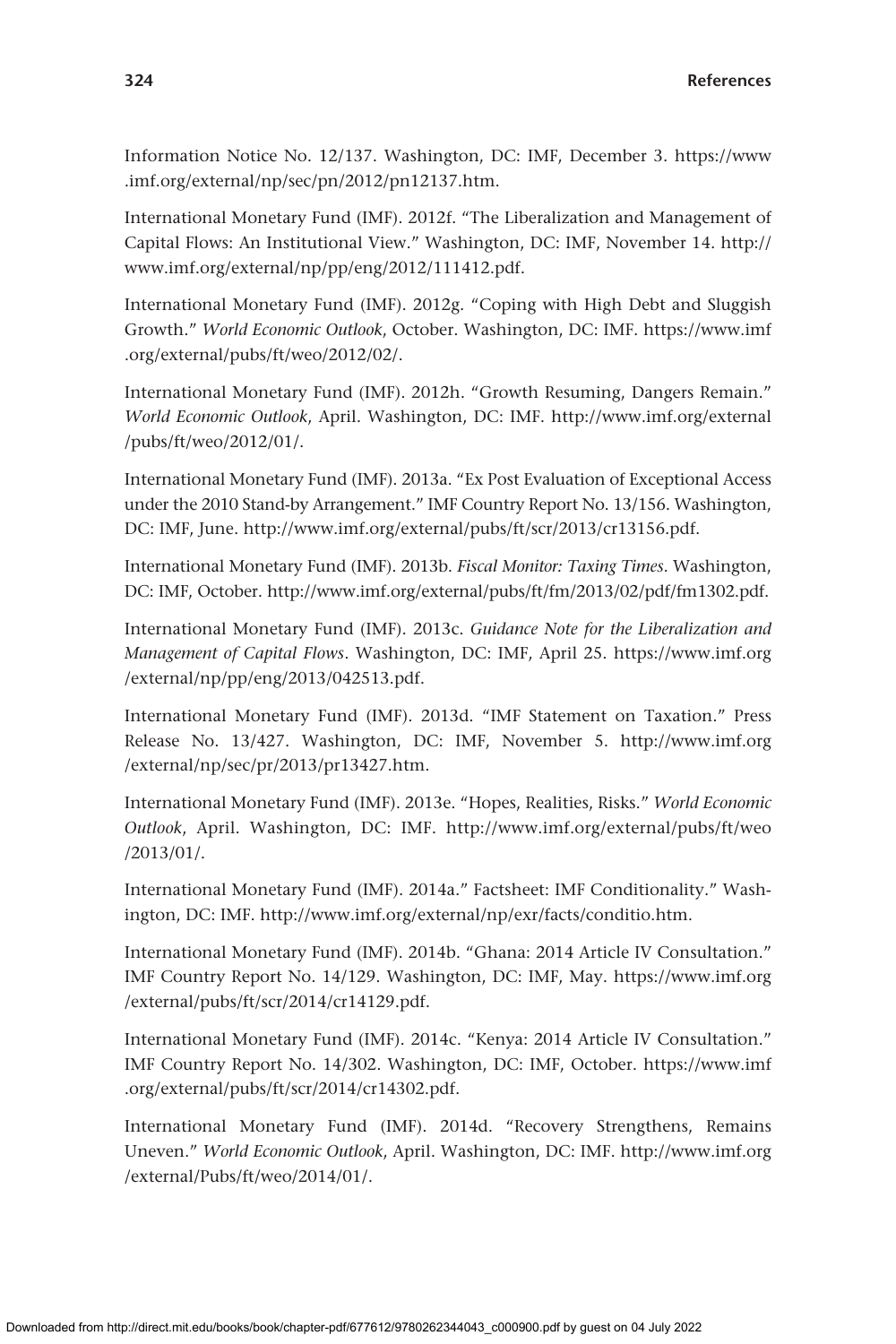Information Notice No. 12/137. Washington, DC: IMF, December 3. https://www.imf.org/external/np/sec/pn/2012/pn12137.htm.

International Monetary Fund (IMF). 2012f. "The Liberalization and Management of Capital Flows: An Institutional View." Washington, DC: IMF, November 14. http://www.imf.org/external/np/pp/eng/2012/111412.pdf.

International Monetary Fund (IMF). 2012g. "Coping with High Debt and Sluggish Growth." *World Economic Outlook*, October. Washington, DC: IMF. https://www.imf.org/external/pubs/ft/weo/2012/02/.

International Monetary Fund (IMF). 2012h. "Growth Resuming, Dangers Remain." *World Economic Outlook*, April. Washington, DC: IMF. http://www.imf.org/external/pubs/ft/weo/2012/01/.

International Monetary Fund (IMF). 2013a. "Ex Post Evaluation of Exceptional Access under the 2010 Stand-by Arrangement." IMF Country Report No. 13/156. Washington, DC: IMF, June. http://www.imf.org/external/pubs/ft/scr/2013/cr13156.pdf.

International Monetary Fund (IMF). 2013b. *Fiscal Monitor: Taxing Times*. Washington, DC: IMF, October. http://www.imf.org/external/pubs/ft/fm/2013/02/pdf/fm1302.pdf.

International Monetary Fund (IMF). 2013c. *Guidance Note for the Liberalization and Management of Capital Flows*. Washington, DC: IMF, April 25. https://www.imf.org/external/np/pp/eng/2013/042513.pdf.

International Monetary Fund (IMF). 2013d. "IMF Statement on Taxation." Press Release No. 13/427. Washington, DC: IMF, November 5. http://www.imf.org/external/np/sec/pr/2013/pr13427.htm.

International Monetary Fund (IMF). 2013e. "Hopes, Realities, Risks." *World Economic Outlook*, April. Washington, DC: IMF. http://www.imf.org/external/pubs/ft/weo/2013/01/.

International Monetary Fund (IMF). 2014a." Factsheet: IMF Conditionality." Washington, DC: IMF. http://www.imf.org/external/np/exr/facts/conditio.htm.

International Monetary Fund (IMF). 2014b. "Ghana: 2014 Article IV Consultation." IMF Country Report No. 14/129. Washington, DC: IMF, May. https://www.imf.org/external/pubs/ft/scr/2014/cr14129.pdf.

International Monetary Fund (IMF). 2014c. "Kenya: 2014 Article IV Consultation." IMF Country Report No. 14/302. Washington, DC: IMF, October. https://www.imf.org/external/pubs/ft/scr/2014/cr14302.pdf.

International Monetary Fund (IMF). 2014d. "Recovery Strengthens, Remains Uneven." *World Economic Outlook*, April. Washington, DC: IMF. http://www.imf.org/external/Pubs/ft/weo/2014/01/.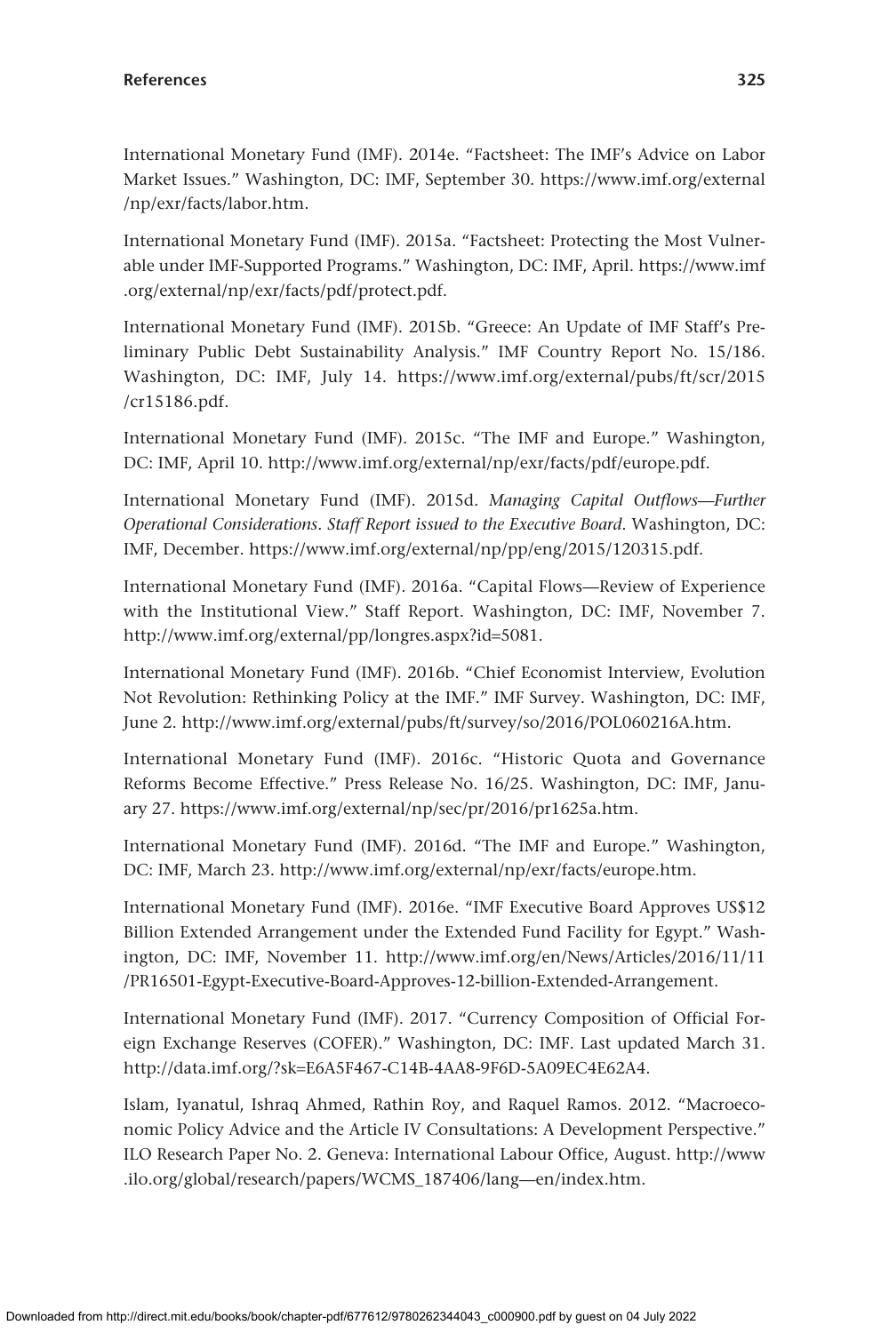International Monetary Fund (IMF). 2014e. "Factsheet: The IMF's Advice on Labor Market Issues." Washington, DC: IMF, September 30. https://www.imf.org/external/np/exr/facts/labor.htm.

International Monetary Fund (IMF). 2015a. "Factsheet: Protecting the Most Vulnerable under IMF-Supported Programs." Washington, DC: IMF, April. https://www.imf.org/external/np/exr/facts/pdf/protect.pdf.

International Monetary Fund (IMF). 2015b. "Greece: An Update of IMF Staff's Preliminary Public Debt Sustainability Analysis." IMF Country Report No. 15/186. Washington, DC: IMF, July 14. https://www.imf.org/external/pubs/ft/scr/2015/cr15186.pdf.

International Monetary Fund (IMF). 2015c. "The IMF and Europe." Washington, DC: IMF, April 10. http://www.imf.org/external/np/exr/facts/pdf/europe.pdf.

International Monetary Fund (IMF). 2015d. *Managing Capital Outflows—Further Operational Considerations. Staff Report issued to the Executive Board*. Washington, DC: IMF, December. https://www.imf.org/external/np/pp/eng/2015/120315.pdf.

International Monetary Fund (IMF). 2016a. "Capital Flows—Review of Experience with the Institutional View." Staff Report. Washington, DC: IMF, November 7. http://www.imf.org/external/pp/longres.aspx?id=5081.

International Monetary Fund (IMF). 2016b. "Chief Economist Interview, Evolution Not Revolution: Rethinking Policy at the IMF." IMF Survey. Washington, DC: IMF, June 2. http://www.imf.org/external/pubs/ft/survey/so/2016/POL060216A.htm.

International Monetary Fund (IMF). 2016c. "Historic Quota and Governance Reforms Become Effective." Press Release No. 16/25. Washington, DC: IMF, January 27. https://www.imf.org/external/np/sec/pr/2016/pr1625a.htm.

International Monetary Fund (IMF). 2016d. "The IMF and Europe." Washington, DC: IMF, March 23. http://www.imf.org/external/np/exr/facts/europe.htm.

International Monetary Fund (IMF). 2016e. "IMF Executive Board Approves US$12 Billion Extended Arrangement under the Extended Fund Facility for Egypt." Washington, DC: IMF, November 11. http://www.imf.org/en/News/Articles/2016/11/11/PR16501-Egypt-Executive-Board-Approves-12-billion-Extended-Arrangement.

International Monetary Fund (IMF). 2017. "Currency Composition of Official Foreign Exchange Reserves (COFER)." Washington, DC: IMF. Last updated March 31. http://data.imf.org/?sk=E6A5F467-C14B-4AA8-9F6D-5A09EC4E62A4.

Islam, Iyanatul, Ishraq Ahmed, Rathin Roy, and Raquel Ramos. 2012. "Macroeconomic Policy Advice and the Article IV Consultations: A Development Perspective." ILO Research Paper No. 2. Geneva: International Labour Office, August. http://www.ilo.org/global/research/papers/WCMS_187406/lang—en/index.htm.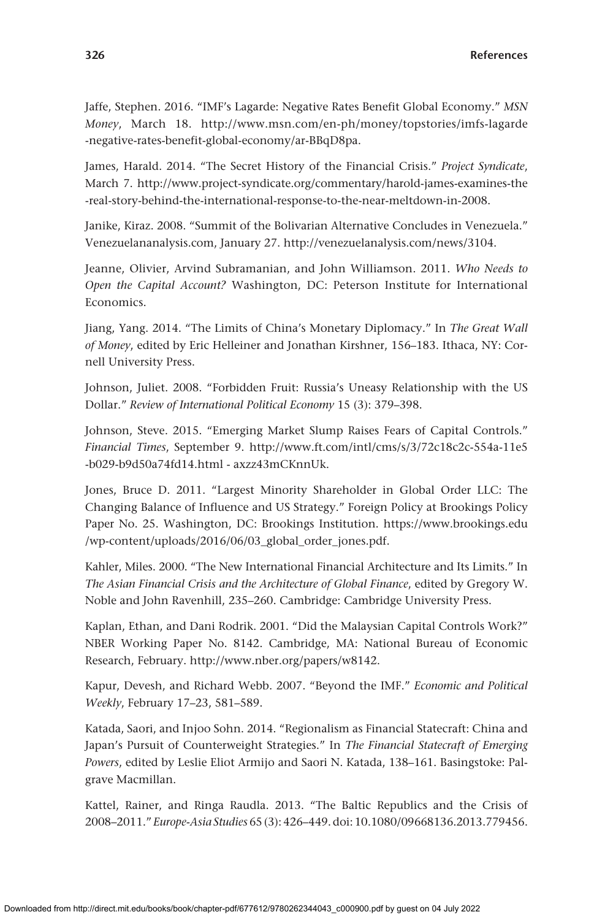Jaffe, Stephen. 2016. "IMF's Lagarde: Negative Rates Benefit Global Economy." *MSN Money*, March 18. http://www.msn.com/en-ph/money/topstories/imfs-lagarde-negative-rates-benefit-global-economy/ar-BBqD8pa.

James, Harald. 2014. "The Secret History of the Financial Crisis." *Project Syndicate*, March 7. http://www.project-syndicate.org/commentary/harold-james-examines-the-real-story-behind-the-international-response-to-the-near-meltdown-in-2008.

Janike, Kiraz. 2008. "Summit of the Bolivarian Alternative Concludes in Venezuela." Venezuelananalysis.com, January 27. http://venezuelanalysis.com/news/3104.

Jeanne, Olivier, Arvind Subramanian, and John Williamson. 2011. *Who Needs to Open the Capital Account?* Washington, DC: Peterson Institute for International Economics.

Jiang, Yang. 2014. "The Limits of China's Monetary Diplomacy." In *The Great Wall of Money*, edited by Eric Helleiner and Jonathan Kirshner, 156–183. Ithaca, NY: Cornell University Press.

Johnson, Juliet. 2008. "Forbidden Fruit: Russia's Uneasy Relationship with the US Dollar." *Review of International Political Economy* 15 (3): 379–398.

Johnson, Steve. 2015. "Emerging Market Slump Raises Fears of Capital Controls." *Financial Times*, September 9. http://www.ft.com/intl/cms/s/3/72c18c2c-554a-11e5-b029-b9d50a74fd14.html - axzz43mCKnnUk.

Jones, Bruce D. 2011. "Largest Minority Shareholder in Global Order LLC: The Changing Balance of Influence and US Strategy." Foreign Policy at Brookings Policy Paper No. 25. Washington, DC: Brookings Institution. https://www.brookings.edu/wp-content/uploads/2016/06/03_global_order_jones.pdf.

Kahler, Miles. 2000. "The New International Financial Architecture and Its Limits." In *The Asian Financial Crisis and the Architecture of Global Finance*, edited by Gregory W. Noble and John Ravenhill, 235–260. Cambridge: Cambridge University Press.

Kaplan, Ethan, and Dani Rodrik. 2001. "Did the Malaysian Capital Controls Work?" NBER Working Paper No. 8142. Cambridge, MA: National Bureau of Economic Research, February. http://www.nber.org/papers/w8142.

Kapur, Devesh, and Richard Webb. 2007. "Beyond the IMF." *Economic and Political Weekly*, February 17–23, 581–589.

Katada, Saori, and Injoo Sohn. 2014. "Regionalism as Financial Statecraft: China and Japan's Pursuit of Counterweight Strategies." In *The Financial Statecraft of Emerging Powers*, edited by Leslie Eliot Armijo and Saori N. Katada, 138–161. Basingstoke: Palgrave Macmillan.

Kattel, Rainer, and Ringa Raudla. 2013. "The Baltic Republics and the Crisis of 2008–2011." *Europe-Asia Studies* 65 (3): 426–449. doi: 10.1080/09668136.2013.779456.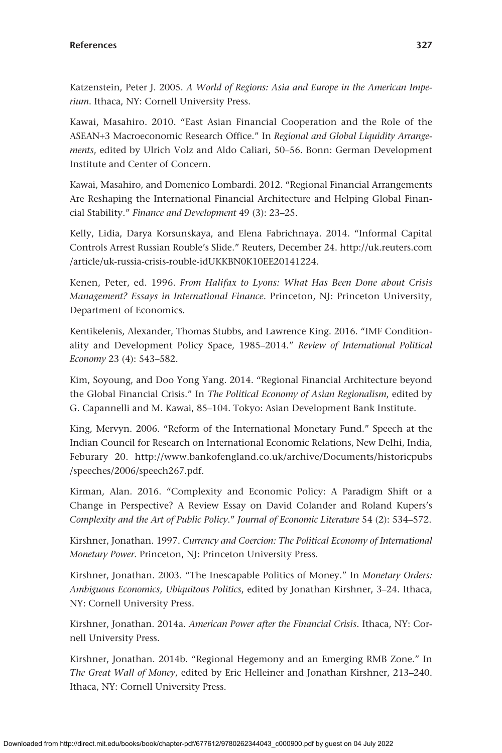Katzenstein, Peter J. 2005. *A World of Regions: Asia and Europe in the American Imperium*. Ithaca, NY: Cornell University Press.

Kawai, Masahiro. 2010. "East Asian Financial Cooperation and the Role of the ASEAN+3 Macroeconomic Research Office." In *Regional and Global Liquidity Arrangements*, edited by Ulrich Volz and Aldo Caliari, 50–56. Bonn: German Development Institute and Center of Concern.

Kawai, Masahiro, and Domenico Lombardi. 2012. "Regional Financial Arrangements Are Reshaping the International Financial Architecture and Helping Global Financial Stability." *Finance and Development* 49 (3): 23–25.

Kelly, Lidia, Darya Korsunskaya, and Elena Fabrichnaya. 2014. "Informal Capital Controls Arrest Russian Rouble's Slide." Reuters, December 24. http://uk.reuters.com/article/uk-russia-crisis-rouble-idUKKBN0K10EE20141224.

Kenen, Peter, ed. 1996. *From Halifax to Lyons: What Has Been Done about Crisis Management? Essays in International Finance*. Princeton, NJ: Princeton University, Department of Economics.

Kentikelenis, Alexander, Thomas Stubbs, and Lawrence King. 2016. "IMF Conditionality and Development Policy Space, 1985–2014." *Review of International Political Economy* 23 (4): 543–582.

Kim, Soyoung, and Doo Yong Yang. 2014. "Regional Financial Architecture beyond the Global Financial Crisis." In *The Political Economy of Asian Regionalism*, edited by G. Capannelli and M. Kawai, 85–104. Tokyo: Asian Development Bank Institute.

King, Mervyn. 2006. "Reform of the International Monetary Fund." Speech at the Indian Council for Research on International Economic Relations, New Delhi, India, Feburary 20. http://www.bankofengland.co.uk/archive/Documents/historicpubs/speeches/2006/speech267.pdf.

Kirman, Alan. 2016. "Complexity and Economic Policy: A Paradigm Shift or a Change in Perspective? A Review Essay on David Colander and Roland Kupers's *Complexity and the Art of Public Policy*." *Journal of Economic Literature* 54 (2): 534–572.

Kirshner, Jonathan. 1997. *Currency and Coercion: The Political Economy of International Monetary Power*. Princeton, NJ: Princeton University Press.

Kirshner, Jonathan. 2003. "The Inescapable Politics of Money." In *Monetary Orders: Ambiguous Economics, Ubiquitous Politics*, edited by Jonathan Kirshner, 3–24. Ithaca, NY: Cornell University Press.

Kirshner, Jonathan. 2014a. *American Power after the Financial Crisis*. Ithaca, NY: Cornell University Press.

Kirshner, Jonathan. 2014b. "Regional Hegemony and an Emerging RMB Zone." In *The Great Wall of Money*, edited by Eric Helleiner and Jonathan Kirshner, 213–240. Ithaca, NY: Cornell University Press.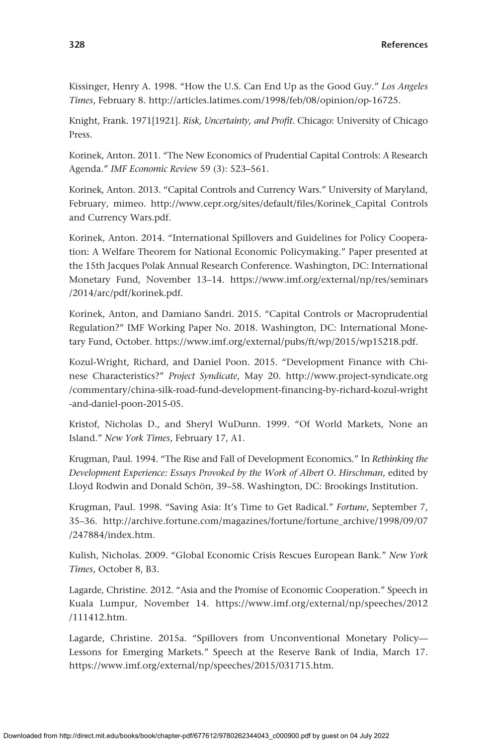Kissinger, Henry A. 1998. "How the U.S. Can End Up as the Good Guy." *Los Angeles Times*, February 8. http://articles.latimes.com/1998/feb/08/opinion/op-16725.

Knight, Frank. 1971[1921]. *Risk, Uncertainty, and Profit*. Chicago: University of Chicago Press.

Korinek, Anton. 2011. "The New Economics of Prudential Capital Controls: A Research Agenda." *IMF Economic Review* 59 (3): 523–561.

Korinek, Anton. 2013. "Capital Controls and Currency Wars." University of Maryland, February, mimeo. http://www.cepr.org/sites/default/files/Korinek_Capital Controls and Currency Wars.pdf.

Korinek, Anton. 2014. "International Spillovers and Guidelines for Policy Cooperation: A Welfare Theorem for National Economic Policymaking." Paper presented at the 15th Jacques Polak Annual Research Conference. Washington, DC: International Monetary Fund, November 13–14. https://www.imf.org/external/np/res/seminars/2014/arc/pdf/korinek.pdf.

Korinek, Anton, and Damiano Sandri. 2015. "Capital Controls or Macroprudential Regulation?" IMF Working Paper No. 2018. Washington, DC: International Monetary Fund, October. https://www.imf.org/external/pubs/ft/wp/2015/wp15218.pdf.

Kozul-Wright, Richard, and Daniel Poon. 2015. "Development Finance with Chinese Characteristics?" *Project Syndicate*, May 20. http://www.project-syndicate.org/commentary/china-silk-road-fund-development-financing-by-richard-kozul-wright-and-daniel-poon-2015-05.

Kristof, Nicholas D., and Sheryl WuDunn. 1999. "Of World Markets, None an Island." *New York Times*, February 17, A1.

Krugman, Paul. 1994. "The Rise and Fall of Development Economics." In *Rethinking the Development Experience: Essays Provoked by the Work of Albert O. Hirschman*, edited by Lloyd Rodwin and Donald Schön, 39–58. Washington, DC: Brookings Institution.

Krugman, Paul. 1998. "Saving Asia: It's Time to Get Radical." *Fortune*, September 7, 35–36. http://archive.fortune.com/magazines/fortune/fortune_archive/1998/09/07/247884/index.htm.

Kulish, Nicholas. 2009. "Global Economic Crisis Rescues European Bank." *New York Times*, October 8, B3.

Lagarde, Christine. 2012. "Asia and the Promise of Economic Cooperation." Speech in Kuala Lumpur, November 14. https://www.imf.org/external/np/speeches/2012/111412.htm.

Lagarde, Christine. 2015a. "Spillovers from Unconventional Monetary Policy—Lessons for Emerging Markets." Speech at the Reserve Bank of India, March 17. https://www.imf.org/external/np/speeches/2015/031715.htm.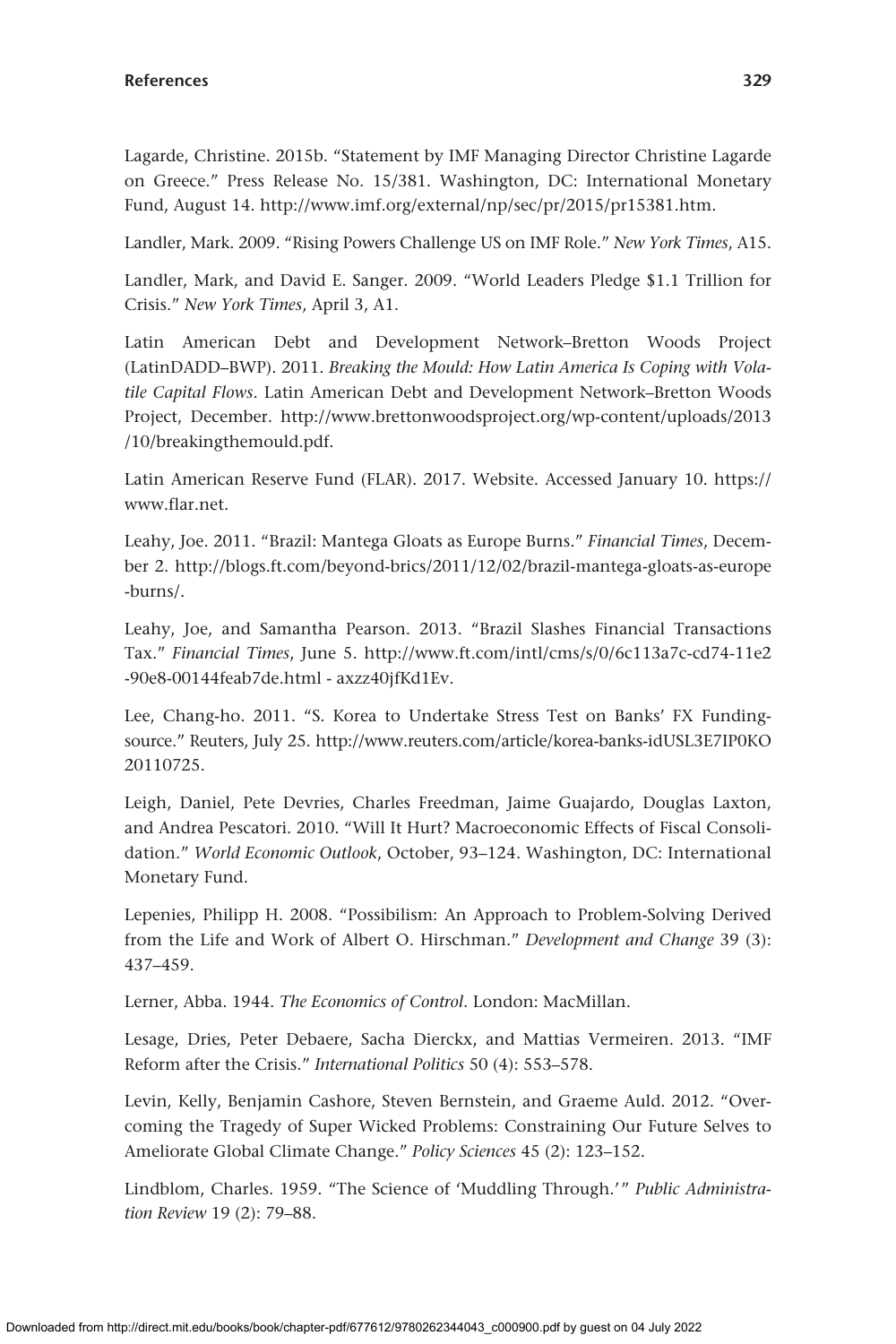Lagarde, Christine. 2015b. "Statement by IMF Managing Director Christine Lagarde on Greece." Press Release No. 15/381. Washington, DC: International Monetary Fund, August 14. http://www.imf.org/external/np/sec/pr/2015/pr15381.htm.

Landler, Mark. 2009. "Rising Powers Challenge US on IMF Role." *New York Times*, A15.

Landler, Mark, and David E. Sanger. 2009. "World Leaders Pledge $1.1 Trillion for Crisis." *New York Times*, April 3, A1.

Latin American Debt and Development Network–Bretton Woods Project (LatinDADD–BWP). 2011. *Breaking the Mould: How Latin America Is Coping with Volatile Capital Flows*. Latin American Debt and Development Network–Bretton Woods Project, December. http://www.brettonwoodsproject.org/wp-content/uploads/2013/10/breakingthemould.pdf.

Latin American Reserve Fund (FLAR). 2017. Website. Accessed January 10. https://www.flar.net.

Leahy, Joe. 2011. "Brazil: Mantega Gloats as Europe Burns." *Financial Times*, December 2. http://blogs.ft.com/beyond-brics/2011/12/02/brazil-mantega-gloats-as-europe-burns/.

Leahy, Joe, and Samantha Pearson. 2013. "Brazil Slashes Financial Transactions Tax." *Financial Times*, June 5. http://www.ft.com/intl/cms/s/0/6c113a7c-cd74-11e2-90e8-00144feab7de.html - axzz40jfKd1Ev.

Lee, Chang-ho. 2011. "S. Korea to Undertake Stress Test on Banks' FX Funding-source." Reuters, July 25. http://www.reuters.com/article/korea-banks-idUSL3E7IP0KO20110725.

Leigh, Daniel, Pete Devries, Charles Freedman, Jaime Guajardo, Douglas Laxton, and Andrea Pescatori. 2010. "Will It Hurt? Macroeconomic Effects of Fiscal Consolidation." *World Economic Outlook*, October, 93–124. Washington, DC: International Monetary Fund.

Lepenies, Philipp H. 2008. "Possibilism: An Approach to Problem-Solving Derived from the Life and Work of Albert O. Hirschman." *Development and Change* 39 (3): 437–459.

Lerner, Abba. 1944. *The Economics of Control*. London: MacMillan.

Lesage, Dries, Peter Debaere, Sacha Dierckx, and Mattias Vermeiren. 2013. "IMF Reform after the Crisis." *International Politics* 50 (4): 553–578.

Levin, Kelly, Benjamin Cashore, Steven Bernstein, and Graeme Auld. 2012. "Overcoming the Tragedy of Super Wicked Problems: Constraining Our Future Selves to Ameliorate Global Climate Change." *Policy Sciences* 45 (2): 123–152.

Lindblom, Charles. 1959. "The Science of 'Muddling Through.'" *Public Administration Review* 19 (2): 79–88.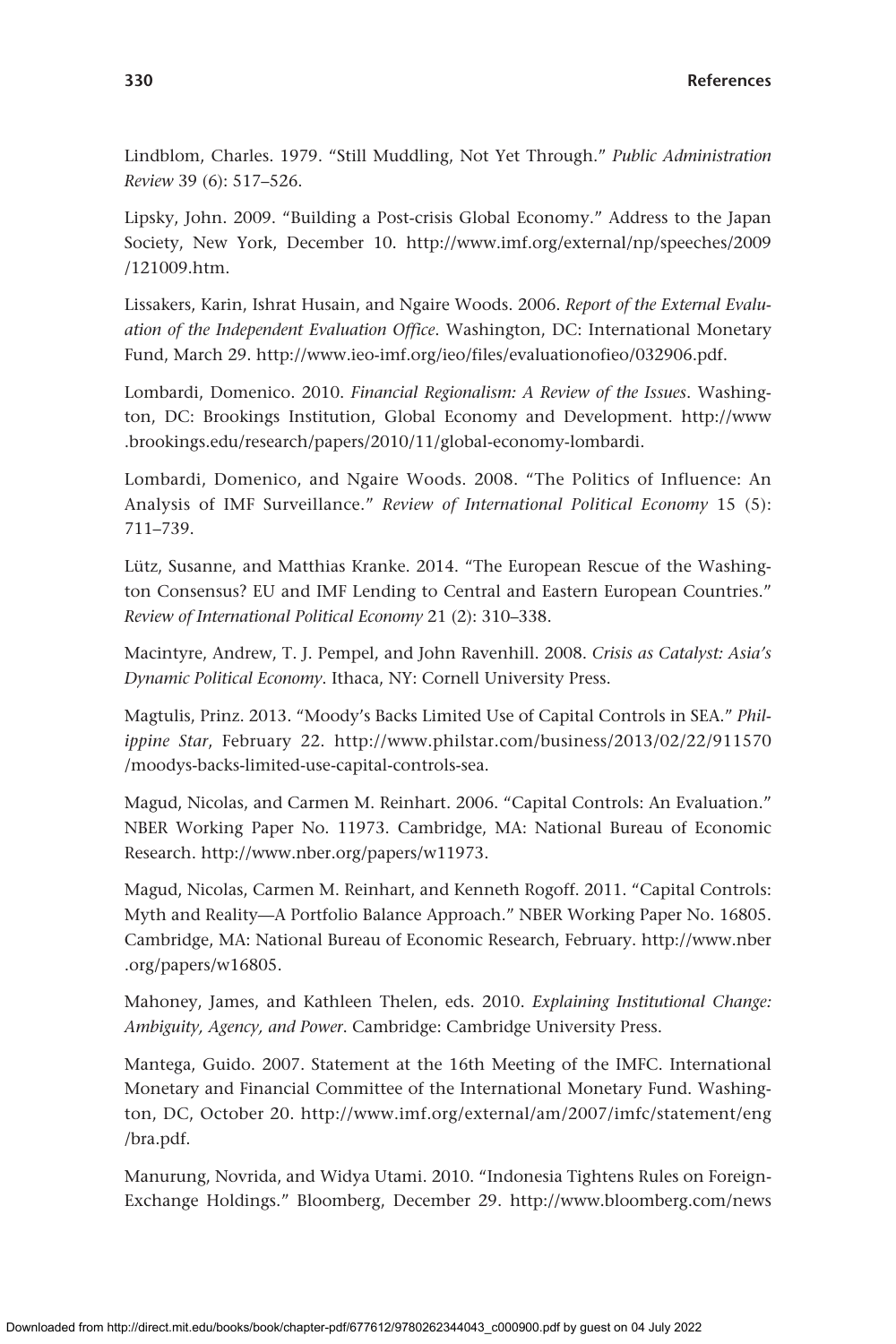Lindblom, Charles. 1979. "Still Muddling, Not Yet Through." *Public Administration Review* 39 (6): 517–526.

Lipsky, John. 2009. "Building a Post-crisis Global Economy." Address to the Japan Society, New York, December 10. http://www.imf.org/external/np/speeches/2009/121009.htm.

Lissakers, Karin, Ishrat Husain, and Ngaire Woods. 2006. *Report of the External Evaluation of the Independent Evaluation Office*. Washington, DC: International Monetary Fund, March 29. http://www.ieo-imf.org/ieo/files/evaluationofieo/032906.pdf.

Lombardi, Domenico. 2010. *Financial Regionalism: A Review of the Issues*. Washington, DC: Brookings Institution, Global Economy and Development. http://www.brookings.edu/research/papers/2010/11/global-economy-lombardi.

Lombardi, Domenico, and Ngaire Woods. 2008. "The Politics of Influence: An Analysis of IMF Surveillance." *Review of International Political Economy* 15 (5): 711–739.

Lütz, Susanne, and Matthias Kranke. 2014. "The European Rescue of the Washington Consensus? EU and IMF Lending to Central and Eastern European Countries." *Review of International Political Economy* 21 (2): 310–338.

Macintyre, Andrew, T. J. Pempel, and John Ravenhill. 2008. *Crisis as Catalyst: Asia's Dynamic Political Economy*. Ithaca, NY: Cornell University Press.

Magtulis, Prinz. 2013. "Moody's Backs Limited Use of Capital Controls in SEA." *Philippine Star*, February 22. http://www.philstar.com/business/2013/02/22/911570/moodys-backs-limited-use-capital-controls-sea.

Magud, Nicolas, and Carmen M. Reinhart. 2006. "Capital Controls: An Evaluation." NBER Working Paper No. 11973. Cambridge, MA: National Bureau of Economic Research. http://www.nber.org/papers/w11973.

Magud, Nicolas, Carmen M. Reinhart, and Kenneth Rogoff. 2011. "Capital Controls: Myth and Reality—A Portfolio Balance Approach." NBER Working Paper No. 16805. Cambridge, MA: National Bureau of Economic Research, February. http://www.nber.org/papers/w16805.

Mahoney, James, and Kathleen Thelen, eds. 2010. *Explaining Institutional Change: Ambiguity, Agency, and Power*. Cambridge: Cambridge University Press.

Mantega, Guido. 2007. Statement at the 16th Meeting of the IMFC. International Monetary and Financial Committee of the International Monetary Fund. Washington, DC, October 20. http://www.imf.org/external/am/2007/imfc/statement/eng/bra.pdf.

Manurung, Novrida, and Widya Utami. 2010. "Indonesia Tightens Rules on Foreign-Exchange Holdings." Bloomberg, December 29. http://www.bloomberg.com/news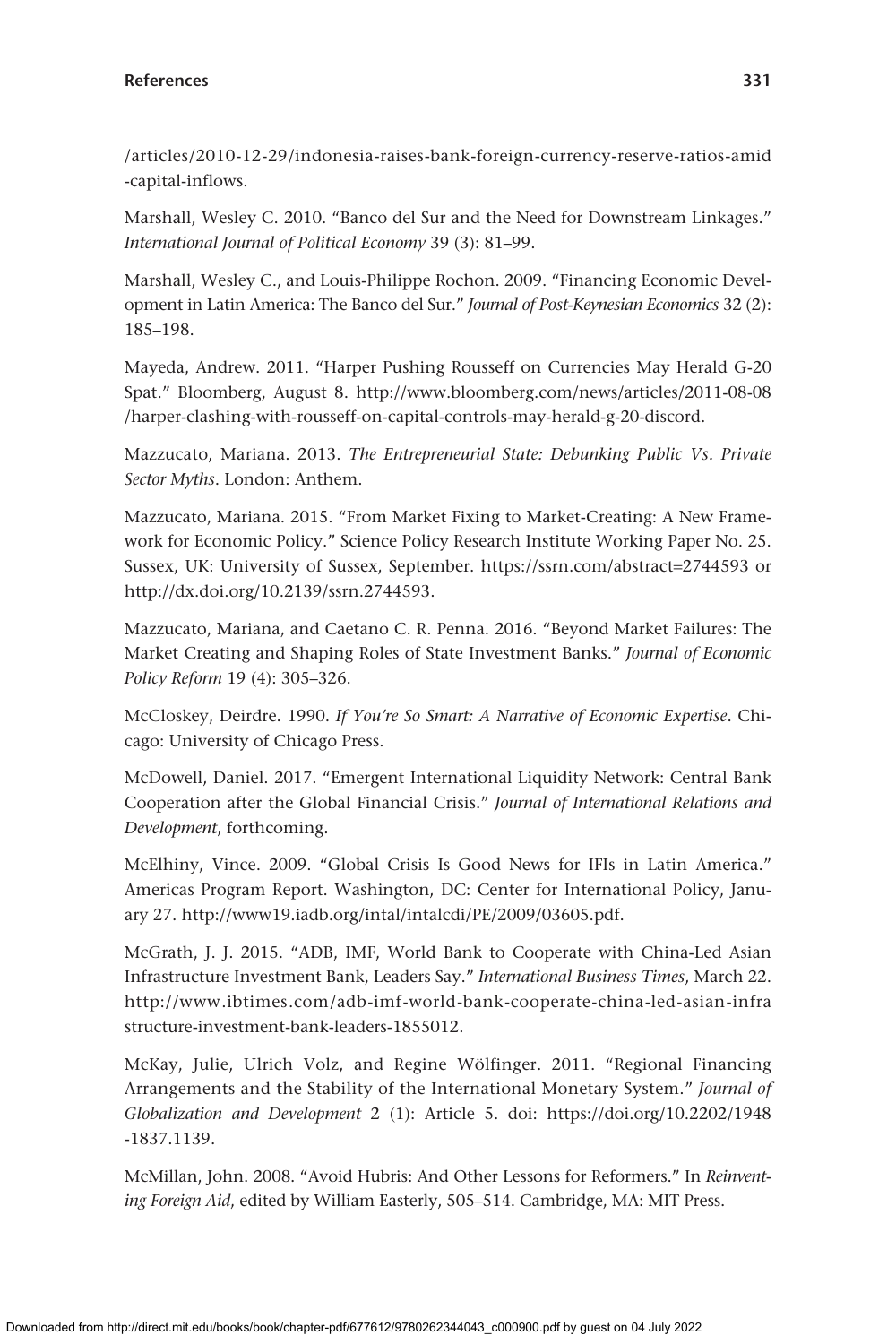/articles/2010-12-29/indonesia-raises-bank-foreign-currency-reserve-ratios-amid-capital-inflows.

Marshall, Wesley C. 2010. "Banco del Sur and the Need for Downstream Linkages." *International Journal of Political Economy* 39 (3): 81–99.

Marshall, Wesley C., and Louis-Philippe Rochon. 2009. "Financing Economic Development in Latin America: The Banco del Sur." *Journal of Post-Keynesian Economics* 32 (2): 185–198.

Mayeda, Andrew. 2011. "Harper Pushing Rousseff on Currencies May Herald G-20 Spat." Bloomberg, August 8. http://www.bloomberg.com/news/articles/2011-08-08/harper-clashing-with-rousseff-on-capital-controls-may-herald-g-20-discord.

Mazzucato, Mariana. 2013. *The Entrepreneurial State: Debunking Public Vs. Private Sector Myths*. London: Anthem.

Mazzucato, Mariana. 2015. "From Market Fixing to Market-Creating: A New Framework for Economic Policy." Science Policy Research Institute Working Paper No. 25. Sussex, UK: University of Sussex, September. https://ssrn.com/abstract=2744593 or http://dx.doi.org/10.2139/ssrn.2744593.

Mazzucato, Mariana, and Caetano C. R. Penna. 2016. "Beyond Market Failures: The Market Creating and Shaping Roles of State Investment Banks." *Journal of Economic Policy Reform* 19 (4): 305–326.

McCloskey, Deirdre. 1990. *If You're So Smart: A Narrative of Economic Expertise*. Chicago: University of Chicago Press.

McDowell, Daniel. 2017. "Emergent International Liquidity Network: Central Bank Cooperation after the Global Financial Crisis." *Journal of International Relations and Development*, forthcoming.

McElhiny, Vince. 2009. "Global Crisis Is Good News for IFIs in Latin America." Americas Program Report. Washington, DC: Center for International Policy, January 27. http://www19.iadb.org/intal/intalcdi/PE/2009/03605.pdf.

McGrath, J. J. 2015. "ADB, IMF, World Bank to Cooperate with China-Led Asian Infrastructure Investment Bank, Leaders Say." *International Business Times*, March 22. http://www.ibtimes.com/adb-imf-world-bank-cooperate-china-led-asian-infrastructure-investment-bank-leaders-1855012.

McKay, Julie, Ulrich Volz, and Regine Wölfinger. 2011. "Regional Financing Arrangements and the Stability of the International Monetary System." *Journal of Globalization and Development* 2 (1): Article 5. doi: https://doi.org/10.2202/1948-1837.1139.

McMillan, John. 2008. "Avoid Hubris: And Other Lessons for Reformers." In *Reinventing Foreign Aid*, edited by William Easterly, 505–514. Cambridge, MA: MIT Press.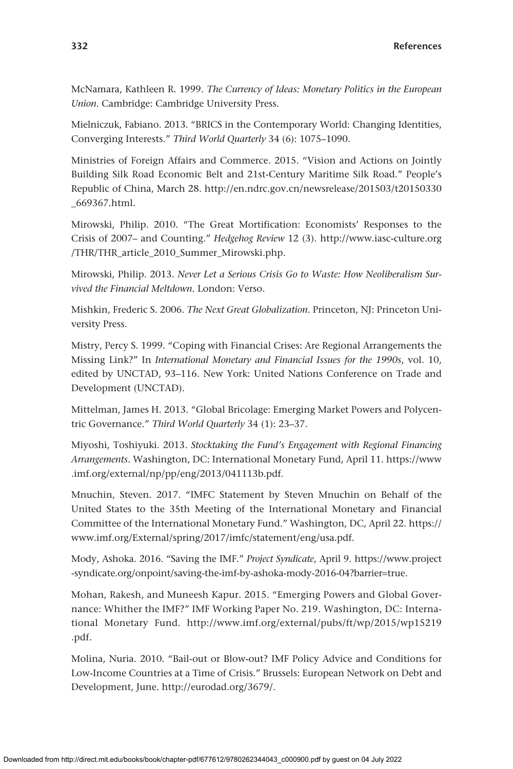McNamara, Kathleen R. 1999. *The Currency of Ideas: Monetary Politics in the European Union*. Cambridge: Cambridge University Press.

Mielniczuk, Fabiano. 2013. "BRICS in the Contemporary World: Changing Identities, Converging Interests." *Third World Quarterly* 34 (6): 1075–1090.

Ministries of Foreign Affairs and Commerce. 2015. "Vision and Actions on Jointly Building Silk Road Economic Belt and 21st-Century Maritime Silk Road." People's Republic of China, March 28. http://en.ndrc.gov.cn/newsrelease/201503/t20150330_669367.html.

Mirowski, Philip. 2010. "The Great Mortification: Economists' Responses to the Crisis of 2007– and Counting." *Hedgehog Review* 12 (3). http://www.iasc-culture.org/THR/THR_article_2010_Summer_Mirowski.php.

Mirowski, Philip. 2013. *Never Let a Serious Crisis Go to Waste: How Neoliberalism Survived the Financial Meltdown*. London: Verso.

Mishkin, Frederic S. 2006. *The Next Great Globalization*. Princeton, NJ: Princeton University Press.

Mistry, Percy S. 1999. "Coping with Financial Crises: Are Regional Arrangements the Missing Link?" In *International Monetary and Financial Issues for the 1990s*, vol. 10, edited by UNCTAD, 93–116. New York: United Nations Conference on Trade and Development (UNCTAD).

Mittelman, James H. 2013. "Global Bricolage: Emerging Market Powers and Polycentric Governance." *Third World Quarterly* 34 (1): 23–37.

Miyoshi, Toshiyuki. 2013. *Stocktaking the Fund's Engagement with Regional Financing Arrangements*. Washington, DC: International Monetary Fund, April 11. https://www.imf.org/external/np/pp/eng/2013/041113b.pdf.

Mnuchin, Steven. 2017. "IMFC Statement by Steven Mnuchin on Behalf of the United States to the 35th Meeting of the International Monetary and Financial Committee of the International Monetary Fund." Washington, DC, April 22. https://www.imf.org/External/spring/2017/imfc/statement/eng/usa.pdf.

Mody, Ashoka. 2016. "Saving the IMF." *Project Syndicate*, April 9. https://www.project-syndicate.org/onpoint/saving-the-imf-by-ashoka-mody-2016-04?barrier=true.

Mohan, Rakesh, and Muneesh Kapur. 2015. "Emerging Powers and Global Governance: Whither the IMF?" IMF Working Paper No. 219. Washington, DC: International Monetary Fund. http://www.imf.org/external/pubs/ft/wp/2015/wp15219.pdf.

Molina, Nuria. 2010. "Bail-out or Blow-out? IMF Policy Advice and Conditions for Low-Income Countries at a Time of Crisis." Brussels: European Network on Debt and Development, June. http://eurodad.org/3679/.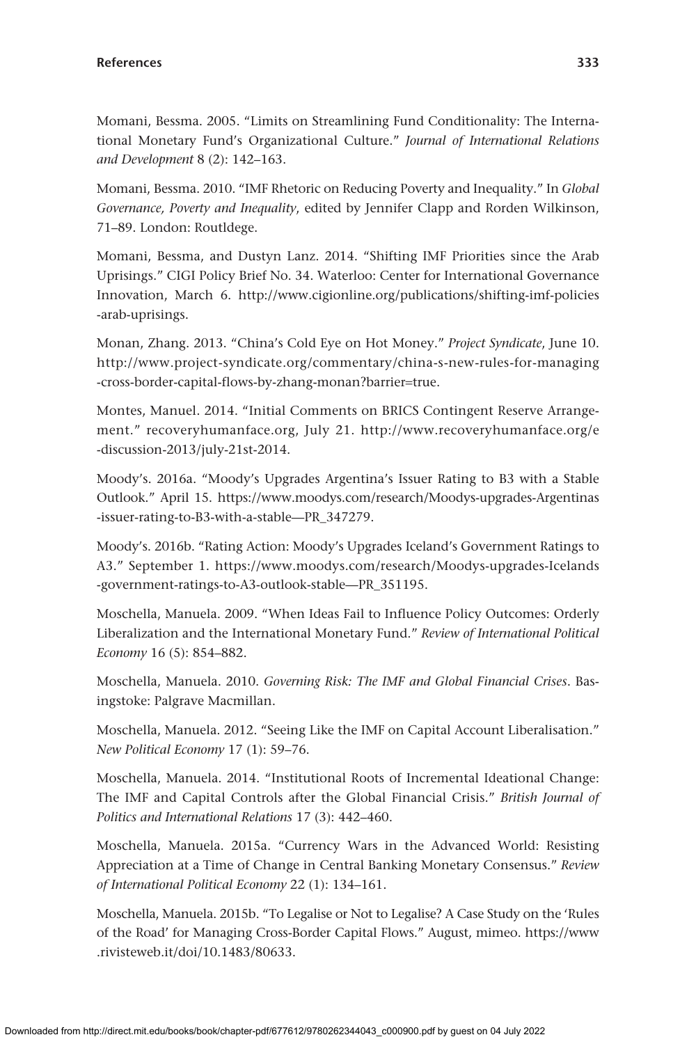Momani, Bessma. 2005. "Limits on Streamlining Fund Conditionality: The International Monetary Fund's Organizational Culture." *Journal of International Relations and Development* 8 (2): 142–163.

Momani, Bessma. 2010. "IMF Rhetoric on Reducing Poverty and Inequality." In *Global Governance, Poverty and Inequality*, edited by Jennifer Clapp and Rorden Wilkinson, 71–89. London: Routldege.

Momani, Bessma, and Dustyn Lanz. 2014. "Shifting IMF Priorities since the Arab Uprisings." CIGI Policy Brief No. 34. Waterloo: Center for International Governance Innovation, March 6. http://www.cigionline.org/publications/shifting-imf-policies-arab-uprisings.

Monan, Zhang. 2013. "China's Cold Eye on Hot Money." *Project Syndicate*, June 10. http://www.project-syndicate.org/commentary/china-s-new-rules-for-managing-cross-border-capital-flows-by-zhang-monan?barrier=true.

Montes, Manuel. 2014. "Initial Comments on BRICS Contingent Reserve Arrangement." recoveryhumanface.org, July 21. http://www.recoveryhumanface.org/e-discussion-2013/july-21st-2014.

Moody's. 2016a. "Moody's Upgrades Argentina's Issuer Rating to B3 with a Stable Outlook." April 15. https://www.moodys.com/research/Moodys-upgrades-Argentinas-issuer-rating-to-B3-with-a-stable—PR_347279.

Moody's. 2016b. "Rating Action: Moody's Upgrades Iceland's Government Ratings to A3." September 1. https://www.moodys.com/research/Moodys-upgrades-Icelands-government-ratings-to-A3-outlook-stable—PR_351195.

Moschella, Manuela. 2009. "When Ideas Fail to Influence Policy Outcomes: Orderly Liberalization and the International Monetary Fund." *Review of International Political Economy* 16 (5): 854–882.

Moschella, Manuela. 2010. *Governing Risk: The IMF and Global Financial Crises*. Basingstoke: Palgrave Macmillan.

Moschella, Manuela. 2012. "Seeing Like the IMF on Capital Account Liberalisation." *New Political Economy* 17 (1): 59–76.

Moschella, Manuela. 2014. "Institutional Roots of Incremental Ideational Change: The IMF and Capital Controls after the Global Financial Crisis." *British Journal of Politics and International Relations* 17 (3): 442–460.

Moschella, Manuela. 2015a. "Currency Wars in the Advanced World: Resisting Appreciation at a Time of Change in Central Banking Monetary Consensus." *Review of International Political Economy* 22 (1): 134–161.

Moschella, Manuela. 2015b. "To Legalise or Not to Legalise? A Case Study on the 'Rules of the Road' for Managing Cross-Border Capital Flows." August, mimeo. https://www.rivisteweb.it/doi/10.1483/80633.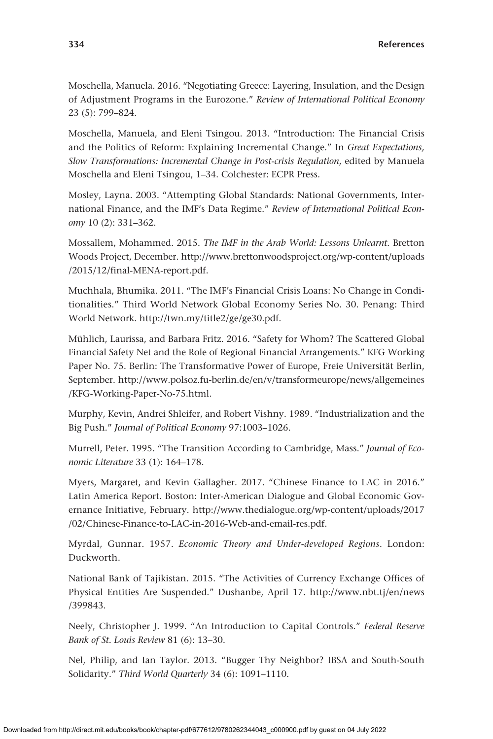Moschella, Manuela. 2016. "Negotiating Greece: Layering, Insulation, and the Design of Adjustment Programs in the Eurozone." *Review of International Political Economy* 23 (5): 799–824.

Moschella, Manuela, and Eleni Tsingou. 2013. "Introduction: The Financial Crisis and the Politics of Reform: Explaining Incremental Change." In *Great Expectations, Slow Transformations: Incremental Change in Post-crisis Regulation*, edited by Manuela Moschella and Eleni Tsingou, 1–34. Colchester: ECPR Press.

Mosley, Layna. 2003. "Attempting Global Standards: National Governments, International Finance, and the IMF's Data Regime." *Review of International Political Economy* 10 (2): 331–362.

Mossallem, Mohammed. 2015. *The IMF in the Arab World: Lessons Unlearnt*. Bretton Woods Project, December. http://www.brettonwoodsproject.org/wp-content/uploads/2015/12/final-MENA-report.pdf.

Muchhala, Bhumika. 2011. "The IMF's Financial Crisis Loans: No Change in Conditionalities." Third World Network Global Economy Series No. 30. Penang: Third World Network. http://twn.my/title2/ge/ge30.pdf.

Mühlich, Laurissa, and Barbara Fritz. 2016. "Safety for Whom? The Scattered Global Financial Safety Net and the Role of Regional Financial Arrangements." KFG Working Paper No. 75. Berlin: The Transformative Power of Europe, Freie Universität Berlin, September. http://www.polsoz.fu-berlin.de/en/v/transformeurope/news/allgemeines/KFG-Working-Paper-No-75.html.

Murphy, Kevin, Andrei Shleifer, and Robert Vishny. 1989. "Industrialization and the Big Push." *Journal of Political Economy* 97:1003–1026.

Murrell, Peter. 1995. "The Transition According to Cambridge, Mass." *Journal of Economic Literature* 33 (1): 164–178.

Myers, Margaret, and Kevin Gallagher. 2017. "Chinese Finance to LAC in 2016." Latin America Report. Boston: Inter-American Dialogue and Global Economic Governance Initiative, February. http://www.thedialogue.org/wp-content/uploads/2017/02/Chinese-Finance-to-LAC-in-2016-Web-and-email-res.pdf.

Myrdal, Gunnar. 1957. *Economic Theory and Under-developed Regions*. London: Duckworth.

National Bank of Tajikistan. 2015. "The Activities of Currency Exchange Offices of Physical Entities Are Suspended." Dushanbe, April 17. http://www.nbt.tj/en/news/399843.

Neely, Christopher J. 1999. "An Introduction to Capital Controls." *Federal Reserve Bank of St. Louis Review* 81 (6): 13–30.

Nel, Philip, and Ian Taylor. 2013. "Bugger Thy Neighbor? IBSA and South-South Solidarity." *Third World Quarterly* 34 (6): 1091–1110.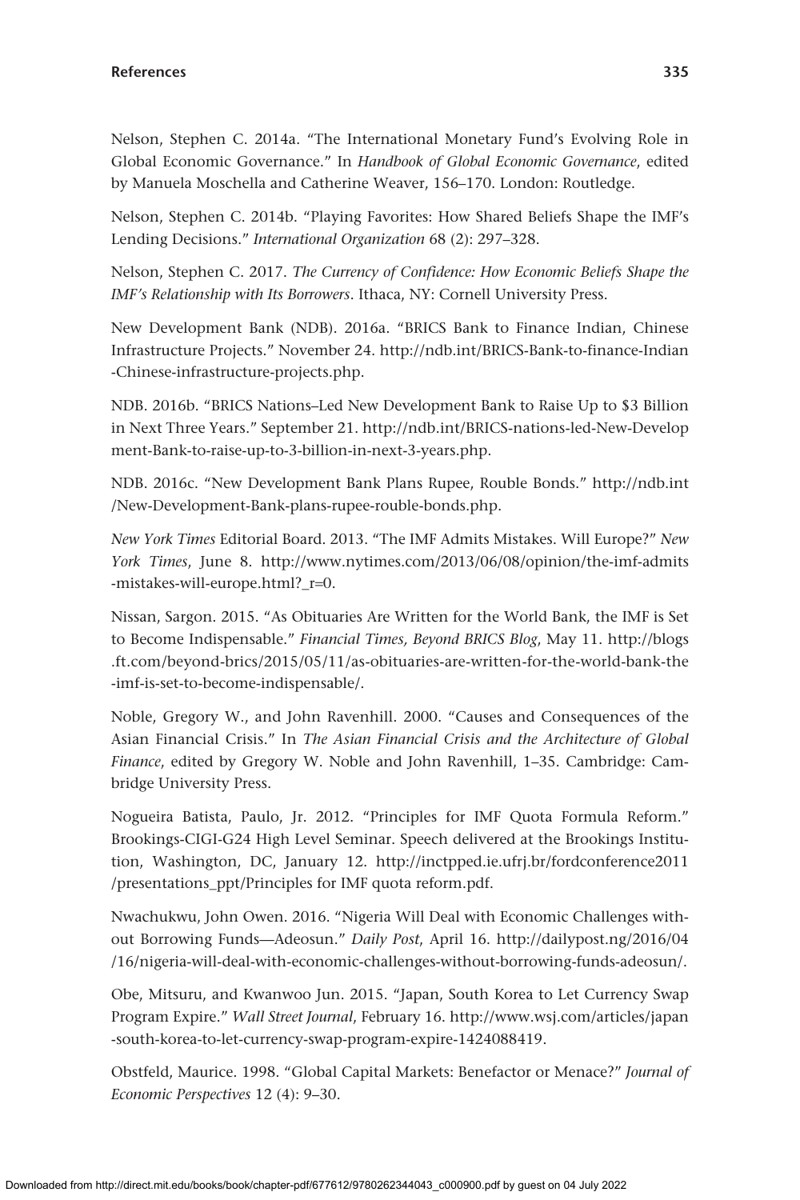Nelson, Stephen C. 2014a. "The International Monetary Fund's Evolving Role in Global Economic Governance." In *Handbook of Global Economic Governance*, edited by Manuela Moschella and Catherine Weaver, 156–170. London: Routledge.

Nelson, Stephen C. 2014b. "Playing Favorites: How Shared Beliefs Shape the IMF's Lending Decisions." *International Organization* 68 (2): 297–328.

Nelson, Stephen C. 2017. *The Currency of Confidence: How Economic Beliefs Shape the IMF's Relationship with Its Borrowers*. Ithaca, NY: Cornell University Press.

New Development Bank (NDB). 2016a. "BRICS Bank to Finance Indian, Chinese Infrastructure Projects." November 24. http://ndb.int/BRICS-Bank-to-finance-Indian-Chinese-infrastructure-projects.php.

NDB. 2016b. "BRICS Nations–Led New Development Bank to Raise Up to $3 Billion in Next Three Years." September 21. http://ndb.int/BRICS-nations-led-New-Development-Bank-to-raise-up-to-3-billion-in-next-3-years.php.

NDB. 2016c. "New Development Bank Plans Rupee, Rouble Bonds." http://ndb.int/New-Development-Bank-plans-rupee-rouble-bonds.php.

*New York Times* Editorial Board. 2013. "The IMF Admits Mistakes. Will Europe?" *New York Times*, June 8. http://www.nytimes.com/2013/06/08/opinion/the-imf-admits-mistakes-will-europe.html?_r=0.

Nissan, Sargon. 2015. "As Obituaries Are Written for the World Bank, the IMF is Set to Become Indispensable." *Financial Times, Beyond BRICS Blog*, May 11. http://blogs.ft.com/beyond-brics/2015/05/11/as-obituaries-are-written-for-the-world-bank-the-imf-is-set-to-become-indispensable/.

Noble, Gregory W., and John Ravenhill. 2000. "Causes and Consequences of the Asian Financial Crisis." In *The Asian Financial Crisis and the Architecture of Global Finance*, edited by Gregory W. Noble and John Ravenhill, 1–35. Cambridge: Cambridge University Press.

Nogueira Batista, Paulo, Jr. 2012. "Principles for IMF Quota Formula Reform." Brookings-CIGI-G24 High Level Seminar. Speech delivered at the Brookings Institution, Washington, DC, January 12. http://inctpped.ie.ufrj.br/fordconference2011/presentations_ppt/Principles for IMF quota reform.pdf.

Nwachukwu, John Owen. 2016. "Nigeria Will Deal with Economic Challenges without Borrowing Funds—Adeosun." *Daily Post*, April 16. http://dailypost.ng/2016/04/16/nigeria-will-deal-with-economic-challenges-without-borrowing-funds-adeosun/.

Obe, Mitsuru, and Kwanwoo Jun. 2015. "Japan, South Korea to Let Currency Swap Program Expire." *Wall Street Journal*, February 16. http://www.wsj.com/articles/japan-south-korea-to-let-currency-swap-program-expire-1424088419.

Obstfeld, Maurice. 1998. "Global Capital Markets: Benefactor or Menace?" *Journal of Economic Perspectives* 12 (4): 9–30.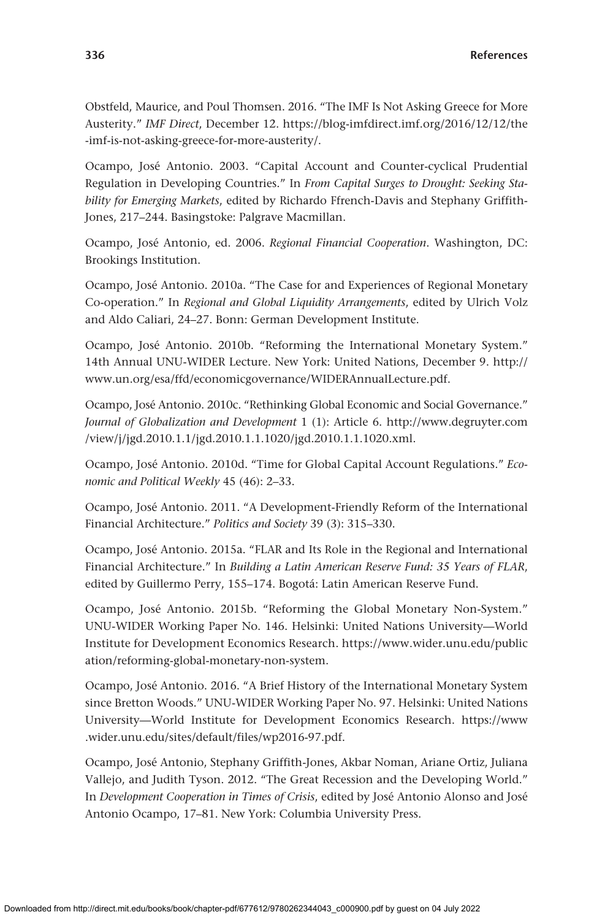Obstfeld, Maurice, and Poul Thomsen. 2016. "The IMF Is Not Asking Greece for More Austerity." *IMF Direct*, December 12. https://blog-imfdirect.imf.org/2016/12/12/the-imf-is-not-asking-greece-for-more-austerity/.

Ocampo, José Antonio. 2003. "Capital Account and Counter-cyclical Prudential Regulation in Developing Countries." In *From Capital Surges to Drought: Seeking Stability for Emerging Markets*, edited by Richardo Ffrench-Davis and Stephany Griffith-Jones, 217–244. Basingstoke: Palgrave Macmillan.

Ocampo, José Antonio, ed. 2006. *Regional Financial Cooperation*. Washington, DC: Brookings Institution.

Ocampo, José Antonio. 2010a. "The Case for and Experiences of Regional Monetary Co-operation." In *Regional and Global Liquidity Arrangements*, edited by Ulrich Volz and Aldo Caliari, 24–27. Bonn: German Development Institute.

Ocampo, José Antonio. 2010b. "Reforming the International Monetary System." 14th Annual UNU-WIDER Lecture. New York: United Nations, December 9. http://www.un.org/esa/ffd/economicgovernance/WIDERAnnualLecture.pdf.

Ocampo, José Antonio. 2010c. "Rethinking Global Economic and Social Governance." *Journal of Globalization and Development* 1 (1): Article 6. http://www.degruyter.com/view/j/jgd.2010.1.1/jgd.2010.1.1.1020/jgd.2010.1.1.1020.xml.

Ocampo, José Antonio. 2010d. "Time for Global Capital Account Regulations." *Economic and Political Weekly* 45 (46): 2–33.

Ocampo, José Antonio. 2011. "A Development-Friendly Reform of the International Financial Architecture." *Politics and Society* 39 (3): 315–330.

Ocampo, José Antonio. 2015a. "FLAR and Its Role in the Regional and International Financial Architecture." In *Building a Latin American Reserve Fund: 35 Years of FLAR*, edited by Guillermo Perry, 155–174. Bogotá: Latin American Reserve Fund.

Ocampo, José Antonio. 2015b. "Reforming the Global Monetary Non-System." UNU-WIDER Working Paper No. 146. Helsinki: United Nations University—World Institute for Development Economics Research. https://www.wider.unu.edu/publication/reforming-global-monetary-non-system.

Ocampo, José Antonio. 2016. "A Brief History of the International Monetary System since Bretton Woods." UNU-WIDER Working Paper No. 97. Helsinki: United Nations University—World Institute for Development Economics Research. https://www.wider.unu.edu/sites/default/files/wp2016-97.pdf.

Ocampo, José Antonio, Stephany Griffith-Jones, Akbar Noman, Ariane Ortiz, Juliana Vallejo, and Judith Tyson. 2012. "The Great Recession and the Developing World." In *Development Cooperation in Times of Crisis*, edited by José Antonio Alonso and José Antonio Ocampo, 17–81. New York: Columbia University Press.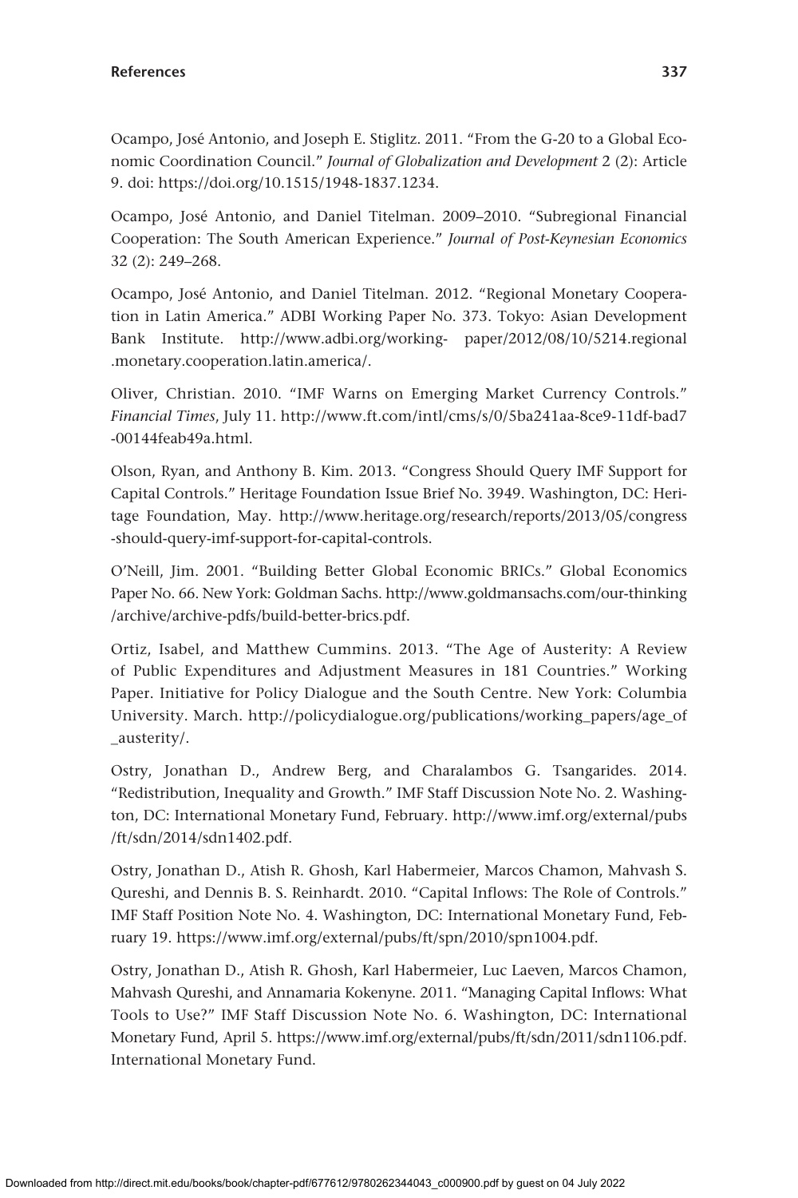Ocampo, José Antonio, and Joseph E. Stiglitz. 2011. "From the G-20 to a Global Economic Coordination Council." *Journal of Globalization and Development* 2 (2): Article 9. doi: https://doi.org/10.1515/1948-1837.1234.

Ocampo, José Antonio, and Daniel Titelman. 2009–2010. "Subregional Financial Cooperation: The South American Experience." *Journal of Post-Keynesian Economics* 32 (2): 249–268.

Ocampo, José Antonio, and Daniel Titelman. 2012. "Regional Monetary Cooperation in Latin America." ADBI Working Paper No. 373. Tokyo: Asian Development Bank Institute. http://www.adbi.org/working-paper/2012/08/10/5214.regional.monetary.cooperation.latin.america/.

Oliver, Christian. 2010. "IMF Warns on Emerging Market Currency Controls." *Financial Times*, July 11. http://www.ft.com/intl/cms/s/0/5ba241aa-8ce9-11df-bad7-00144feab49a.html.

Olson, Ryan, and Anthony B. Kim. 2013. "Congress Should Query IMF Support for Capital Controls." Heritage Foundation Issue Brief No. 3949. Washington, DC: Heritage Foundation, May. http://www.heritage.org/research/reports/2013/05/congress-should-query-imf-support-for-capital-controls.

O'Neill, Jim. 2001. "Building Better Global Economic BRICs." Global Economics Paper No. 66. New York: Goldman Sachs. http://www.goldmansachs.com/our-thinking/archive/archive-pdfs/build-better-brics.pdf.

Ortiz, Isabel, and Matthew Cummins. 2013. "The Age of Austerity: A Review of Public Expenditures and Adjustment Measures in 181 Countries." Working Paper. Initiative for Policy Dialogue and the South Centre. New York: Columbia University. March. http://policydialogue.org/publications/working_papers/age_of_austerity/.

Ostry, Jonathan D., Andrew Berg, and Charalambos G. Tsangarides. 2014. "Redistribution, Inequality and Growth." IMF Staff Discussion Note No. 2. Washington, DC: International Monetary Fund, February. http://www.imf.org/external/pubs/ft/sdn/2014/sdn1402.pdf.

Ostry, Jonathan D., Atish R. Ghosh, Karl Habermeier, Marcos Chamon, Mahvash S. Qureshi, and Dennis B. S. Reinhardt. 2010. "Capital Inflows: The Role of Controls." IMF Staff Position Note No. 4. Washington, DC: International Monetary Fund, February 19. https://www.imf.org/external/pubs/ft/spn/2010/spn1004.pdf.

Ostry, Jonathan D., Atish R. Ghosh, Karl Habermeier, Luc Laeven, Marcos Chamon, Mahvash Qureshi, and Annamaria Kokenyne. 2011. "Managing Capital Inflows: What Tools to Use?" IMF Staff Discussion Note No. 6. Washington, DC: International Monetary Fund, April 5. https://www.imf.org/external/pubs/ft/sdn/2011/sdn1106.pdf. International Monetary Fund.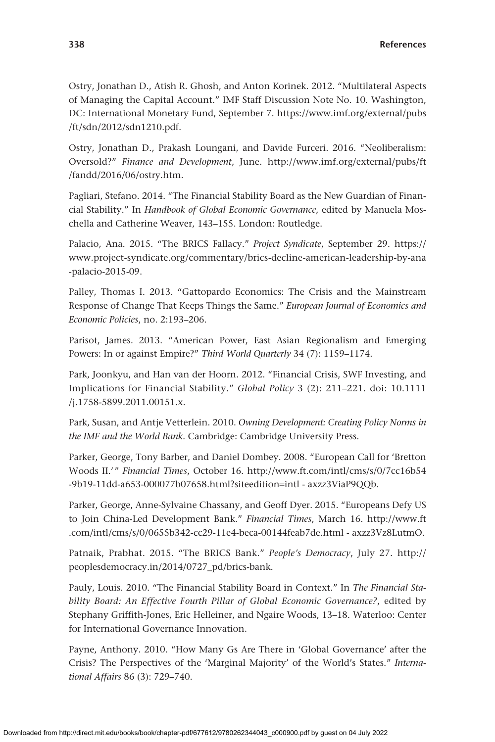Ostry, Jonathan D., Atish R. Ghosh, and Anton Korinek. 2012. "Multilateral Aspects of Managing the Capital Account." IMF Staff Discussion Note No. 10. Washington, DC: International Monetary Fund, September 7. https://www.imf.org/external/pubs/ft/sdn/2012/sdn1210.pdf.

Ostry, Jonathan D., Prakash Loungani, and Davide Furceri. 2016. "Neoliberalism: Oversold?" *Finance and Development*, June. http://www.imf.org/external/pubs/ft/fandd/2016/06/ostry.htm.

Pagliari, Stefano. 2014. "The Financial Stability Board as the New Guardian of Financial Stability." In *Handbook of Global Economic Governance*, edited by Manuela Moschella and Catherine Weaver, 143–155. London: Routledge.

Palacio, Ana. 2015. "The BRICS Fallacy." *Project Syndicate*, September 29. https://www.project-syndicate.org/commentary/brics-decline-american-leadership-by-ana-palacio-2015-09.

Palley, Thomas I. 2013. "Gattopardo Economics: The Crisis and the Mainstream Response of Change That Keeps Things the Same." *European Journal of Economics and Economic Policies*, no. 2:193–206.

Parisot, James. 2013. "American Power, East Asian Regionalism and Emerging Powers: In or against Empire?" *Third World Quarterly* 34 (7): 1159–1174.

Park, Joonkyu, and Han van der Hoorn. 2012. "Financial Crisis, SWF Investing, and Implications for Financial Stability." *Global Policy* 3 (2): 211–221. doi: 10.1111/j.1758-5899.2011.00151.x.

Park, Susan, and Antje Vetterlein. 2010. *Owning Development: Creating Policy Norms in the IMF and the World Bank*. Cambridge: Cambridge University Press.

Parker, George, Tony Barber, and Daniel Dombey. 2008. "European Call for 'Bretton Woods II.'" *Financial Times*, October 16. http://www.ft.com/intl/cms/s/0/7cc16b54-9b19-11dd-a653-000077b07658.html?siteedition=intl - axzz3ViaP9QQb.

Parker, George, Anne-Sylvaine Chassany, and Geoff Dyer. 2015. "Europeans Defy US to Join China-Led Development Bank." *Financial Times*, March 16. http://www.ft.com/intl/cms/s/0/0655b342-cc29-11e4-beca-00144feab7de.html - axzz3Vz8LutmO.

Patnaik, Prabhat. 2015. "The BRICS Bank." *People's Democracy*, July 27. http://peoplesdemocracy.in/2014/0727_pd/brics-bank.

Pauly, Louis. 2010. "The Financial Stability Board in Context." In *The Financial Stability Board: An Effective Fourth Pillar of Global Economic Governance?*, edited by Stephany Griffith-Jones, Eric Helleiner, and Ngaire Woods, 13–18. Waterloo: Center for International Governance Innovation.

Payne, Anthony. 2010. "How Many Gs Are There in 'Global Governance' after the Crisis? The Perspectives of the 'Marginal Majority' of the World's States." *International Affairs* 86 (3): 729–740.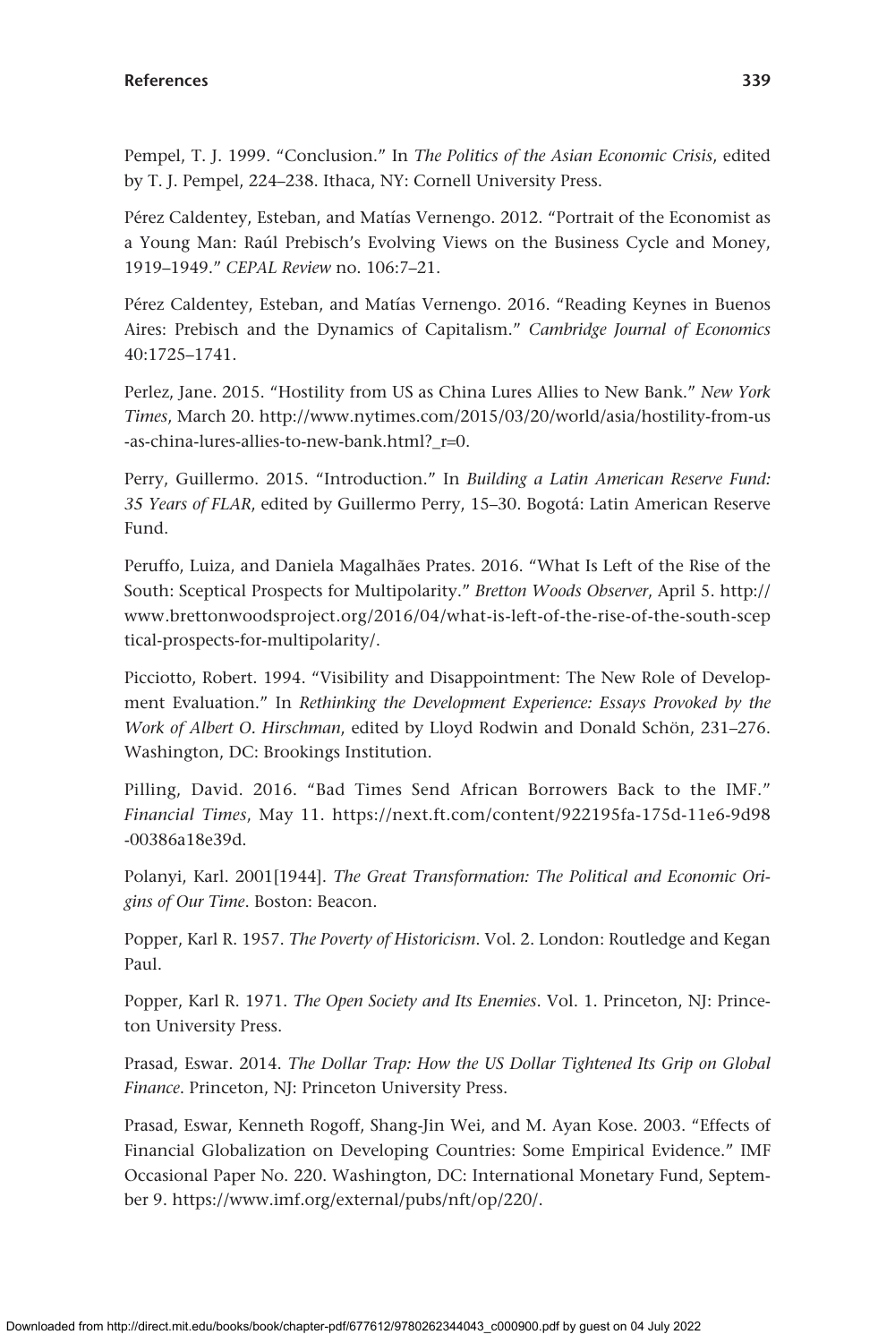Pempel, T. J. 1999. "Conclusion." In *The Politics of the Asian Economic Crisis*, edited by T. J. Pempel, 224–238. Ithaca, NY: Cornell University Press.

Pérez Caldentey, Esteban, and Matías Vernengo. 2012. "Portrait of the Economist as a Young Man: Raúl Prebisch's Evolving Views on the Business Cycle and Money, 1919–1949." *CEPAL Review* no. 106:7–21.

Pérez Caldentey, Esteban, and Matías Vernengo. 2016. "Reading Keynes in Buenos Aires: Prebisch and the Dynamics of Capitalism." *Cambridge Journal of Economics* 40:1725–1741.

Perlez, Jane. 2015. "Hostility from US as China Lures Allies to New Bank." *New York Times*, March 20. http://www.nytimes.com/2015/03/20/world/asia/hostility-from-us-as-china-lures-allies-to-new-bank.html?_r=0.

Perry, Guillermo. 2015. "Introduction." In *Building a Latin American Reserve Fund: 35 Years of FLAR*, edited by Guillermo Perry, 15–30. Bogotá: Latin American Reserve Fund.

Peruffo, Luiza, and Daniela Magalhães Prates. 2016. "What Is Left of the Rise of the South: Sceptical Prospects for Multipolarity." *Bretton Woods Observer*, April 5. http://www.brettonwoodsproject.org/2016/04/what-is-left-of-the-rise-of-the-south-sceptical-prospects-for-multipolarity/.

Picciotto, Robert. 1994. "Visibility and Disappointment: The New Role of Development Evaluation." In *Rethinking the Development Experience: Essays Provoked by the Work of Albert O. Hirschman*, edited by Lloyd Rodwin and Donald Schön, 231–276. Washington, DC: Brookings Institution.

Pilling, David. 2016. "Bad Times Send African Borrowers Back to the IMF." *Financial Times*, May 11. https://next.ft.com/content/922195fa-175d-11e6-9d98-00386a18e39d.

Polanyi, Karl. 2001[1944]. *The Great Transformation: The Political and Economic Origins of Our Time*. Boston: Beacon.

Popper, Karl R. 1957. *The Poverty of Historicism*. Vol. 2. London: Routledge and Kegan Paul.

Popper, Karl R. 1971. *The Open Society and Its Enemies*. Vol. 1. Princeton, NJ: Princeton University Press.

Prasad, Eswar. 2014. *The Dollar Trap: How the US Dollar Tightened Its Grip on Global Finance*. Princeton, NJ: Princeton University Press.

Prasad, Eswar, Kenneth Rogoff, Shang-Jin Wei, and M. Ayan Kose. 2003. "Effects of Financial Globalization on Developing Countries: Some Empirical Evidence." IMF Occasional Paper No. 220. Washington, DC: International Monetary Fund, September 9. https://www.imf.org/external/pubs/nft/op/220/.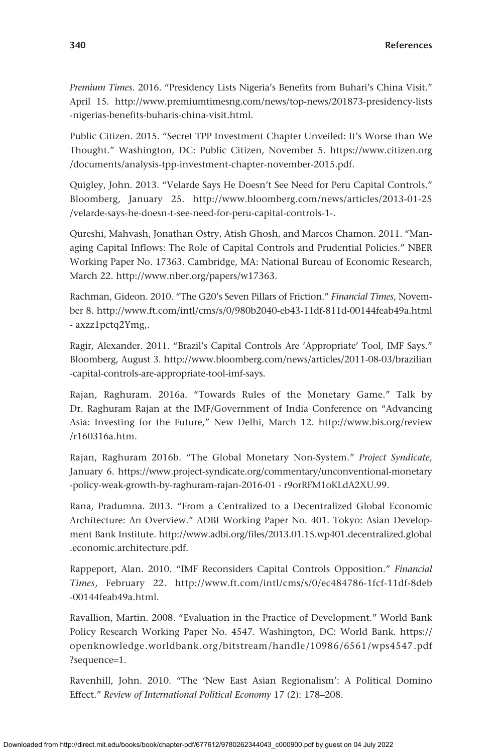*Premium Times*. 2016. "Presidency Lists Nigeria's Benefits from Buhari's China Visit." April 15. http://www.premiumtimesng.com/news/top-news/201873-presidency-lists-nigerias-benefits-buharis-china-visit.html.

Public Citizen. 2015. "Secret TPP Investment Chapter Unveiled: It's Worse than We Thought." Washington, DC: Public Citizen, November 5. https://www.citizen.org/documents/analysis-tpp-investment-chapter-november-2015.pdf.

Quigley, John. 2013. "Velarde Says He Doesn't See Need for Peru Capital Controls." Bloomberg, January 25. http://www.bloomberg.com/news/articles/2013-01-25/velarde-says-he-doesn-t-see-need-for-peru-capital-controls-1-.

Qureshi, Mahvash, Jonathan Ostry, Atish Ghosh, and Marcos Chamon. 2011. "Managing Capital Inflows: The Role of Capital Controls and Prudential Policies." NBER Working Paper No. 17363. Cambridge, MA: National Bureau of Economic Research, March 22. http://www.nber.org/papers/w17363.

Rachman, Gideon. 2010. "The G20's Seven Pillars of Friction." *Financial Times*, November 8. http://www.ft.com/intl/cms/s/0/980b2040-eb43-11df-811d-00144feab49a.html - axzz1pctq2Ymg,.

Ragir, Alexander. 2011. "Brazil's Capital Controls Are 'Appropriate' Tool, IMF Says." Bloomberg, August 3. http://www.bloomberg.com/news/articles/2011-08-03/brazilian-capital-controls-are-appropriate-tool-imf-says.

Rajan, Raghuram. 2016a. "Towards Rules of the Monetary Game." Talk by Dr. Raghuram Rajan at the IMF/Government of India Conference on "Advancing Asia: Investing for the Future," New Delhi, March 12. http://www.bis.org/review/r160316a.htm.

Rajan, Raghuram 2016b. "The Global Monetary Non-System." *Project Syndicate*, January 6. https://www.project-syndicate.org/commentary/unconventional-monetary-policy-weak-growth-by-raghuram-rajan-2016-01 - r9orRFM1oKLdA2XU.99.

Rana, Pradumna. 2013. "From a Centralized to a Decentralized Global Economic Architecture: An Overview." ADBI Working Paper No. 401. Tokyo: Asian Development Bank Institute. http://www.adbi.org/files/2013.01.15.wp401.decentralized.global.economic.architecture.pdf.

Rappeport, Alan. 2010. "IMF Reconsiders Capital Controls Opposition." *Financial Times*, February 22. http://www.ft.com/intl/cms/s/0/ec484786-1fcf-11df-8deb-00144feab49a.html.

Ravallion, Martin. 2008. "Evaluation in the Practice of Development." World Bank Policy Research Working Paper No. 4547. Washington, DC: World Bank. https://openknowledge.worldbank.org/bitstream/handle/10986/6561/wps4547.pdf?sequence=1.

Ravenhill, John. 2010. "The 'New East Asian Regionalism': A Political Domino Effect." *Review of International Political Economy* 17 (2): 178–208.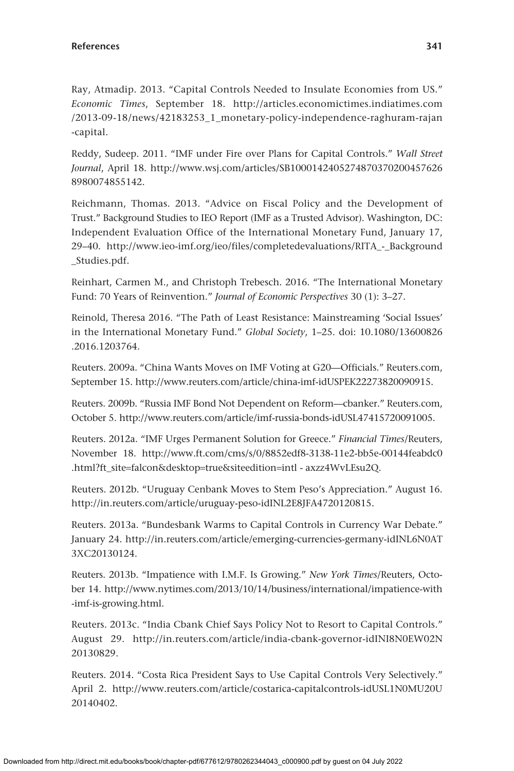Ray, Atmadip. 2013. "Capital Controls Needed to Insulate Economies from US." *Economic Times*, September 18. http://articles.economictimes.indiatimes.com/2013-09-18/news/42183253_1_monetary-policy-independence-raghuram-rajan-capital.

Reddy, Sudeep. 2011. "IMF under Fire over Plans for Capital Controls." *Wall Street Journal*, April 18. http://www.wsj.com/articles/SB10001424052748703702004576268980074855142.

Reichmann, Thomas. 2013. "Advice on Fiscal Policy and the Development of Trust." Background Studies to IEO Report (IMF as a Trusted Advisor). Washington, DC: Independent Evaluation Office of the International Monetary Fund, January 17, 29–40. http://www.ieo-imf.org/ieo/files/completedevaluations/RITA_-_Background_Studies.pdf.

Reinhart, Carmen M., and Christoph Trebesch. 2016. "The International Monetary Fund: 70 Years of Reinvention." *Journal of Economic Perspectives* 30 (1): 3–27.

Reinold, Theresa 2016. "The Path of Least Resistance: Mainstreaming 'Social Issues' in the International Monetary Fund." *Global Society*, 1–25. doi: 10.1080/13600826.2016.1203764.

Reuters. 2009a. "China Wants Moves on IMF Voting at G20—Officials." Reuters.com, September 15. http://www.reuters.com/article/china-imf-idUSPEK22273820090915.

Reuters. 2009b. "Russia IMF Bond Not Dependent on Reform—cbanker." Reuters.com, October 5. http://www.reuters.com/article/imf-russia-bonds-idUSL47415720091005.

Reuters. 2012a. "IMF Urges Permanent Solution for Greece." *Financial Times*/Reuters, November 18. http://www.ft.com/cms/s/0/8852edf8-3138-11e2-bb5e-00144feabdc0.html?ft_site=falcon&desktop=true&siteedition=intl - axzz4WvLEsu2Q.

Reuters. 2012b. "Uruguay Cenbank Moves to Stem Peso's Appreciation." August 16. http://in.reuters.com/article/uruguay-peso-idINL2E8JFA4720120815.

Reuters. 2013a. "Bundesbank Warms to Capital Controls in Currency War Debate." January 24. http://in.reuters.com/article/emerging-currencies-germany-idINL6N0AT3XC20130124.

Reuters. 2013b. "Impatience with I.M.F. Is Growing." *New York Times*/Reuters, October 14. http://www.nytimes.com/2013/10/14/business/international/impatience-with-imf-is-growing.html.

Reuters. 2013c. "India Cbank Chief Says Policy Not to Resort to Capital Controls." August 29. http://in.reuters.com/article/india-cbank-governor-idINI8N0EW02N20130829.

Reuters. 2014. "Costa Rica President Says to Use Capital Controls Very Selectively." April 2. http://www.reuters.com/article/costarica-capitalcontrols-idUSL1N0MU20U20140402.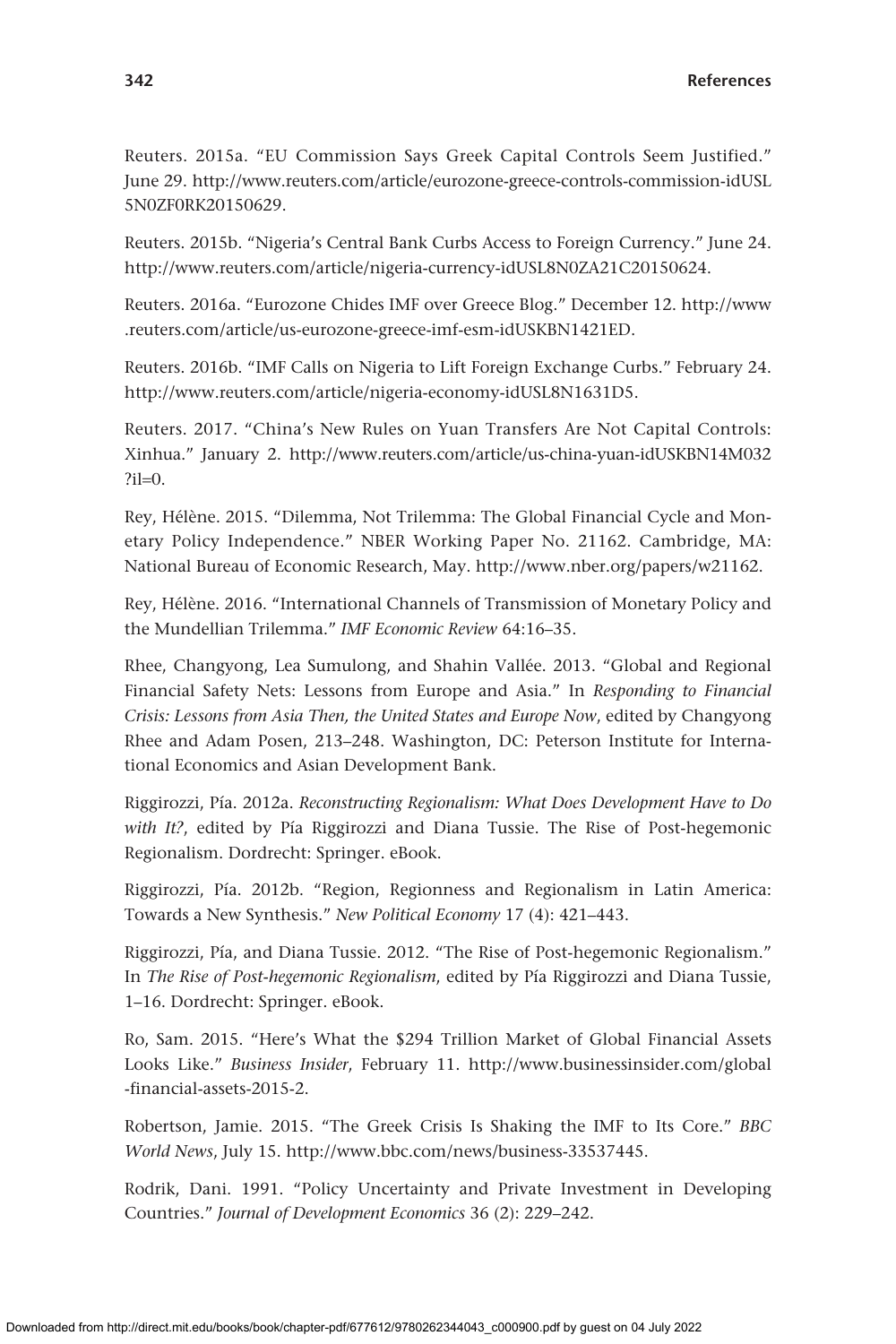Reuters. 2015a. “EU Commission Says Greek Capital Controls Seem Justified.” June 29. http://www.reuters.com/article/eurozone-greece-controls-commission-idUSL5N0ZF0RK20150629.

Reuters. 2015b. “Nigeria’s Central Bank Curbs Access to Foreign Currency.” June 24. http://www.reuters.com/article/nigeria-currency-idUSL8N0ZA21C20150624.

Reuters. 2016a. “Eurozone Chides IMF over Greece Blog.” December 12. http://www.reuters.com/article/us-eurozone-greece-imf-esm-idUSKBN1421ED.

Reuters. 2016b. “IMF Calls on Nigeria to Lift Foreign Exchange Curbs.” February 24. http://www.reuters.com/article/nigeria-economy-idUSL8N1631D5.

Reuters. 2017. “China’s New Rules on Yuan Transfers Are Not Capital Controls: Xinhua.” January 2. http://www.reuters.com/article/us-china-yuan-idUSKBN14M032?il=0.

Rey, Hélène. 2015. “Dilemma, Not Trilemma: The Global Financial Cycle and Monetary Policy Independence.” NBER Working Paper No. 21162. Cambridge, MA: National Bureau of Economic Research, May. http://www.nber.org/papers/w21162.

Rey, Hélène. 2016. “International Channels of Transmission of Monetary Policy and the Mundellian Trilemma.” *IMF Economic Review* 64:16–35.

Rhee, Changyong, Lea Sumulong, and Shahin Vallée. 2013. “Global and Regional Financial Safety Nets: Lessons from Europe and Asia.” In *Responding to Financial Crisis: Lessons from Asia Then, the United States and Europe Now*, edited by Changyong Rhee and Adam Posen, 213–248. Washington, DC: Peterson Institute for International Economics and Asian Development Bank.

Riggirozzi, Pía. 2012a. *Reconstructing Regionalism: What Does Development Have to Do with It?*, edited by Pía Riggirozzi and Diana Tussie. The Rise of Post-hegemonic Regionalism. Dordrecht: Springer. eBook.

Riggirozzi, Pía. 2012b. “Region, Regionness and Regionalism in Latin America: Towards a New Synthesis.” *New Political Economy* 17 (4): 421–443.

Riggirozzi, Pía, and Diana Tussie. 2012. “The Rise of Post-hegemonic Regionalism.” In *The Rise of Post-hegemonic Regionalism*, edited by Pía Riggirozzi and Diana Tussie, 1–16. Dordrecht: Springer. eBook.

Ro, Sam. 2015. “Here’s What the $294 Trillion Market of Global Financial Assets Looks Like.” *Business Insider*, February 11. http://www.businessinsider.com/global-financial-assets-2015-2.

Robertson, Jamie. 2015. “The Greek Crisis Is Shaking the IMF to Its Core.” *BBC World News*, July 15. http://www.bbc.com/news/business-33537445.

Rodrik, Dani. 1991. “Policy Uncertainty and Private Investment in Developing Countries.” *Journal of Development Economics* 36 (2): 229–242.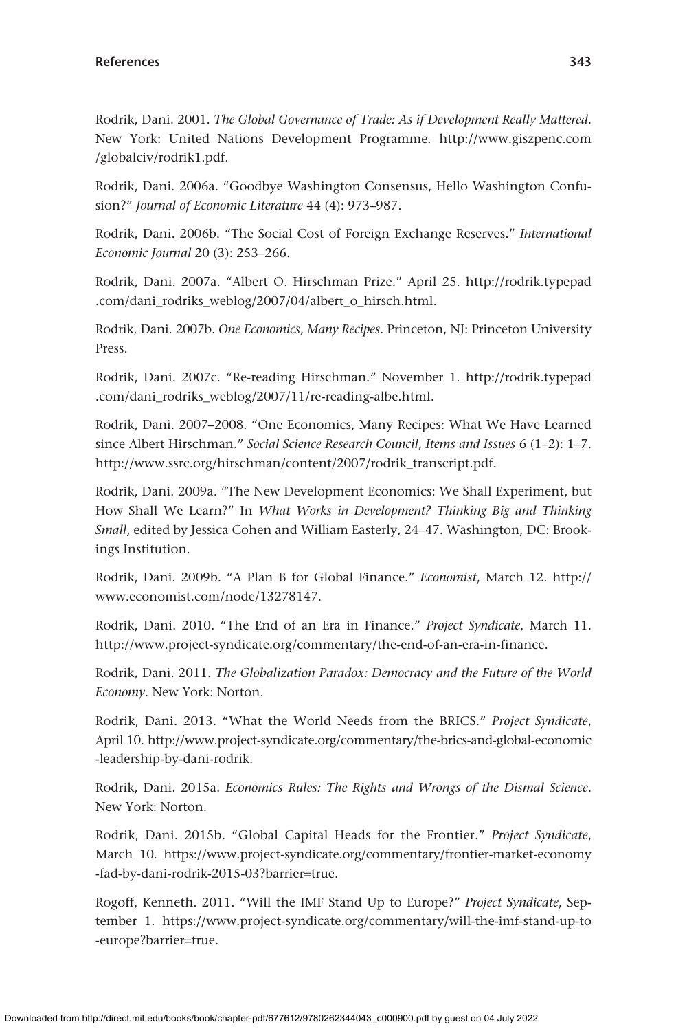Rodrik, Dani. 2001. *The Global Governance of Trade: As if Development Really Mattered*. New York: United Nations Development Programme. http://www.giszpenc.com/globalciv/rodrik1.pdf.

Rodrik, Dani. 2006a. "Goodbye Washington Consensus, Hello Washington Confusion?" *Journal of Economic Literature* 44 (4): 973–987.

Rodrik, Dani. 2006b. "The Social Cost of Foreign Exchange Reserves." *International Economic Journal* 20 (3): 253–266.

Rodrik, Dani. 2007a. "Albert O. Hirschman Prize." April 25. http://rodrik.typepad.com/dani_rodriks_weblog/2007/04/albert_o_hirsch.html.

Rodrik, Dani. 2007b. *One Economics, Many Recipes*. Princeton, NJ: Princeton University Press.

Rodrik, Dani. 2007c. "Re-reading Hirschman." November 1. http://rodrik.typepad.com/dani_rodriks_weblog/2007/11/re-reading-albe.html.

Rodrik, Dani. 2007–2008. "One Economics, Many Recipes: What We Have Learned since Albert Hirschman." *Social Science Research Council, Items and Issues* 6 (1–2): 1–7. http://www.ssrc.org/hirschman/content/2007/rodrik_transcript.pdf.

Rodrik, Dani. 2009a. "The New Development Economics: We Shall Experiment, but How Shall We Learn?" In *What Works in Development? Thinking Big and Thinking Small*, edited by Jessica Cohen and William Easterly, 24–47. Washington, DC: Brookings Institution.

Rodrik, Dani. 2009b. "A Plan B for Global Finance." *Economist*, March 12. http://www.economist.com/node/13278147.

Rodrik, Dani. 2010. "The End of an Era in Finance." *Project Syndicate*, March 11. http://www.project-syndicate.org/commentary/the-end-of-an-era-in-finance.

Rodrik, Dani. 2011. *The Globalization Paradox: Democracy and the Future of the World Economy*. New York: Norton.

Rodrik, Dani. 2013. "What the World Needs from the BRICS." *Project Syndicate*, April 10. http://www.project-syndicate.org/commentary/the-brics-and-global-economic-leadership-by-dani-rodrik.

Rodrik, Dani. 2015a. *Economics Rules: The Rights and Wrongs of the Dismal Science*. New York: Norton.

Rodrik, Dani. 2015b. "Global Capital Heads for the Frontier." *Project Syndicate*, March 10. https://www.project-syndicate.org/commentary/frontier-market-economy-fad-by-dani-rodrik-2015-03?barrier=true.

Rogoff, Kenneth. 2011. "Will the IMF Stand Up to Europe?" *Project Syndicate*, September 1. https://www.project-syndicate.org/commentary/will-the-imf-stand-up-to-europe?barrier=true.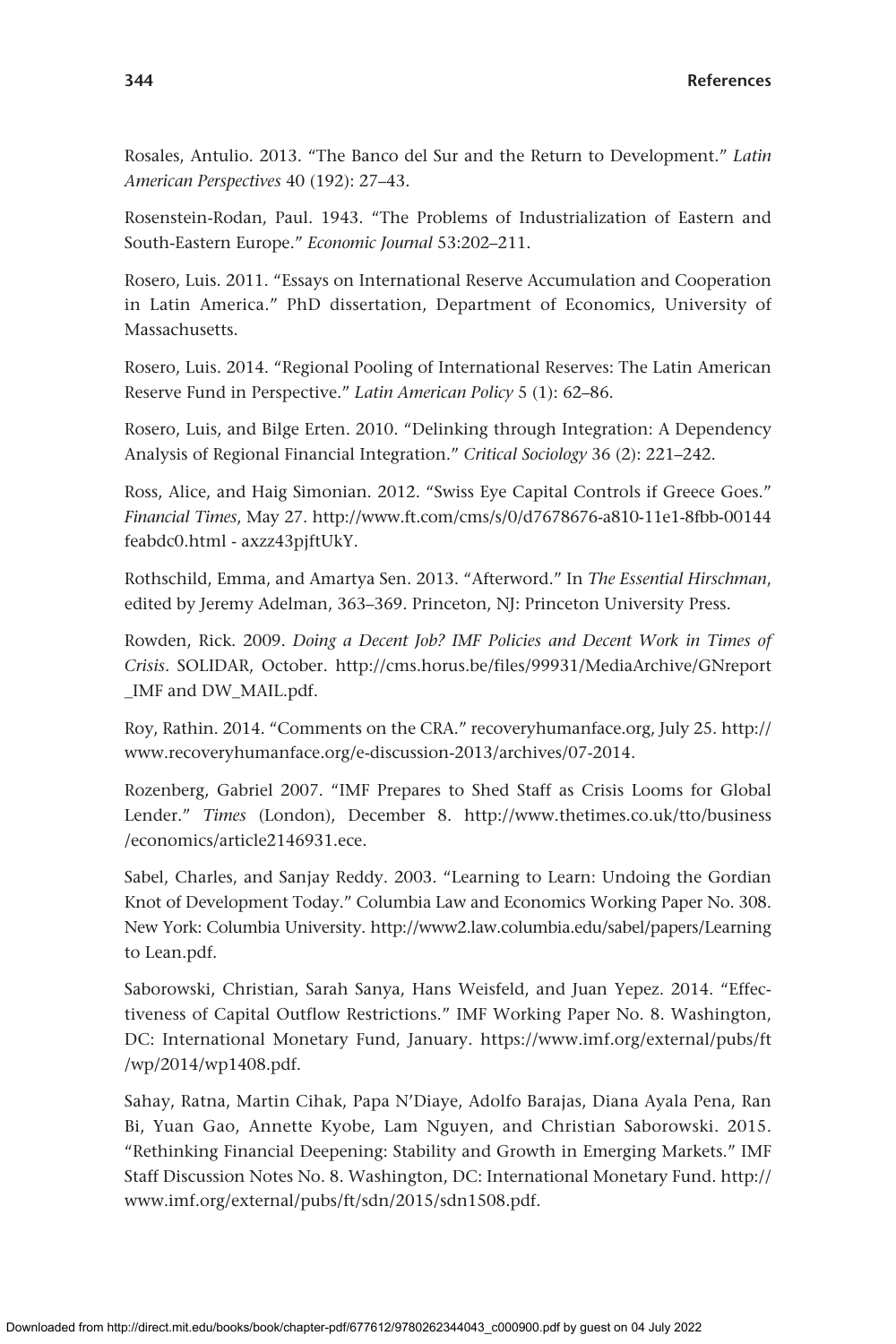Rosales, Antulio. 2013. "The Banco del Sur and the Return to Development." *Latin American Perspectives* 40 (192): 27–43.

Rosenstein-Rodan, Paul. 1943. "The Problems of Industrialization of Eastern and South-Eastern Europe." *Economic Journal* 53:202–211.

Rosero, Luis. 2011. "Essays on International Reserve Accumulation and Cooperation in Latin America." PhD dissertation, Department of Economics, University of Massachusetts.

Rosero, Luis. 2014. "Regional Pooling of International Reserves: The Latin American Reserve Fund in Perspective." *Latin American Policy* 5 (1): 62–86.

Rosero, Luis, and Bilge Erten. 2010. "Delinking through Integration: A Dependency Analysis of Regional Financial Integration." *Critical Sociology* 36 (2): 221–242.

Ross, Alice, and Haig Simonian. 2012. "Swiss Eye Capital Controls if Greece Goes." *Financial Times*, May 27. http://www.ft.com/cms/s/0/d7678676-a810-11e1-8fbb-00144feabdc0.html - axzz43pjftUkY.

Rothschild, Emma, and Amartya Sen. 2013. "Afterword." In *The Essential Hirschman*, edited by Jeremy Adelman, 363–369. Princeton, NJ: Princeton University Press.

Rowden, Rick. 2009. *Doing a Decent Job? IMF Policies and Decent Work in Times of Crisis*. SOLIDAR, October. http://cms.horus.be/files/99931/MediaArchive/GNreport_IMF and DW_MAIL.pdf.

Roy, Rathin. 2014. "Comments on the CRA." recoveryhumanface.org, July 25. http://www.recoveryhumanface.org/e-discussion-2013/archives/07-2014.

Rozenberg, Gabriel 2007. "IMF Prepares to Shed Staff as Crisis Looms for Global Lender." *Times* (London), December 8. http://www.thetimes.co.uk/tto/business/economics/article2146931.ece.

Sabel, Charles, and Sanjay Reddy. 2003. "Learning to Learn: Undoing the Gordian Knot of Development Today." Columbia Law and Economics Working Paper No. 308. New York: Columbia University. http://www2.law.columbia.edu/sabel/papers/Learning to Lean.pdf.

Saborowski, Christian, Sarah Sanya, Hans Weisfeld, and Juan Yepez. 2014. "Effectiveness of Capital Outflow Restrictions." IMF Working Paper No. 8. Washington, DC: International Monetary Fund, January. https://www.imf.org/external/pubs/ft/wp/2014/wp1408.pdf.

Sahay, Ratna, Martin Cihak, Papa N'Diaye, Adolfo Barajas, Diana Ayala Pena, Ran Bi, Yuan Gao, Annette Kyobe, Lam Nguyen, and Christian Saborowski. 2015. "Rethinking Financial Deepening: Stability and Growth in Emerging Markets." IMF Staff Discussion Notes No. 8. Washington, DC: International Monetary Fund. http://www.imf.org/external/pubs/ft/sdn/2015/sdn1508.pdf.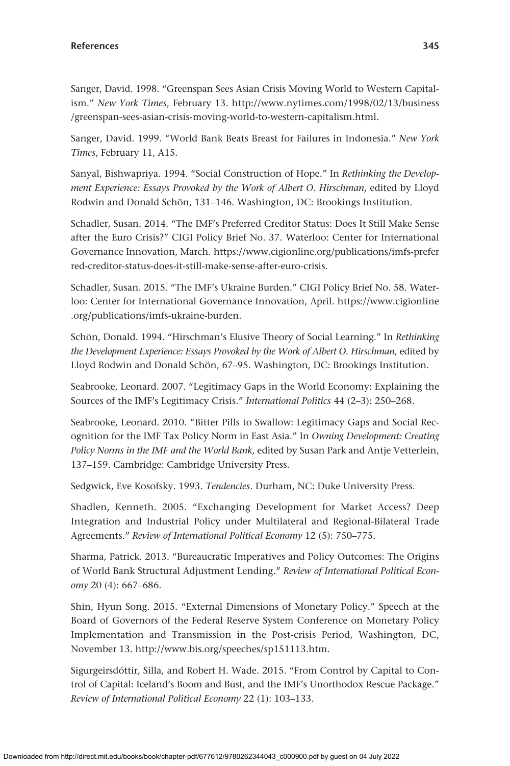Sanger, David. 1998. "Greenspan Sees Asian Crisis Moving World to Western Capitalism." *New York Times*, February 13. http://www.nytimes.com/1998/02/13/business/greenspan-sees-asian-crisis-moving-world-to-western-capitalism.html.

Sanger, David. 1999. "World Bank Beats Breast for Failures in Indonesia." *New York Times*, February 11, A15.

Sanyal, Bishwapriya. 1994. "Social Construction of Hope." In *Rethinking the Development Experience: Essays Provoked by the Work of Albert O. Hirschman*, edited by Lloyd Rodwin and Donald Schön, 131–146. Washington, DC: Brookings Institution.

Schadler, Susan. 2014. "The IMF's Preferred Creditor Status: Does It Still Make Sense after the Euro Crisis?" CIGI Policy Brief No. 37. Waterloo: Center for International Governance Innovation, March. https://www.cigionline.org/publications/imfs-preferred-creditor-status-does-it-still-make-sense-after-euro-crisis.

Schadler, Susan. 2015. "The IMF's Ukraine Burden." CIGI Policy Brief No. 58. Waterloo: Center for International Governance Innovation, April. https://www.cigionline.org/publications/imfs-ukraine-burden.

Schön, Donald. 1994. "Hirschman's Elusive Theory of Social Learning." In *Rethinking the Development Experience: Essays Provoked by the Work of Albert O. Hirschman*, edited by Lloyd Rodwin and Donald Schön, 67–95. Washington, DC: Brookings Institution.

Seabrooke, Leonard. 2007. "Legitimacy Gaps in the World Economy: Explaining the Sources of the IMF's Legitimacy Crisis." *International Politics* 44 (2–3): 250–268.

Seabrooke, Leonard. 2010. "Bitter Pills to Swallow: Legitimacy Gaps and Social Recognition for the IMF Tax Policy Norm in East Asia." In *Owning Development: Creating Policy Norms in the IMF and the World Bank*, edited by Susan Park and Antje Vetterlein, 137–159. Cambridge: Cambridge University Press.

Sedgwick, Eve Kosofsky. 1993. *Tendencies*. Durham, NC: Duke University Press.

Shadlen, Kenneth. 2005. "Exchanging Development for Market Access? Deep Integration and Industrial Policy under Multilateral and Regional-Bilateral Trade Agreements." *Review of International Political Economy* 12 (5): 750–775.

Sharma, Patrick. 2013. "Bureaucratic Imperatives and Policy Outcomes: The Origins of World Bank Structural Adjustment Lending." *Review of International Political Economy* 20 (4): 667–686.

Shin, Hyun Song. 2015. "External Dimensions of Monetary Policy." Speech at the Board of Governors of the Federal Reserve System Conference on Monetary Policy Implementation and Transmission in the Post-crisis Period, Washington, DC, November 13. http://www.bis.org/speeches/sp151113.htm.

Sigurgeirsdóttir, Silla, and Robert H. Wade. 2015. "From Control by Capital to Control of Capital: Iceland's Boom and Bust, and the IMF's Unorthodox Rescue Package." *Review of International Political Economy* 22 (1): 103–133.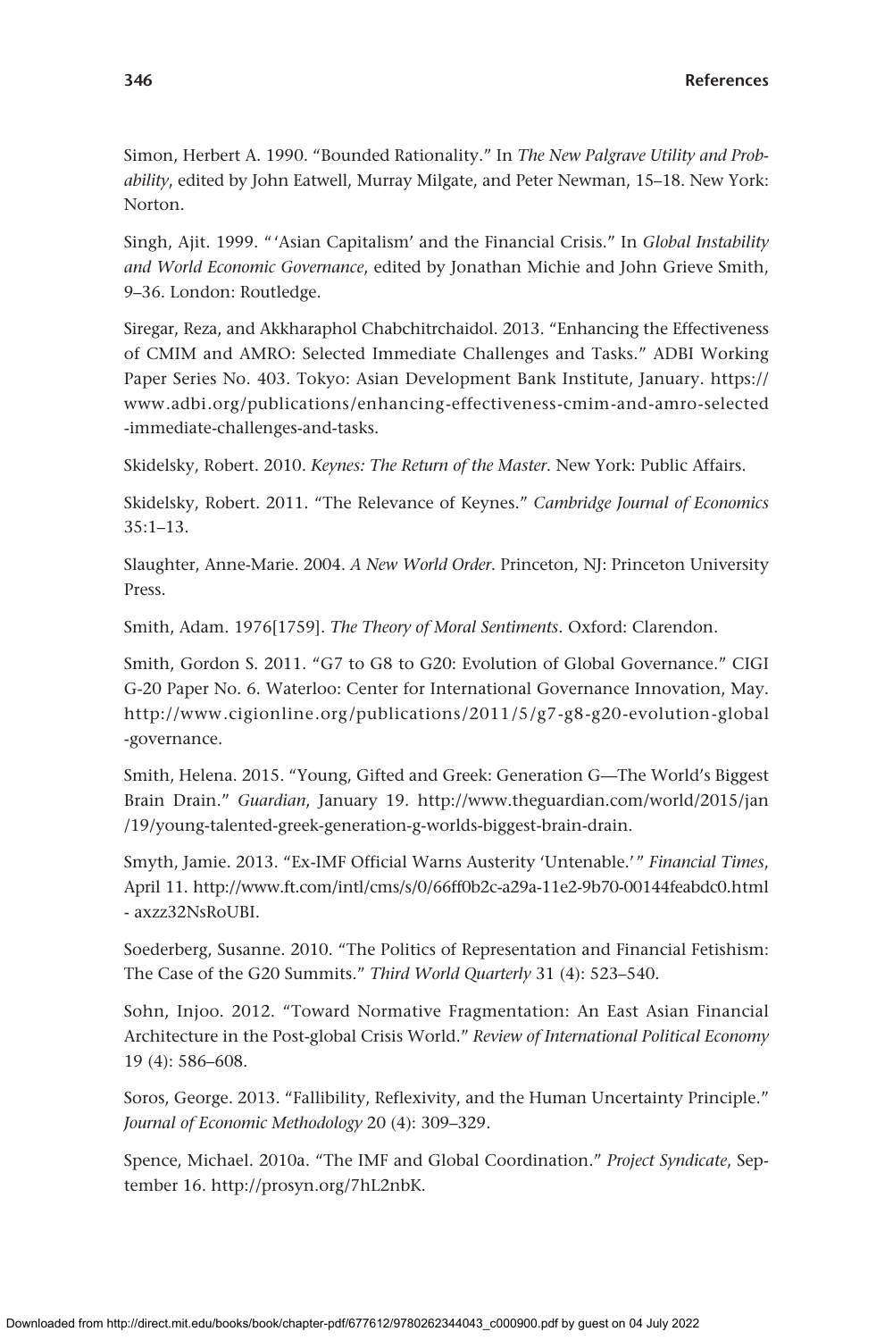Simon, Herbert A. 1990. "Bounded Rationality." In *The New Palgrave Utility and Probability*, edited by John Eatwell, Murray Milgate, and Peter Newman, 15–18. New York: Norton.

Singh, Ajit. 1999. "'Asian Capitalism' and the Financial Crisis." In *Global Instability and World Economic Governance*, edited by Jonathan Michie and John Grieve Smith, 9–36. London: Routledge.

Siregar, Reza, and Akkharaphol Chabchitrchaidol. 2013. "Enhancing the Effectiveness of CMIM and AMRO: Selected Immediate Challenges and Tasks." ADBI Working Paper Series No. 403. Tokyo: Asian Development Bank Institute, January. https://www.adbi.org/publications/enhancing-effectiveness-cmim-and-amro-selected-immediate-challenges-and-tasks.

Skidelsky, Robert. 2010. *Keynes: The Return of the Master*. New York: Public Affairs.

Skidelsky, Robert. 2011. "The Relevance of Keynes." *Cambridge Journal of Economics* 35:1–13.

Slaughter, Anne-Marie. 2004. *A New World Order*. Princeton, NJ: Princeton University Press.

Smith, Adam. 1976[1759]. *The Theory of Moral Sentiments*. Oxford: Clarendon.

Smith, Gordon S. 2011. "G7 to G8 to G20: Evolution of Global Governance." CIGI G-20 Paper No. 6. Waterloo: Center for International Governance Innovation, May. http://www.cigionline.org/publications/2011/5/g7-g8-g20-evolution-global-governance.

Smith, Helena. 2015. "Young, Gifted and Greek: Generation G—The World's Biggest Brain Drain." *Guardian*, January 19. http://www.theguardian.com/world/2015/jan/19/young-talented-greek-generation-g-worlds-biggest-brain-drain.

Smyth, Jamie. 2013. "Ex-IMF Official Warns Austerity 'Untenable.'" *Financial Times*, April 11. http://www.ft.com/intl/cms/s/0/66ff0b2c-a29a-11e2-9b70-00144feabdc0.html - axzz32NsRoUBI.

Soederberg, Susanne. 2010. "The Politics of Representation and Financial Fetishism: The Case of the G20 Summits." *Third World Quarterly* 31 (4): 523–540.

Sohn, Injoo. 2012. "Toward Normative Fragmentation: An East Asian Financial Architecture in the Post-global Crisis World." *Review of International Political Economy* 19 (4): 586–608.

Soros, George. 2013. "Fallibility, Reflexivity, and the Human Uncertainty Principle." *Journal of Economic Methodology* 20 (4): 309–329.

Spence, Michael. 2010a. "The IMF and Global Coordination." *Project Syndicate*, September 16. http://prosyn.org/7hL2nbK.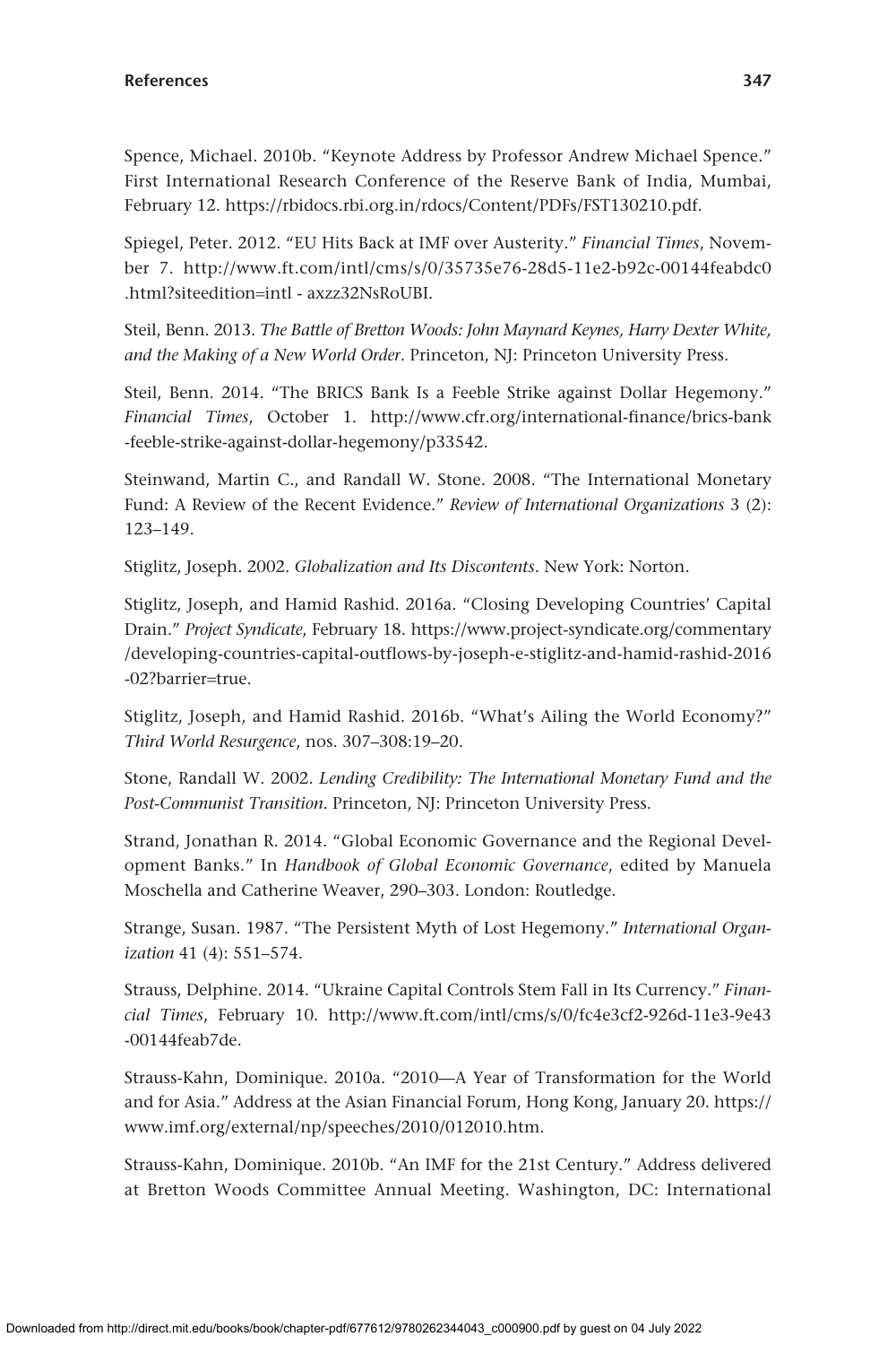Spence, Michael. 2010b. "Keynote Address by Professor Andrew Michael Spence." First International Research Conference of the Reserve Bank of India, Mumbai, February 12. https://rbidocs.rbi.org.in/rdocs/Content/PDFs/FST130210.pdf.

Spiegel, Peter. 2012. "EU Hits Back at IMF over Austerity." *Financial Times*, November 7. http://www.ft.com/intl/cms/s/0/35735e76-28d5-11e2-b92c-00144feabdc0.html?siteedition=intl - axzz32NsRoUBI.

Steil, Benn. 2013. *The Battle of Bretton Woods: John Maynard Keynes, Harry Dexter White, and the Making of a New World Order*. Princeton, NJ: Princeton University Press.

Steil, Benn. 2014. "The BRICS Bank Is a Feeble Strike against Dollar Hegemony." *Financial Times*, October 1. http://www.cfr.org/international-finance/brics-bank-feeble-strike-against-dollar-hegemony/p33542.

Steinwand, Martin C., and Randall W. Stone. 2008. "The International Monetary Fund: A Review of the Recent Evidence." *Review of International Organizations* 3 (2): 123–149.

Stiglitz, Joseph. 2002. *Globalization and Its Discontents*. New York: Norton.

Stiglitz, Joseph, and Hamid Rashid. 2016a. "Closing Developing Countries' Capital Drain." *Project Syndicate*, February 18. https://www.project-syndicate.org/commentary/developing-countries-capital-outflows-by-joseph-e-stiglitz-and-hamid-rashid-2016-02?barrier=true.

Stiglitz, Joseph, and Hamid Rashid. 2016b. "What's Ailing the World Economy?" *Third World Resurgence*, nos. 307–308:19–20.

Stone, Randall W. 2002. *Lending Credibility: The International Monetary Fund and the Post-Communist Transition*. Princeton, NJ: Princeton University Press.

Strand, Jonathan R. 2014. "Global Economic Governance and the Regional Development Banks." In *Handbook of Global Economic Governance*, edited by Manuela Moschella and Catherine Weaver, 290–303. London: Routledge.

Strange, Susan. 1987. "The Persistent Myth of Lost Hegemony." *International Organization* 41 (4): 551–574.

Strauss, Delphine. 2014. "Ukraine Capital Controls Stem Fall in Its Currency." *Financial Times*, February 10. http://www.ft.com/intl/cms/s/0/fc4e3cf2-926d-11e3-9e43-00144feab7de.

Strauss-Kahn, Dominique. 2010a. "2010—A Year of Transformation for the World and for Asia." Address at the Asian Financial Forum, Hong Kong, January 20. https://www.imf.org/external/np/speeches/2010/012010.htm.

Strauss-Kahn, Dominique. 2010b. "An IMF for the 21st Century." Address delivered at Bretton Woods Committee Annual Meeting. Washington, DC: International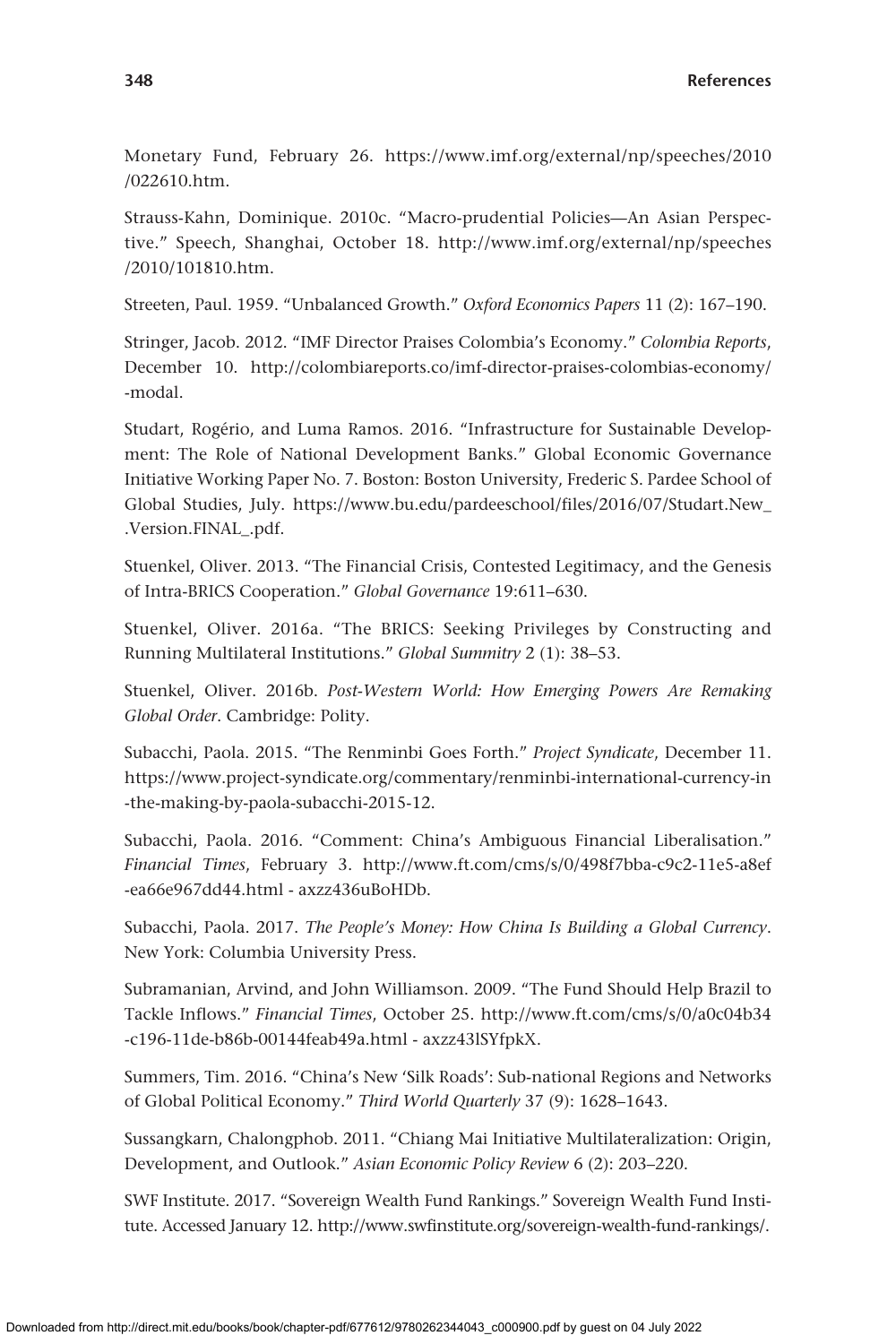Monetary Fund, February 26. https://www.imf.org/external/np/speeches/2010/022610.htm.

Strauss-Kahn, Dominique. 2010c. "Macro-prudential Policies—An Asian Perspective." Speech, Shanghai, October 18. http://www.imf.org/external/np/speeches/2010/101810.htm.

Streeten, Paul. 1959. "Unbalanced Growth." *Oxford Economics Papers* 11 (2): 167–190.

Stringer, Jacob. 2012. "IMF Director Praises Colombia's Economy." *Colombia Reports*, December 10. http://colombiareports.co/imf-director-praises-colombias-economy/-modal.

Studart, Rogério, and Luma Ramos. 2016. "Infrastructure for Sustainable Development: The Role of National Development Banks." Global Economic Governance Initiative Working Paper No. 7. Boston: Boston University, Frederic S. Pardee School of Global Studies, July. https://www.bu.edu/pardeeschool/files/2016/07/Studart.New_.Version.FINAL_.pdf.

Stuenkel, Oliver. 2013. "The Financial Crisis, Contested Legitimacy, and the Genesis of Intra-BRICS Cooperation." *Global Governance* 19:611–630.

Stuenkel, Oliver. 2016a. "The BRICS: Seeking Privileges by Constructing and Running Multilateral Institutions." *Global Summitry* 2 (1): 38–53.

Stuenkel, Oliver. 2016b. *Post-Western World: How Emerging Powers Are Remaking Global Order*. Cambridge: Polity.

Subacchi, Paola. 2015. "The Renminbi Goes Forth." *Project Syndicate*, December 11. https://www.project-syndicate.org/commentary/renminbi-international-currency-in-the-making-by-paola-subacchi-2015-12.

Subacchi, Paola. 2016. "Comment: China's Ambiguous Financial Liberalisation." *Financial Times*, February 3. http://www.ft.com/cms/s/0/498f7bba-c9c2-11e5-a8ef-ea66e967dd44.html - axzz436uBoHDb.

Subacchi, Paola. 2017. *The People's Money: How China Is Building a Global Currency*. New York: Columbia University Press.

Subramanian, Arvind, and John Williamson. 2009. "The Fund Should Help Brazil to Tackle Inflows." *Financial Times*, October 25. http://www.ft.com/cms/s/0/a0c04b34-c196-11de-b86b-00144feab49a.html - axzz43lSYfpkX.

Summers, Tim. 2016. "China's New 'Silk Roads': Sub-national Regions and Networks of Global Political Economy." *Third World Quarterly* 37 (9): 1628–1643.

Sussangkarn, Chalongphob. 2011. "Chiang Mai Initiative Multilateralization: Origin, Development, and Outlook." *Asian Economic Policy Review* 6 (2): 203–220.

SWF Institute. 2017. "Sovereign Wealth Fund Rankings." Sovereign Wealth Fund Institute. Accessed January 12. http://www.swfinstitute.org/sovereign-wealth-fund-rankings/.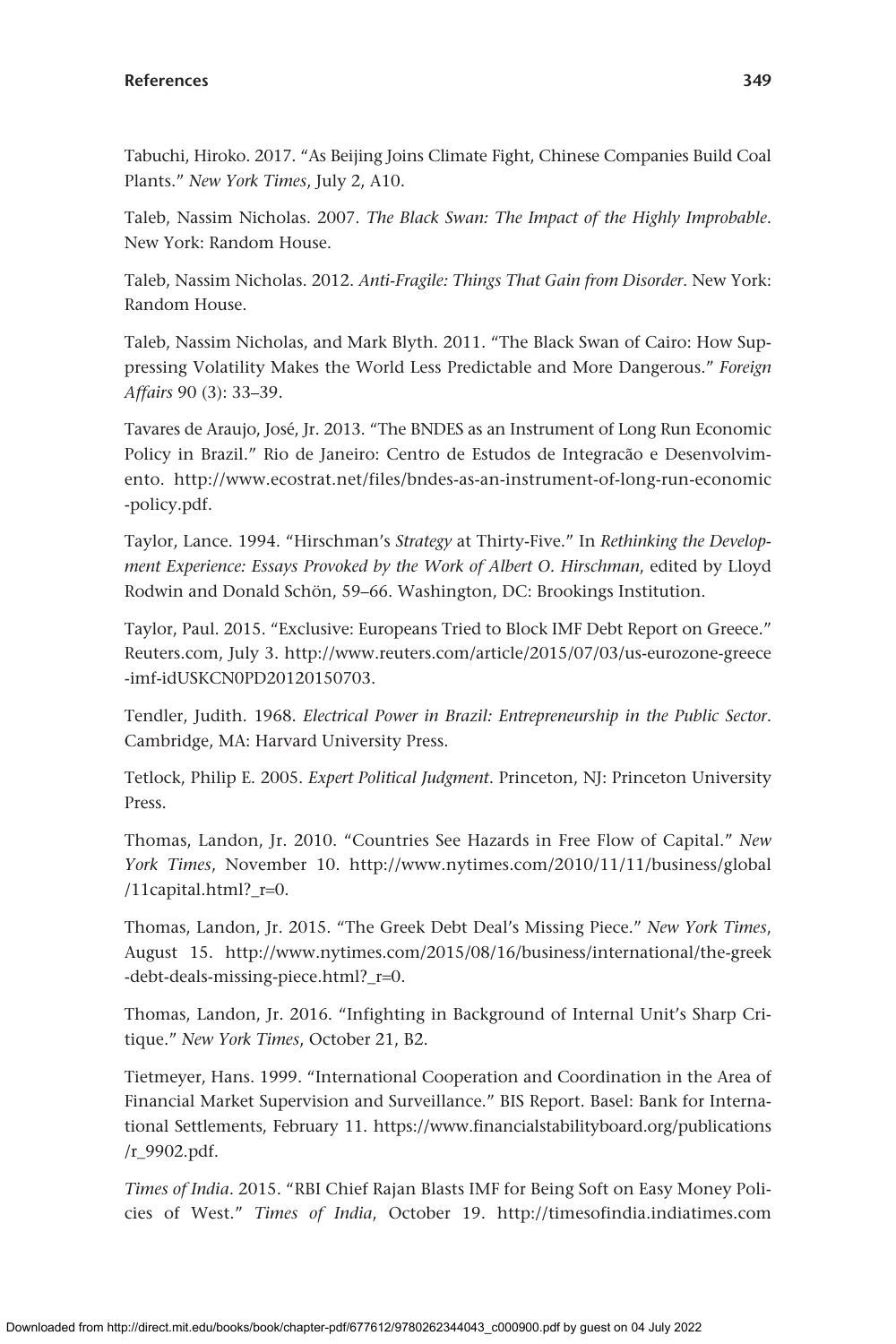Tabuchi, Hiroko. 2017. "As Beijing Joins Climate Fight, Chinese Companies Build Coal Plants." *New York Times*, July 2, A10.

Taleb, Nassim Nicholas. 2007. *The Black Swan: The Impact of the Highly Improbable*. New York: Random House.

Taleb, Nassim Nicholas. 2012. *Anti-Fragile: Things That Gain from Disorder*. New York: Random House.

Taleb, Nassim Nicholas, and Mark Blyth. 2011. "The Black Swan of Cairo: How Suppressing Volatility Makes the World Less Predictable and More Dangerous." *Foreign Affairs* 90 (3): 33–39.

Tavares de Araujo, José, Jr. 2013. "The BNDES as an Instrument of Long Run Economic Policy in Brazil." Rio de Janeiro: Centro de Estudos de Integracão e Desenvolvimento. http://www.ecostrat.net/files/bndes-as-an-instrument-of-long-run-economic-policy.pdf.

Taylor, Lance. 1994. "Hirschman's *Strategy* at Thirty-Five." In *Rethinking the Development Experience: Essays Provoked by the Work of Albert O. Hirschman*, edited by Lloyd Rodwin and Donald Schön, 59–66. Washington, DC: Brookings Institution.

Taylor, Paul. 2015. "Exclusive: Europeans Tried to Block IMF Debt Report on Greece." Reuters.com, July 3. http://www.reuters.com/article/2015/07/03/us-eurozone-greece-imf-idUSKCN0PD20120150703.

Tendler, Judith. 1968. *Electrical Power in Brazil: Entrepreneurship in the Public Sector*. Cambridge, MA: Harvard University Press.

Tetlock, Philip E. 2005. *Expert Political Judgment*. Princeton, NJ: Princeton University Press.

Thomas, Landon, Jr. 2010. "Countries See Hazards in Free Flow of Capital." *New York Times*, November 10. http://www.nytimes.com/2010/11/11/business/global/11capital.html?_r=0.

Thomas, Landon, Jr. 2015. "The Greek Debt Deal's Missing Piece." *New York Times*, August 15. http://www.nytimes.com/2015/08/16/business/international/the-greek-debt-deals-missing-piece.html?_r=0.

Thomas, Landon, Jr. 2016. "Infighting in Background of Internal Unit's Sharp Critique." *New York Times*, October 21, B2.

Tietmeyer, Hans. 1999. "International Cooperation and Coordination in the Area of Financial Market Supervision and Surveillance." BIS Report. Basel: Bank for International Settlements, February 11. https://www.financialstabilityboard.org/publications/r_9902.pdf.

*Times of India*. 2015. "RBI Chief Rajan Blasts IMF for Being Soft on Easy Money Policies of West." *Times of India*, October 19. http://timesofindia.indiatimes.com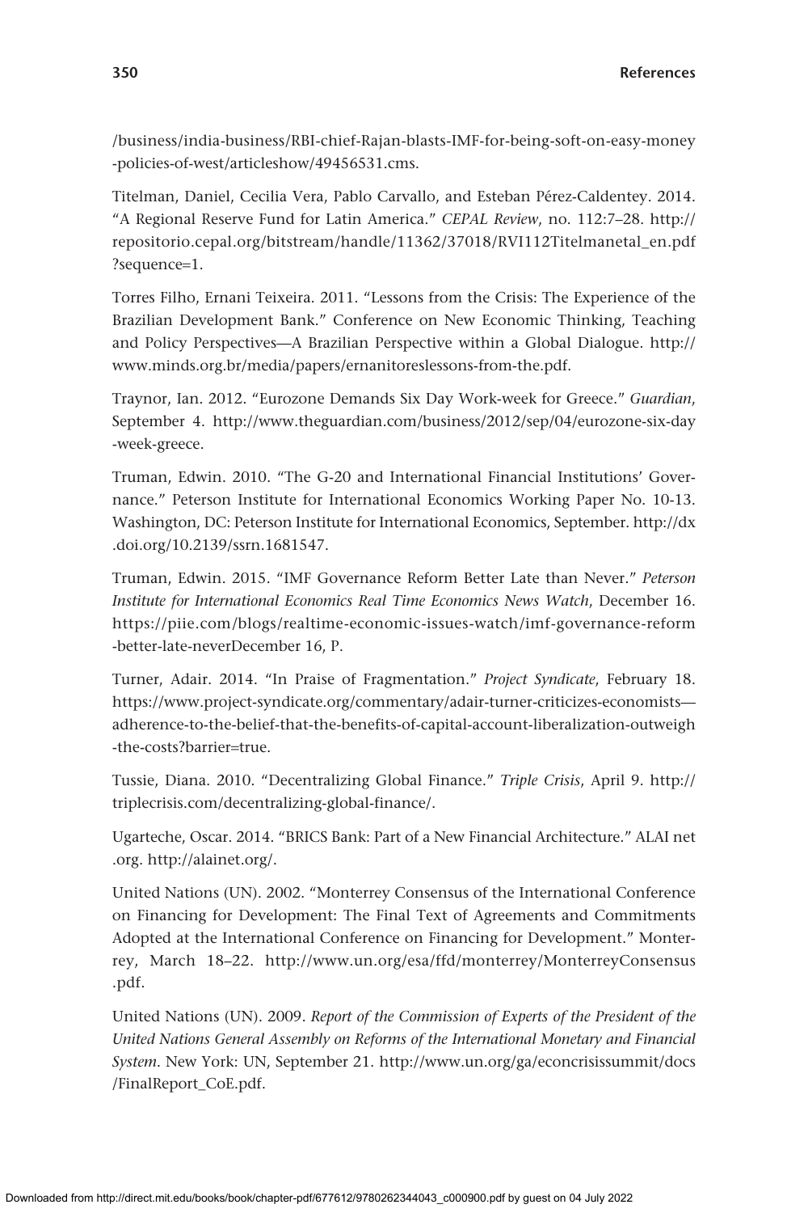/business/india-business/RBI-chief-Rajan-blasts-IMF-for-being-soft-on-easy-money-policies-of-west/articleshow/49456531.cms.

Titelman, Daniel, Cecilia Vera, Pablo Carvallo, and Esteban Pérez-Caldentey. 2014. "A Regional Reserve Fund for Latin America." *CEPAL Review*, no. 112:7–28. http://repositorio.cepal.org/bitstream/handle/11362/37018/RVI112Titelmanetal_en.pdf?sequence=1.

Torres Filho, Ernani Teixeira. 2011. "Lessons from the Crisis: The Experience of the Brazilian Development Bank." Conference on New Economic Thinking, Teaching and Policy Perspectives—A Brazilian Perspective within a Global Dialogue. http://www.minds.org.br/media/papers/ernanitoreslessons-from-the.pdf.

Traynor, Ian. 2012. "Eurozone Demands Six Day Work-week for Greece." *Guardian*, September 4. http://www.theguardian.com/business/2012/sep/04/eurozone-six-day-week-greece.

Truman, Edwin. 2010. "The G-20 and International Financial Institutions' Governance." Peterson Institute for International Economics Working Paper No. 10-13. Washington, DC: Peterson Institute for International Economics, September. http://dx.doi.org/10.2139/ssrn.1681547.

Truman, Edwin. 2015. "IMF Governance Reform Better Late than Never." *Peterson Institute for International Economics Real Time Economics News Watch*, December 16. https://piie.com/blogs/realtime-economic-issues-watch/imf-governance-reform-better-late-neverDecember 16, P.

Turner, Adair. 2014. "In Praise of Fragmentation." *Project Syndicate*, February 18. https://www.project-syndicate.org/commentary/adair-turner-criticizes-economists—adherence-to-the-belief-that-the-benefits-of-capital-account-liberalization-outweigh-the-costs?barrier=true.

Tussie, Diana. 2010. "Decentralizing Global Finance." *Triple Crisis*, April 9. http://triplecrisis.com/decentralizing-global-finance/.

Ugarteche, Oscar. 2014. "BRICS Bank: Part of a New Financial Architecture." ALAI net.org. http://alainet.org/.

United Nations (UN). 2002. "Monterrey Consensus of the International Conference on Financing for Development: The Final Text of Agreements and Commitments Adopted at the International Conference on Financing for Development." Monterrey, March 18–22. http://www.un.org/esa/ffd/monterrey/MonterreyConsensus.pdf.

United Nations (UN). 2009. *Report of the Commission of Experts of the President of the United Nations General Assembly on Reforms of the International Monetary and Financial System*. New York: UN, September 21. http://www.un.org/ga/econcrisissummit/docs/FinalReport_CoE.pdf.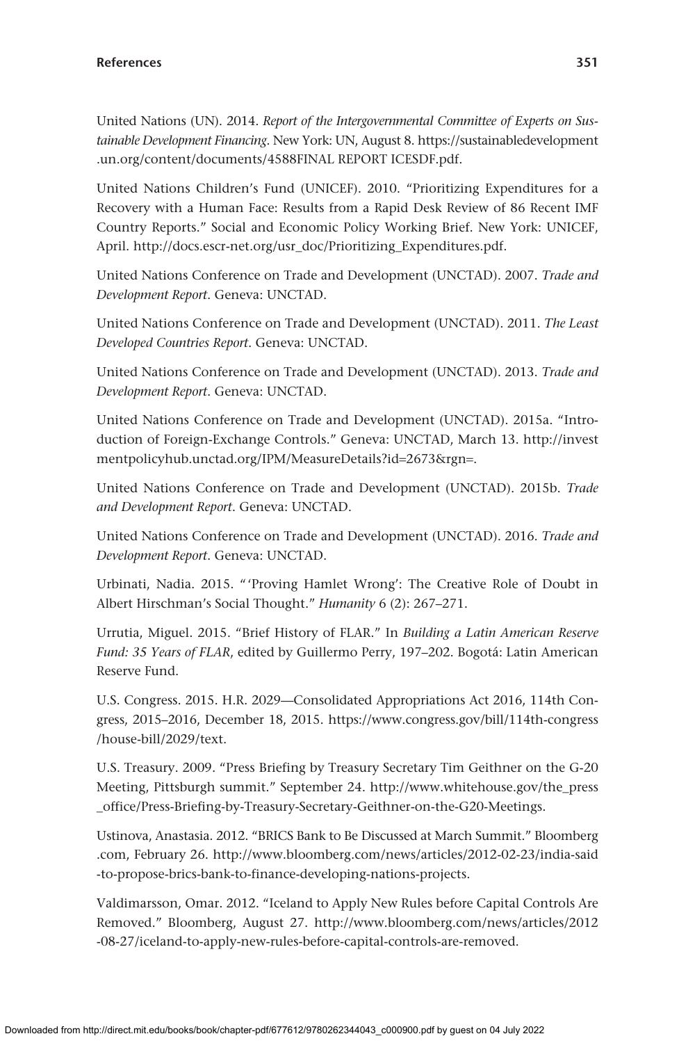United Nations (UN). 2014. *Report of the Intergovernmental Committee of Experts on Sustainable Development Financing*. New York: UN, August 8. https://sustainabledevelopment.un.org/content/documents/4588FINAL REPORT ICESDF.pdf.

United Nations Children's Fund (UNICEF). 2010. "Prioritizing Expenditures for a Recovery with a Human Face: Results from a Rapid Desk Review of 86 Recent IMF Country Reports." Social and Economic Policy Working Brief. New York: UNICEF, April. http://docs.escr-net.org/usr_doc/Prioritizing_Expenditures.pdf.

United Nations Conference on Trade and Development (UNCTAD). 2007. *Trade and Development Report*. Geneva: UNCTAD.

United Nations Conference on Trade and Development (UNCTAD). 2011. *The Least Developed Countries Report*. Geneva: UNCTAD.

United Nations Conference on Trade and Development (UNCTAD). 2013. *Trade and Development Report*. Geneva: UNCTAD.

United Nations Conference on Trade and Development (UNCTAD). 2015a. "Introduction of Foreign-Exchange Controls." Geneva: UNCTAD, March 13. http://investmentpolicyhub.unctad.org/IPM/MeasureDetails?id=2673&rgn=.

United Nations Conference on Trade and Development (UNCTAD). 2015b. *Trade and Development Report*. Geneva: UNCTAD.

United Nations Conference on Trade and Development (UNCTAD). 2016. *Trade and Development Report*. Geneva: UNCTAD.

Urbinati, Nadia. 2015. "'Proving Hamlet Wrong': The Creative Role of Doubt in Albert Hirschman's Social Thought." *Humanity* 6 (2): 267–271.

Urrutia, Miguel. 2015. "Brief History of FLAR." In *Building a Latin American Reserve Fund: 35 Years of FLAR*, edited by Guillermo Perry, 197–202. Bogotá: Latin American Reserve Fund.

U.S. Congress. 2015. H.R. 2029—Consolidated Appropriations Act 2016, 114th Congress, 2015–2016, December 18, 2015. https://www.congress.gov/bill/114th-congress/house-bill/2029/text.

U.S. Treasury. 2009. "Press Briefing by Treasury Secretary Tim Geithner on the G-20 Meeting, Pittsburgh summit." September 24. http://www.whitehouse.gov/the_press_office/Press-Briefing-by-Treasury-Secretary-Geithner-on-the-G20-Meetings.

Ustinova, Anastasia. 2012. "BRICS Bank to Be Discussed at March Summit." Bloomberg.com, February 26. http://www.bloomberg.com/news/articles/2012-02-23/india-said-to-propose-brics-bank-to-finance-developing-nations-projects.

Valdimarsson, Omar. 2012. "Iceland to Apply New Rules before Capital Controls Are Removed." Bloomberg, August 27. http://www.bloomberg.com/news/articles/2012-08-27/iceland-to-apply-new-rules-before-capital-controls-are-removed.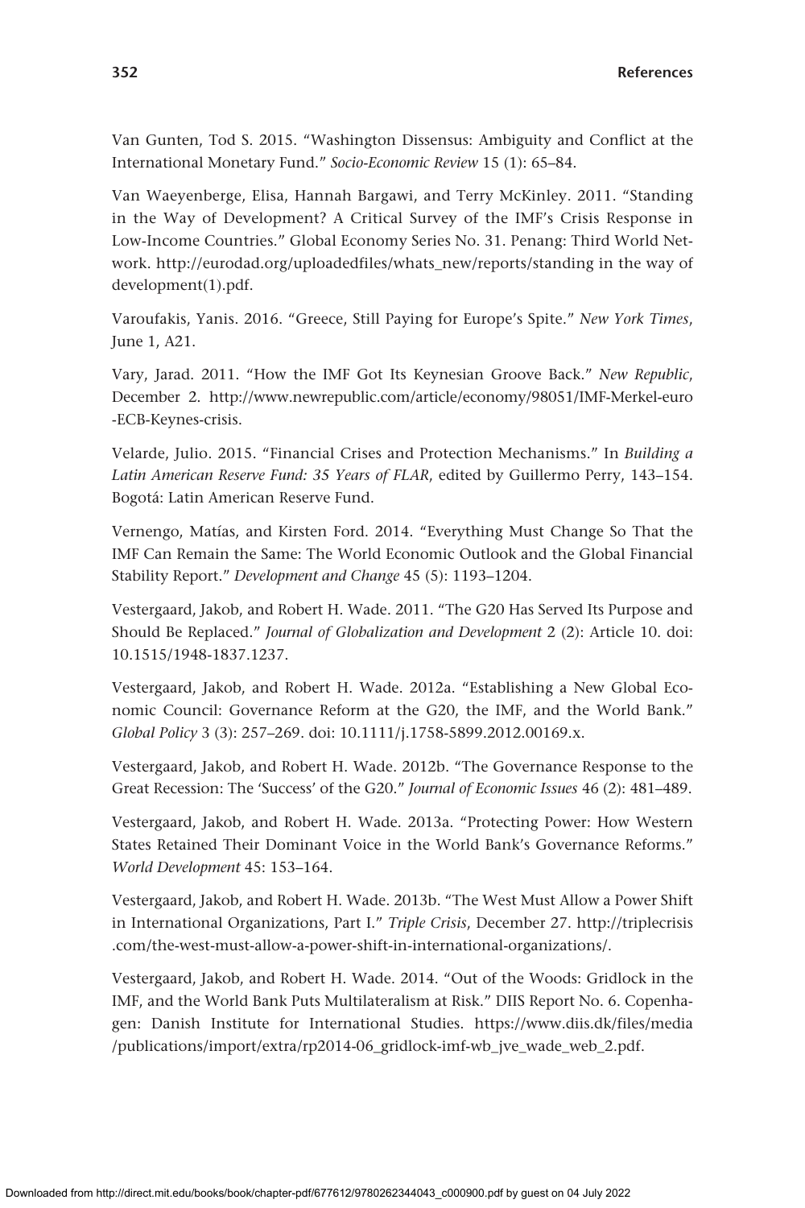Van Gunten, Tod S. 2015. "Washington Dissensus: Ambiguity and Conflict at the International Monetary Fund." *Socio-Economic Review* 15 (1): 65–84.

Van Waeyenberge, Elisa, Hannah Bargawi, and Terry McKinley. 2011. "Standing in the Way of Development? A Critical Survey of the IMF's Crisis Response in Low-Income Countries." Global Economy Series No. 31. Penang: Third World Network. http://eurodad.org/uploadedfiles/whats_new/reports/standing in the way of development(1).pdf.

Varoufakis, Yanis. 2016. "Greece, Still Paying for Europe's Spite." *New York Times*, June 1, A21.

Vary, Jarad. 2011. "How the IMF Got Its Keynesian Groove Back." *New Republic*, December 2. http://www.newrepublic.com/article/economy/98051/IMF-Merkel-euro-ECB-Keynes-crisis.

Velarde, Julio. 2015. "Financial Crises and Protection Mechanisms." In *Building a Latin American Reserve Fund: 35 Years of FLAR*, edited by Guillermo Perry, 143–154. Bogotá: Latin American Reserve Fund.

Vernengo, Matías, and Kirsten Ford. 2014. "Everything Must Change So That the IMF Can Remain the Same: The World Economic Outlook and the Global Financial Stability Report." *Development and Change* 45 (5): 1193–1204.

Vestergaard, Jakob, and Robert H. Wade. 2011. "The G20 Has Served Its Purpose and Should Be Replaced." *Journal of Globalization and Development* 2 (2): Article 10. doi: 10.1515/1948-1837.1237.

Vestergaard, Jakob, and Robert H. Wade. 2012a. "Establishing a New Global Economic Council: Governance Reform at the G20, the IMF, and the World Bank." *Global Policy* 3 (3): 257–269. doi: 10.1111/j.1758-5899.2012.00169.x.

Vestergaard, Jakob, and Robert H. Wade. 2012b. "The Governance Response to the Great Recession: The 'Success' of the G20." *Journal of Economic Issues* 46 (2): 481–489.

Vestergaard, Jakob, and Robert H. Wade. 2013a. "Protecting Power: How Western States Retained Their Dominant Voice in the World Bank's Governance Reforms." *World Development* 45: 153–164.

Vestergaard, Jakob, and Robert H. Wade. 2013b. "The West Must Allow a Power Shift in International Organizations, Part I." *Triple Crisis*, December 27. http://triplecrisis.com/the-west-must-allow-a-power-shift-in-international-organizations/.

Vestergaard, Jakob, and Robert H. Wade. 2014. "Out of the Woods: Gridlock in the IMF, and the World Bank Puts Multilateralism at Risk." DIIS Report No. 6. Copenhagen: Danish Institute for International Studies. https://www.diis.dk/files/media/publications/import/extra/rp2014-06_gridlock-imf-wb_jve_wade_web_2.pdf.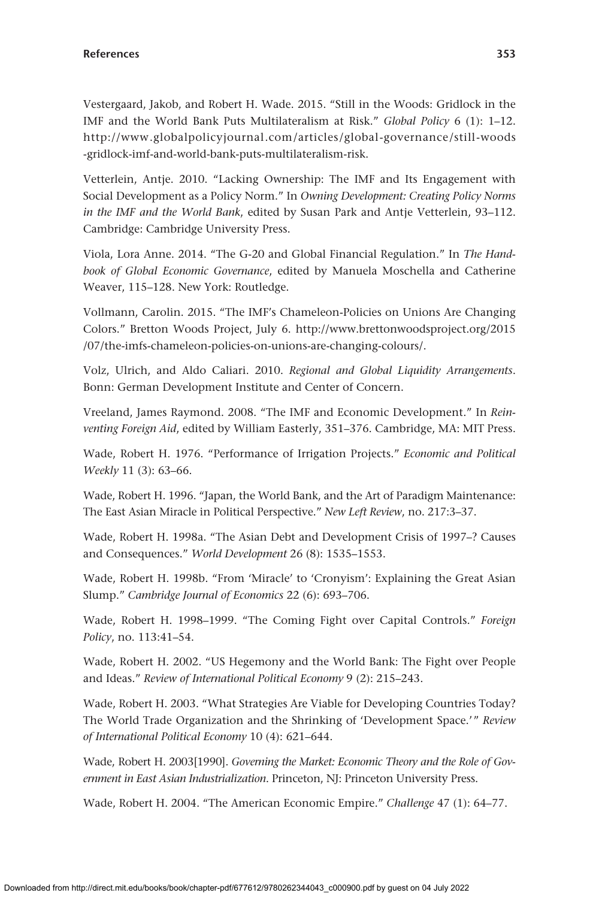Vestergaard, Jakob, and Robert H. Wade. 2015. "Still in the Woods: Gridlock in the IMF and the World Bank Puts Multilateralism at Risk." *Global Policy* 6 (1): 1–12. http://www.globalpolicyjournal.com/articles/global-governance/still-woods-gridlock-imf-and-world-bank-puts-multilateralism-risk.

Vetterlein, Antje. 2010. "Lacking Ownership: The IMF and Its Engagement with Social Development as a Policy Norm." In *Owning Development: Creating Policy Norms in the IMF and the World Bank*, edited by Susan Park and Antje Vetterlein, 93–112. Cambridge: Cambridge University Press.

Viola, Lora Anne. 2014. "The G-20 and Global Financial Regulation." In *The Handbook of Global Economic Governance*, edited by Manuela Moschella and Catherine Weaver, 115–128. New York: Routledge.

Vollmann, Carolin. 2015. "The IMF's Chameleon-Policies on Unions Are Changing Colors." Bretton Woods Project, July 6. http://www.brettonwoodsproject.org/2015/07/the-imfs-chameleon-policies-on-unions-are-changing-colours/.

Volz, Ulrich, and Aldo Caliari. 2010. *Regional and Global Liquidity Arrangements*. Bonn: German Development Institute and Center of Concern.

Vreeland, James Raymond. 2008. "The IMF and Economic Development." In *Reinventing Foreign Aid*, edited by William Easterly, 351–376. Cambridge, MA: MIT Press.

Wade, Robert H. 1976. "Performance of Irrigation Projects." *Economic and Political Weekly* 11 (3): 63–66.

Wade, Robert H. 1996. "Japan, the World Bank, and the Art of Paradigm Maintenance: The East Asian Miracle in Political Perspective." *New Left Review*, no. 217:3–37.

Wade, Robert H. 1998a. "The Asian Debt and Development Crisis of 1997–? Causes and Consequences." *World Development* 26 (8): 1535–1553.

Wade, Robert H. 1998b. "From 'Miracle' to 'Cronyism': Explaining the Great Asian Slump." *Cambridge Journal of Economics* 22 (6): 693–706.

Wade, Robert H. 1998–1999. "The Coming Fight over Capital Controls." *Foreign Policy*, no. 113:41–54.

Wade, Robert H. 2002. "US Hegemony and the World Bank: The Fight over People and Ideas." *Review of International Political Economy* 9 (2): 215–243.

Wade, Robert H. 2003. "What Strategies Are Viable for Developing Countries Today? The World Trade Organization and the Shrinking of 'Development Space.'" *Review of International Political Economy* 10 (4): 621–644.

Wade, Robert H. 2003[1990]. *Governing the Market: Economic Theory and the Role of Government in East Asian Industrialization*. Princeton, NJ: Princeton University Press.

Wade, Robert H. 2004. "The American Economic Empire." *Challenge* 47 (1): 64–77.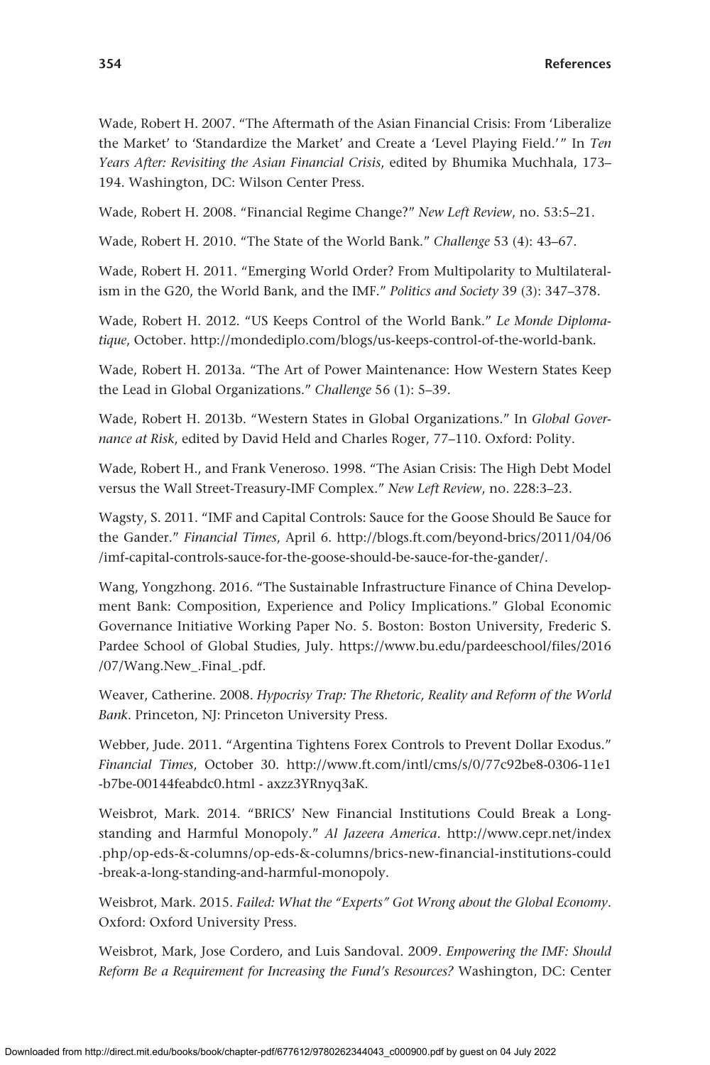Wade, Robert H. 2007. "The Aftermath of the Asian Financial Crisis: From 'Liberalize the Market' to 'Standardize the Market' and Create a 'Level Playing Field.'" In *Ten Years After: Revisiting the Asian Financial Crisis*, edited by Bhumika Muchhala, 173–194. Washington, DC: Wilson Center Press.

Wade, Robert H. 2008. "Financial Regime Change?" *New Left Review*, no. 53:5–21.

Wade, Robert H. 2010. "The State of the World Bank." *Challenge* 53 (4): 43–67.

Wade, Robert H. 2011. "Emerging World Order? From Multipolarity to Multilateralism in the G20, the World Bank, and the IMF." *Politics and Society* 39 (3): 347–378.

Wade, Robert H. 2012. "US Keeps Control of the World Bank." *Le Monde Diplomatique*, October. http://mondediplo.com/blogs/us-keeps-control-of-the-world-bank.

Wade, Robert H. 2013a. "The Art of Power Maintenance: How Western States Keep the Lead in Global Organizations." *Challenge* 56 (1): 5–39.

Wade, Robert H. 2013b. "Western States in Global Organizations." In *Global Governance at Risk*, edited by David Held and Charles Roger, 77–110. Oxford: Polity.

Wade, Robert H., and Frank Veneroso. 1998. "The Asian Crisis: The High Debt Model versus the Wall Street-Treasury-IMF Complex." *New Left Review*, no. 228:3–23.

Wagsty, S. 2011. "IMF and Capital Controls: Sauce for the Goose Should Be Sauce for the Gander." *Financial Times*, April 6. http://blogs.ft.com/beyond-brics/2011/04/06/imf-capital-controls-sauce-for-the-goose-should-be-sauce-for-the-gander/.

Wang, Yongzhong. 2016. "The Sustainable Infrastructure Finance of China Development Bank: Composition, Experience and Policy Implications." Global Economic Governance Initiative Working Paper No. 5. Boston: Boston University, Frederic S. Pardee School of Global Studies, July. https://www.bu.edu/pardeeschool/files/2016/07/Wang.New_.Final_.pdf.

Weaver, Catherine. 2008. *Hypocrisy Trap: The Rhetoric, Reality and Reform of the World Bank*. Princeton, NJ: Princeton University Press.

Webber, Jude. 2011. "Argentina Tightens Forex Controls to Prevent Dollar Exodus." *Financial Times*, October 30. http://www.ft.com/intl/cms/s/0/77c92be8-0306-11e1-b7be-00144feabdc0.html - axzz3YRnyq3aK.

Weisbrot, Mark. 2014. "BRICS' New Financial Institutions Could Break a Long-standing and Harmful Monopoly." *Al Jazeera America*. http://www.cepr.net/index.php/op-eds-&-columns/op-eds-&-columns/brics-new-financial-institutions-could-break-a-long-standing-and-harmful-monopoly.

Weisbrot, Mark. 2015. *Failed: What the "Experts" Got Wrong about the Global Economy*. Oxford: Oxford University Press.

Weisbrot, Mark, Jose Cordero, and Luis Sandoval. 2009. *Empowering the IMF: Should Reform Be a Requirement for Increasing the Fund's Resources?* Washington, DC: Center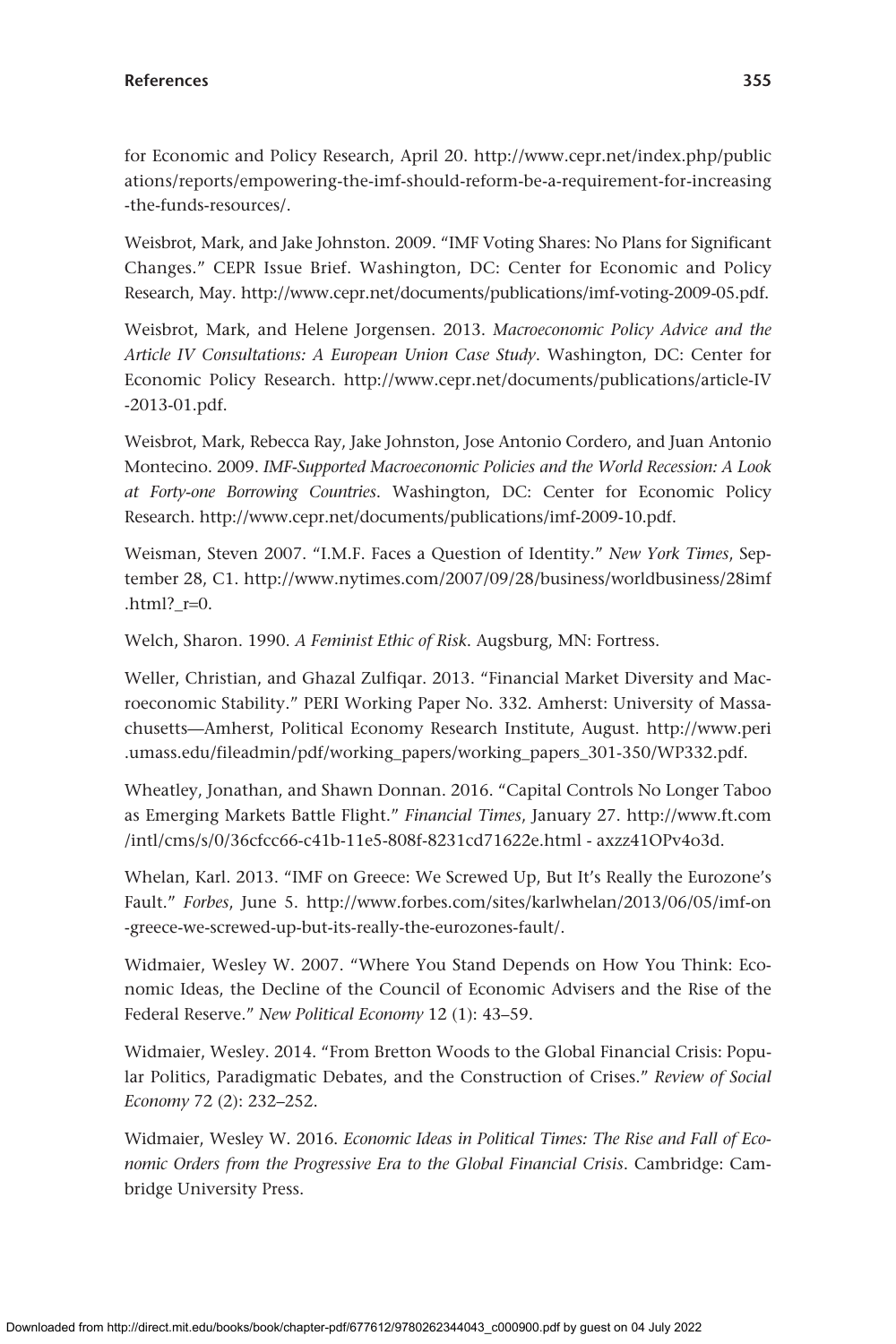for Economic and Policy Research, April 20. http://www.cepr.net/index.php/publications/reports/empowering-the-imf-should-reform-be-a-requirement-for-increasing-the-funds-resources/.

Weisbrot, Mark, and Jake Johnston. 2009. "IMF Voting Shares: No Plans for Significant Changes." CEPR Issue Brief. Washington, DC: Center for Economic and Policy Research, May. http://www.cepr.net/documents/publications/imf-voting-2009-05.pdf.

Weisbrot, Mark, and Helene Jorgensen. 2013. *Macroeconomic Policy Advice and the Article IV Consultations: A European Union Case Study*. Washington, DC: Center for Economic Policy Research. http://www.cepr.net/documents/publications/article-IV-2013-01.pdf.

Weisbrot, Mark, Rebecca Ray, Jake Johnston, Jose Antonio Cordero, and Juan Antonio Montecino. 2009. *IMF-Supported Macroeconomic Policies and the World Recession: A Look at Forty-one Borrowing Countries*. Washington, DC: Center for Economic Policy Research. http://www.cepr.net/documents/publications/imf-2009-10.pdf.

Weisman, Steven 2007. "I.M.F. Faces a Question of Identity." *New York Times*, September 28, C1. http://www.nytimes.com/2007/09/28/business/worldbusiness/28imf.html?_r=0.

Welch, Sharon. 1990. *A Feminist Ethic of Risk*. Augsburg, MN: Fortress.

Weller, Christian, and Ghazal Zulfiqar. 2013. "Financial Market Diversity and Macroeconomic Stability." PERI Working Paper No. 332. Amherst: University of Massachusetts—Amherst, Political Economy Research Institute, August. http://www.peri.umass.edu/fileadmin/pdf/working_papers/working_papers_301-350/WP332.pdf.

Wheatley, Jonathan, and Shawn Donnan. 2016. "Capital Controls No Longer Taboo as Emerging Markets Battle Flight." *Financial Times*, January 27. http://www.ft.com/intl/cms/s/0/36cfcc66-c41b-11e5-808f-8231cd71622e.html - axzz41OPv4o3d.

Whelan, Karl. 2013. "IMF on Greece: We Screwed Up, But It's Really the Eurozone's Fault." *Forbes*, June 5. http://www.forbes.com/sites/karlwhelan/2013/06/05/imf-on-greece-we-screwed-up-but-its-really-the-eurozones-fault/.

Widmaier, Wesley W. 2007. "Where You Stand Depends on How You Think: Economic Ideas, the Decline of the Council of Economic Advisers and the Rise of the Federal Reserve." *New Political Economy* 12 (1): 43–59.

Widmaier, Wesley. 2014. "From Bretton Woods to the Global Financial Crisis: Popular Politics, Paradigmatic Debates, and the Construction of Crises." *Review of Social Economy* 72 (2): 232–252.

Widmaier, Wesley W. 2016. *Economic Ideas in Political Times: The Rise and Fall of Economic Orders from the Progressive Era to the Global Financial Crisis*. Cambridge: Cambridge University Press.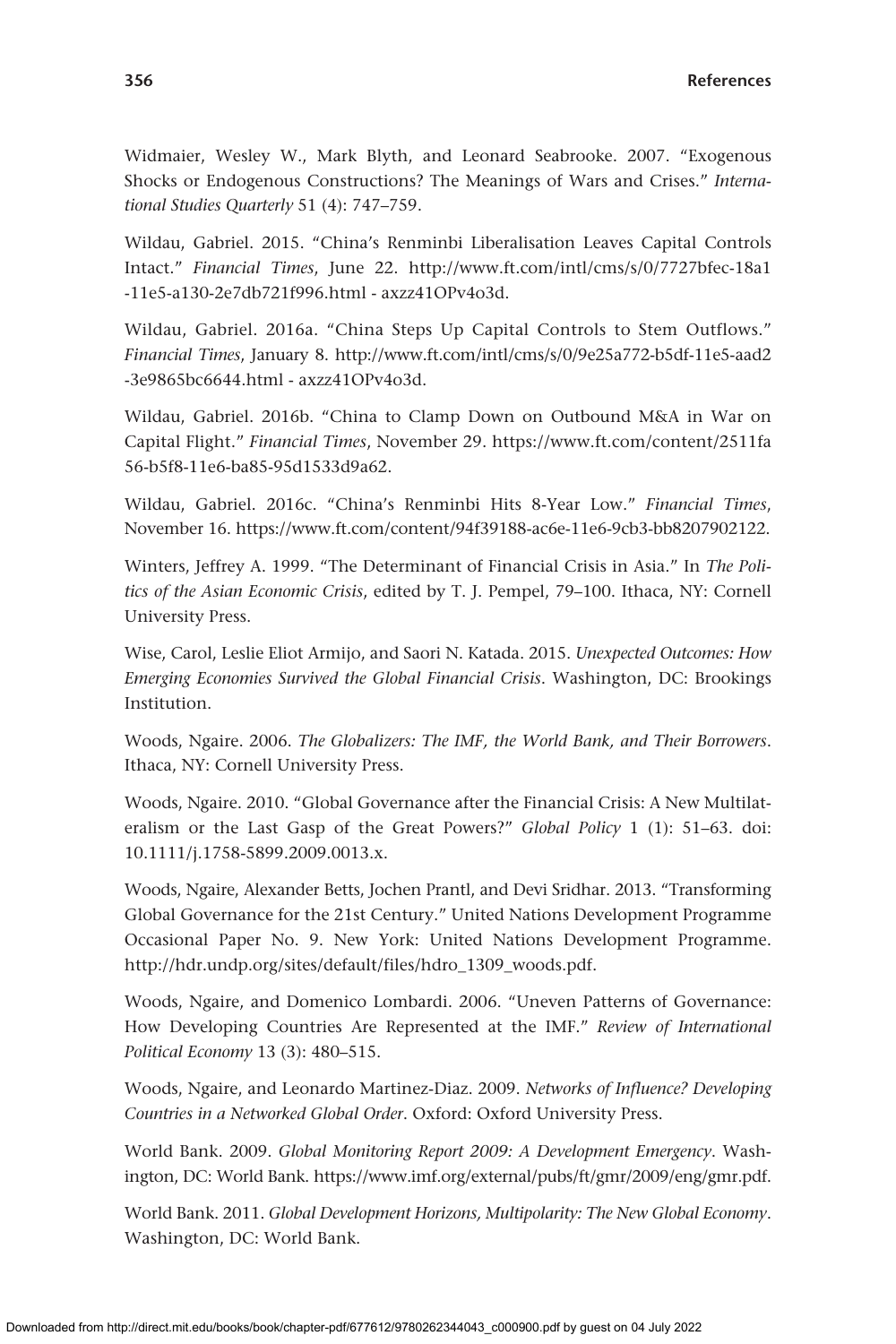Widmaier, Wesley W., Mark Blyth, and Leonard Seabrooke. 2007. "Exogenous Shocks or Endogenous Constructions? The Meanings of Wars and Crises." *International Studies Quarterly* 51 (4): 747–759.

Wildau, Gabriel. 2015. "China's Renminbi Liberalisation Leaves Capital Controls Intact." *Financial Times*, June 22. http://www.ft.com/intl/cms/s/0/7727bfec-18a1-11e5-a130-2e7db721f996.html - axzz41OPv4o3d.

Wildau, Gabriel. 2016a. "China Steps Up Capital Controls to Stem Outflows." *Financial Times*, January 8. http://www.ft.com/intl/cms/s/0/9e25a772-b5df-11e5-aad2-3e9865bc6644.html - axzz41OPv4o3d.

Wildau, Gabriel. 2016b. "China to Clamp Down on Outbound M&A in War on Capital Flight." *Financial Times*, November 29. https://www.ft.com/content/2511fa56-b5f8-11e6-ba85-95d1533d9a62.

Wildau, Gabriel. 2016c. "China's Renminbi Hits 8-Year Low." *Financial Times*, November 16. https://www.ft.com/content/94f39188-ac6e-11e6-9cb3-bb8207902122.

Winters, Jeffrey A. 1999. "The Determinant of Financial Crisis in Asia." In *The Politics of the Asian Economic Crisis*, edited by T. J. Pempel, 79–100. Ithaca, NY: Cornell University Press.

Wise, Carol, Leslie Eliot Armijo, and Saori N. Katada. 2015. *Unexpected Outcomes: How Emerging Economies Survived the Global Financial Crisis*. Washington, DC: Brookings Institution.

Woods, Ngaire. 2006. *The Globalizers: The IMF, the World Bank, and Their Borrowers*. Ithaca, NY: Cornell University Press.

Woods, Ngaire. 2010. "Global Governance after the Financial Crisis: A New Multilateralism or the Last Gasp of the Great Powers?" *Global Policy* 1 (1): 51–63. doi: 10.1111/j.1758-5899.2009.0013.x.

Woods, Ngaire, Alexander Betts, Jochen Prantl, and Devi Sridhar. 2013. "Transforming Global Governance for the 21st Century." United Nations Development Programme Occasional Paper No. 9. New York: United Nations Development Programme. http://hdr.undp.org/sites/default/files/hdro_1309_woods.pdf.

Woods, Ngaire, and Domenico Lombardi. 2006. "Uneven Patterns of Governance: How Developing Countries Are Represented at the IMF." *Review of International Political Economy* 13 (3): 480–515.

Woods, Ngaire, and Leonardo Martinez-Diaz. 2009. *Networks of Influence? Developing Countries in a Networked Global Order*. Oxford: Oxford University Press.

World Bank. 2009. *Global Monitoring Report 2009: A Development Emergency*. Washington, DC: World Bank. https://www.imf.org/external/pubs/ft/gmr/2009/eng/gmr.pdf.

World Bank. 2011. *Global Development Horizons, Multipolarity: The New Global Economy*. Washington, DC: World Bank.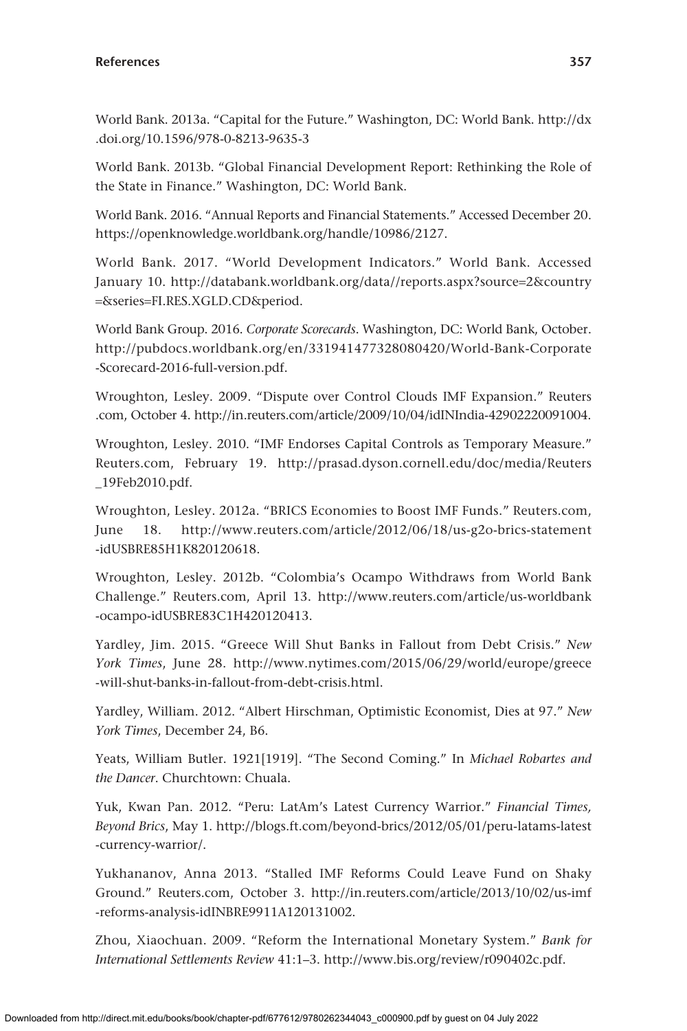World Bank. 2013a. "Capital for the Future." Washington, DC: World Bank. http://dx.doi.org/10.1596/978-0-8213-9635-3

World Bank. 2013b. "Global Financial Development Report: Rethinking the Role of the State in Finance." Washington, DC: World Bank.

World Bank. 2016. "Annual Reports and Financial Statements." Accessed December 20. https://openknowledge.worldbank.org/handle/10986/2127.

World Bank. 2017. "World Development Indicators." World Bank. Accessed January 10. http://databank.worldbank.org/data//reports.aspx?source=2&country=&series=FI.RES.XGLD.CD&period.

World Bank Group. 2016. *Corporate Scorecards*. Washington, DC: World Bank, October. http://pubdocs.worldbank.org/en/331941477328080420/World-Bank-Corporate-Scorecard-2016-full-version.pdf.

Wroughton, Lesley. 2009. "Dispute over Control Clouds IMF Expansion." Reuters.com, October 4. http://in.reuters.com/article/2009/10/04/idINIndia-42902220091004.

Wroughton, Lesley. 2010. "IMF Endorses Capital Controls as Temporary Measure." Reuters.com, February 19. http://prasad.dyson.cornell.edu/doc/media/Reuters_19Feb2010.pdf.

Wroughton, Lesley. 2012a. "BRICS Economies to Boost IMF Funds." Reuters.com, June 18. http://www.reuters.com/article/2012/06/18/us-g2o-brics-statement-idUSBRE85H1K820120618.

Wroughton, Lesley. 2012b. "Colombia's Ocampo Withdraws from World Bank Challenge." Reuters.com, April 13. http://www.reuters.com/article/us-worldbank-ocampo-idUSBRE83C1H420120413.

Yardley, Jim. 2015. "Greece Will Shut Banks in Fallout from Debt Crisis." *New York Times*, June 28. http://www.nytimes.com/2015/06/29/world/europe/greece-will-shut-banks-in-fallout-from-debt-crisis.html.

Yardley, William. 2012. "Albert Hirschman, Optimistic Economist, Dies at 97." *New York Times*, December 24, B6.

Yeats, William Butler. 1921[1919]. "The Second Coming." In *Michael Robartes and the Dancer*. Churchtown: Chuala.

Yuk, Kwan Pan. 2012. "Peru: LatAm's Latest Currency Warrior." *Financial Times, Beyond Brics*, May 1. http://blogs.ft.com/beyond-brics/2012/05/01/peru-latams-latest-currency-warrior/.

Yukhananov, Anna 2013. "Stalled IMF Reforms Could Leave Fund on Shaky Ground." Reuters.com, October 3. http://in.reuters.com/article/2013/10/02/us-imf-reforms-analysis-idINBRE9911A120131002.

Zhou, Xiaochuan. 2009. "Reform the International Monetary System." *Bank for International Settlements Review* 41:1–3. http://www.bis.org/review/r090402c.pdf.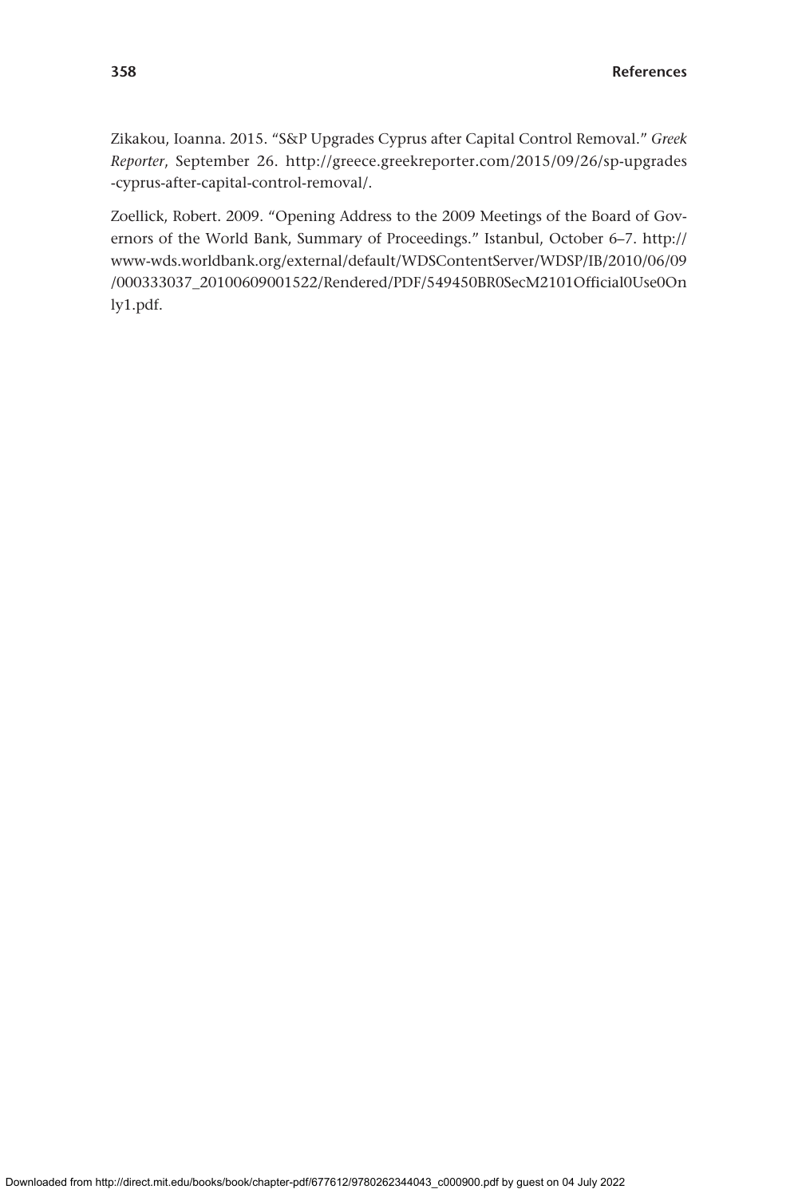Zikakou, Ioanna. 2015. "S&P Upgrades Cyprus after Capital Control Removal." *Greek Reporter*, September 26. http://greece.greekreporter.com/2015/09/26/sp-upgrades-cyprus-after-capital-control-removal/.

Zoellick, Robert. 2009. "Opening Address to the 2009 Meetings of the Board of Governors of the World Bank, Summary of Proceedings." Istanbul, October 6–7. http://www-wds.worldbank.org/external/default/WDSContentServer/WDSP/IB/2010/06/09/000333037_20100609001522/Rendered/PDF/549450BR0SecM2101Official0Use0Only1.pdf.